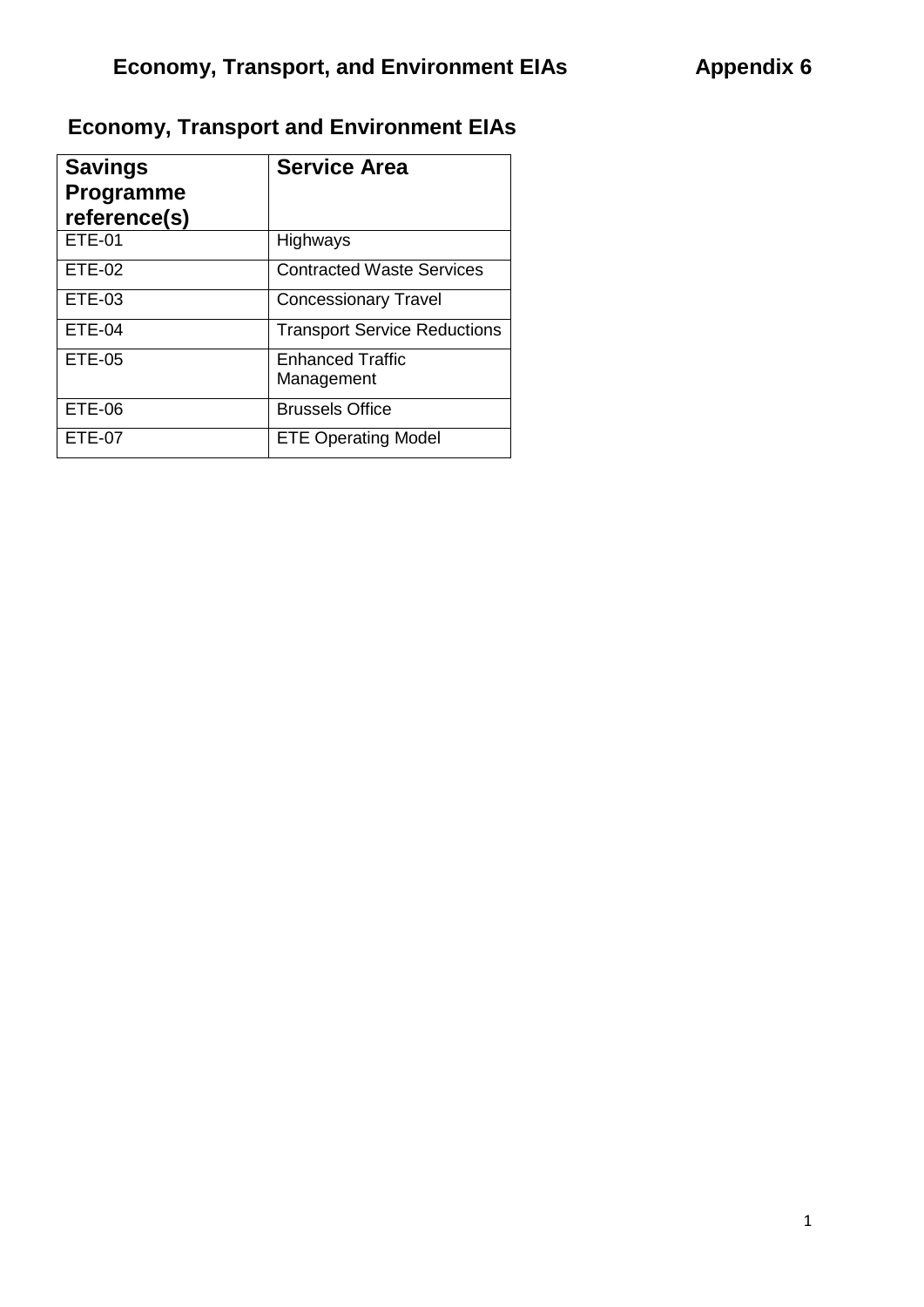# Economy, Transport, and Environment EIAs

**Appendix 6**

## Economy, Transport and Environment EIAs

| Savings Programme reference(s) | Service Area |
|---|---|
| ETE-01 | Highways |
| ETE-02 | Contracted Waste Services |
| ETE-03 | Concessionary Travel |
| ETE-04 | Transport Service Reductions |
| ETE-05 | Enhanced Traffic Management |
| ETE-06 | Brussels Office |
| ETE-07 | ETE Operating Model |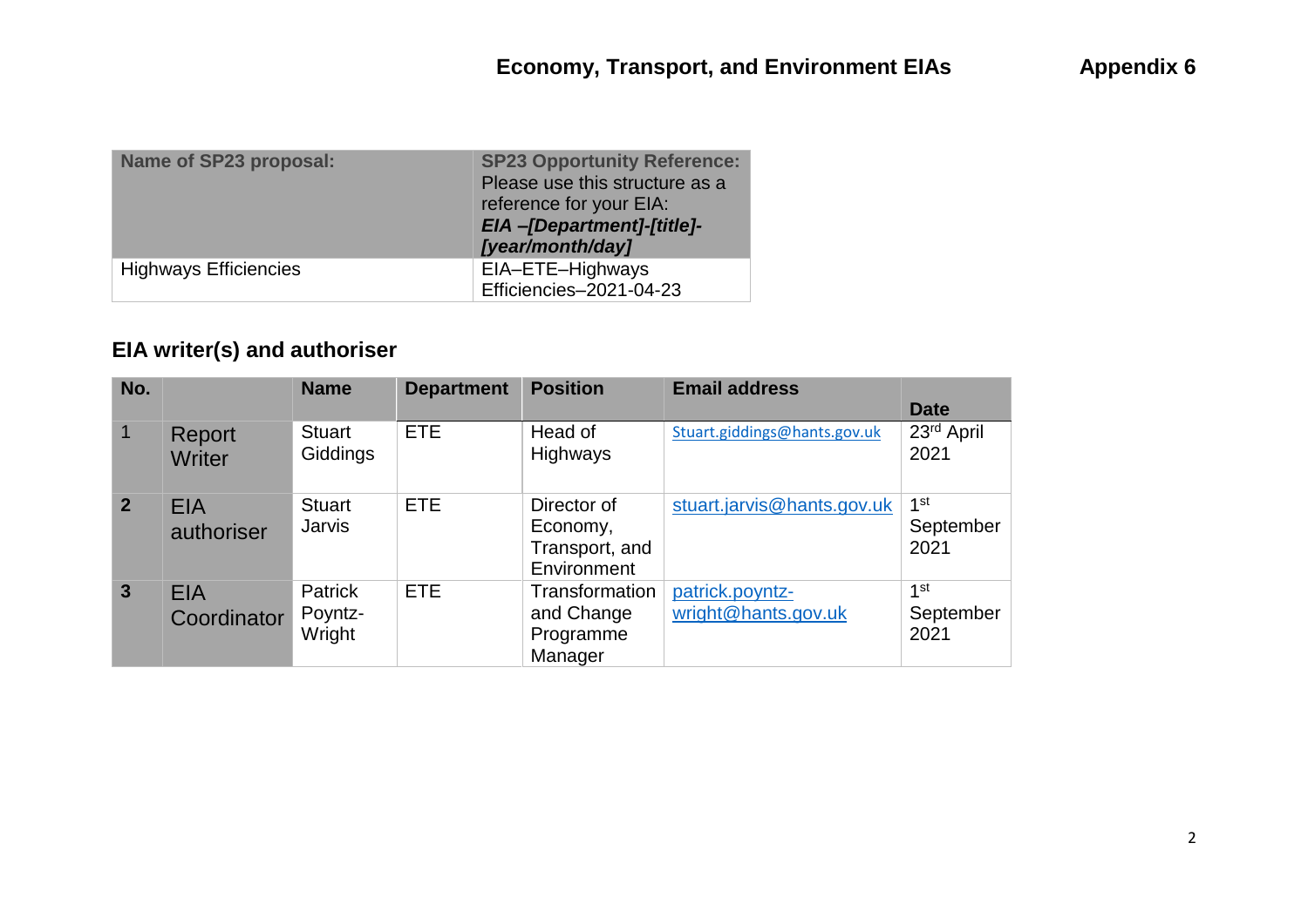| Name of SP23 proposal: | **SP23 Opportunity Reference:** Please use this structure as a reference for your EIA: ***EIA –[Department]-[title]-[year/month/day]*** |
|---|---|
| Highways Efficiencies | EIA–ETE–Highways Efficiencies–2021-04-23 |

## EIA writer(s) and authoriser

| No. | | Name | Department | Position | Email address | Date |
|---|---|---|---|---|---|---|
| 1 | Report Writer | Stuart Giddings | ETE | Head of Highways | Stuart.giddings@hants.gov.uk | 23rd April 2021 |
| **2** | EIA authoriser | Stuart Jarvis | ETE | Director of Economy, Transport, and Environment | stuart.jarvis@hants.gov.uk | 1st September 2021 |
| **3** | EIA Coordinator | Patrick Poyntz-Wright | ETE | Transformation and Change Programme Manager | patrick.poyntz-wright@hants.gov.uk | 1st September 2021 |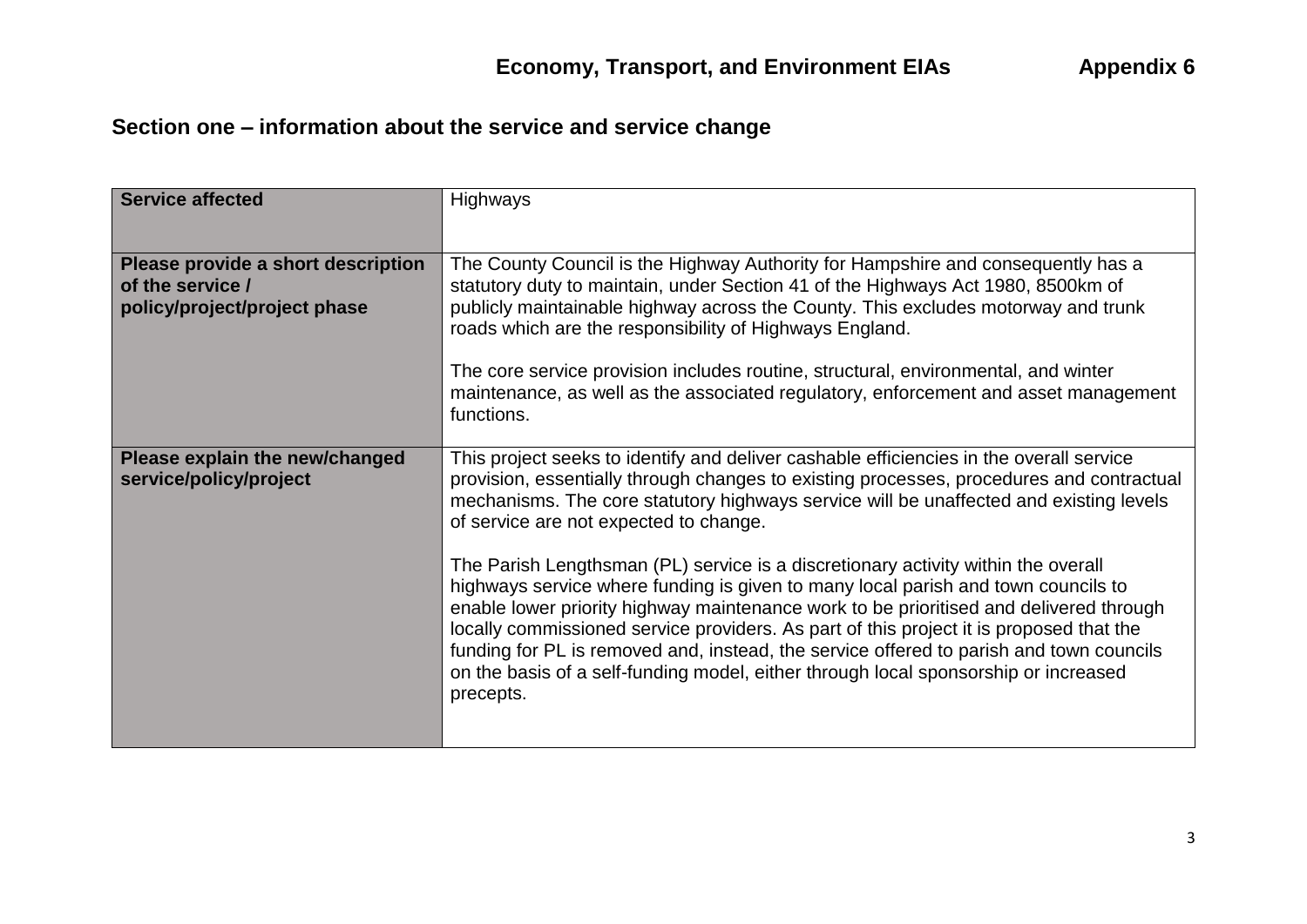## Section one – information about the service and service change

| | |
|---|---|
| **Service affected** | Highways |
| **Please provide a short description of the service / policy/project/project phase** | The County Council is the Highway Authority for Hampshire and consequently has a statutory duty to maintain, under Section 41 of the Highways Act 1980, 8500km of publicly maintainable highway across the County. This excludes motorway and trunk roads which are the responsibility of Highways England.<br><br>The core service provision includes routine, structural, environmental, and winter maintenance, as well as the associated regulatory, enforcement and asset management functions. |
| **Please explain the new/changed service/policy/project** | This project seeks to identify and deliver cashable efficiencies in the overall service provision, essentially through changes to existing processes, procedures and contractual mechanisms. The core statutory highways service will be unaffected and existing levels of service are not expected to change.<br><br>The Parish Lengthsman (PL) service is a discretionary activity within the overall highways service where funding is given to many local parish and town councils to enable lower priority highway maintenance work to be prioritised and delivered through locally commissioned service providers. As part of this project it is proposed that the funding for PL is removed and, instead, the service offered to parish and town councils on the basis of a self-funding model, either through local sponsorship or increased precepts. |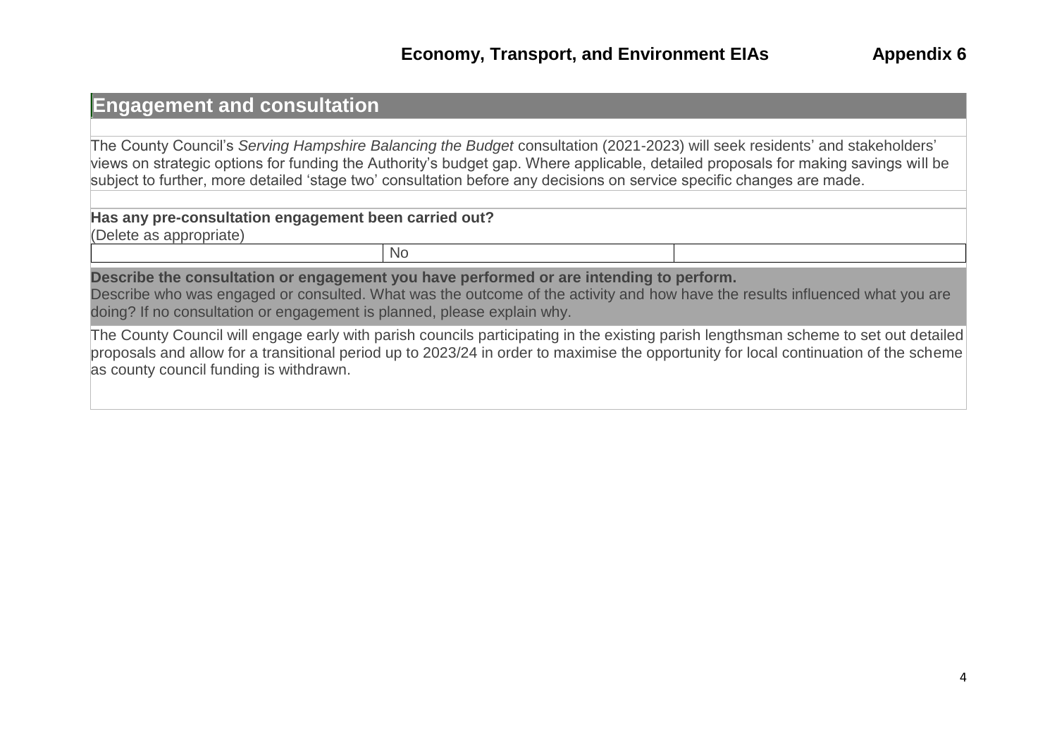## Engagement and consultation

The County Council's *Serving Hampshire Balancing the Budget* consultation (2021-2023) will seek residents' and stakeholders' views on strategic options for funding the Authority's budget gap. Where applicable, detailed proposals for making savings will be subject to further, more detailed 'stage two' consultation before any decisions on service specific changes are made.

**Has any pre-consultation engagement been carried out?**
(Delete as appropriate)

| | | |
|---|---|---|
| | No | |

**Describe the consultation or engagement you have performed or are intending to perform.**
Describe who was engaged or consulted. What was the outcome of the activity and how have the results influenced what you are doing? If no consultation or engagement is planned, please explain why.

The County Council will engage early with parish councils participating in the existing parish lengthsman scheme to set out detailed proposals and allow for a transitional period up to 2023/24 in order to maximise the opportunity for local continuation of the scheme as county council funding is withdrawn.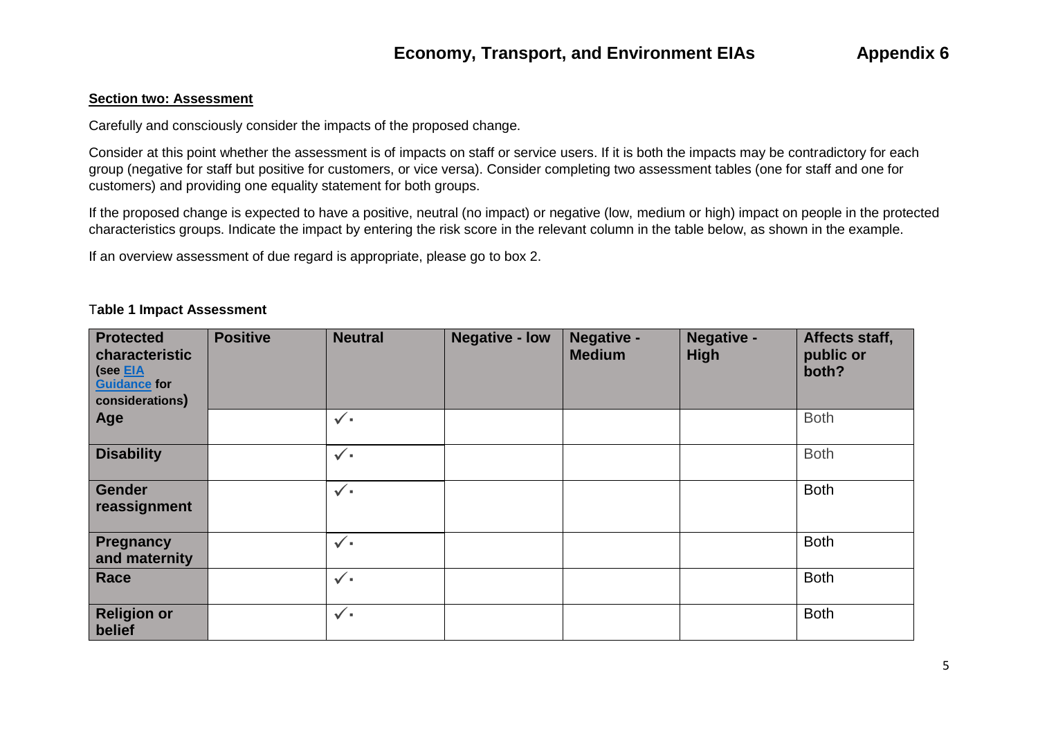**Section two: Assessment**

Carefully and consciously consider the impacts of the proposed change.

Consider at this point whether the assessment is of impacts on staff or service users. If it is both the impacts may be contradictory for each group (negative for staff but positive for customers, or vice versa). Consider completing two assessment tables (one for staff and one for customers) and providing one equality statement for both groups.

If the proposed change is expected to have a positive, neutral (no impact) or negative (low, medium or high) impact on people in the protected characteristics groups. Indicate the impact by entering the risk score in the relevant column in the table below, as shown in the example.

If an overview assessment of due regard is appropriate, please go to box 2.

**Table 1 Impact Assessment**

| Protected characteristic (see [EIA Guidance]() for considerations) | Positive | Neutral | Negative - low | Negative - Medium | Negative - High | Affects staff, public or both? |
|---|---|---|---|---|---|---|
| **Age** | | ✓ | | | | Both |
| **Disability** | | ✓ | | | | Both |
| **Gender reassignment** | | ✓ | | | | Both |
| **Pregnancy and maternity** | | ✓ | | | | Both |
| **Race** | | ✓ | | | | Both |
| **Religion or belief** | | ✓ | | | | Both |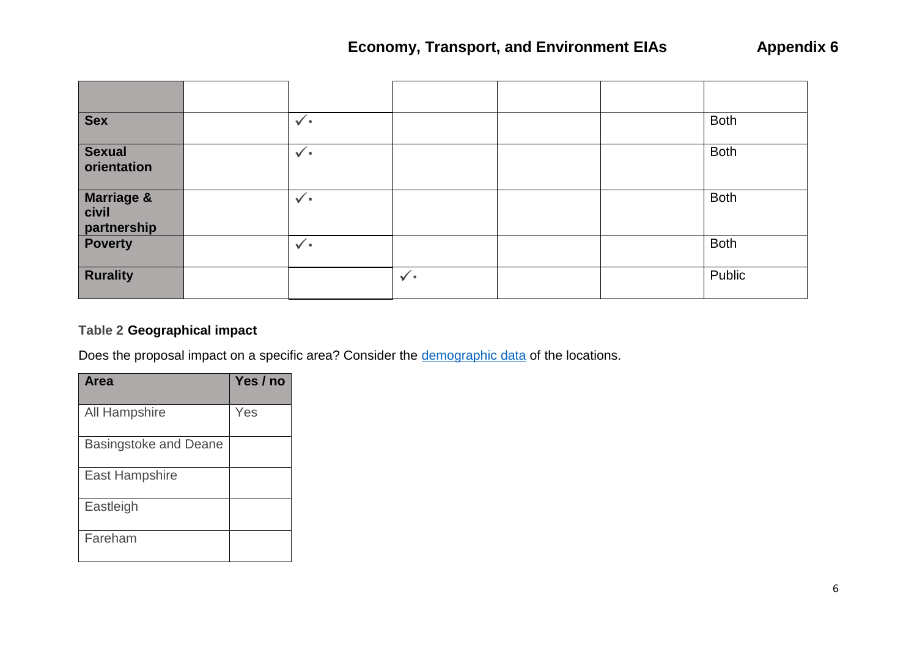| | | | | | | |
|---|---|---|---|---|---|---|
| | | | | | | |
| **Sex** | | ✓▪ | | | | Both |
| **Sexual orientation** | | ✓▪ | | | | Both |
| **Marriage & civil partnership** | | ✓▪ | | | | Both |
| **Poverty** | | ✓▪ | | | | Both |
| **Rurality** | | | ✓▪ | | | Public |

**Table 2 Geographical impact**

Does the proposal impact on a specific area? Consider the demographic data of the locations.

| Area | Yes / no |
|---|---|
| All Hampshire | Yes |
| Basingstoke and Deane | |
| East Hampshire | |
| Eastleigh | |
| Fareham | |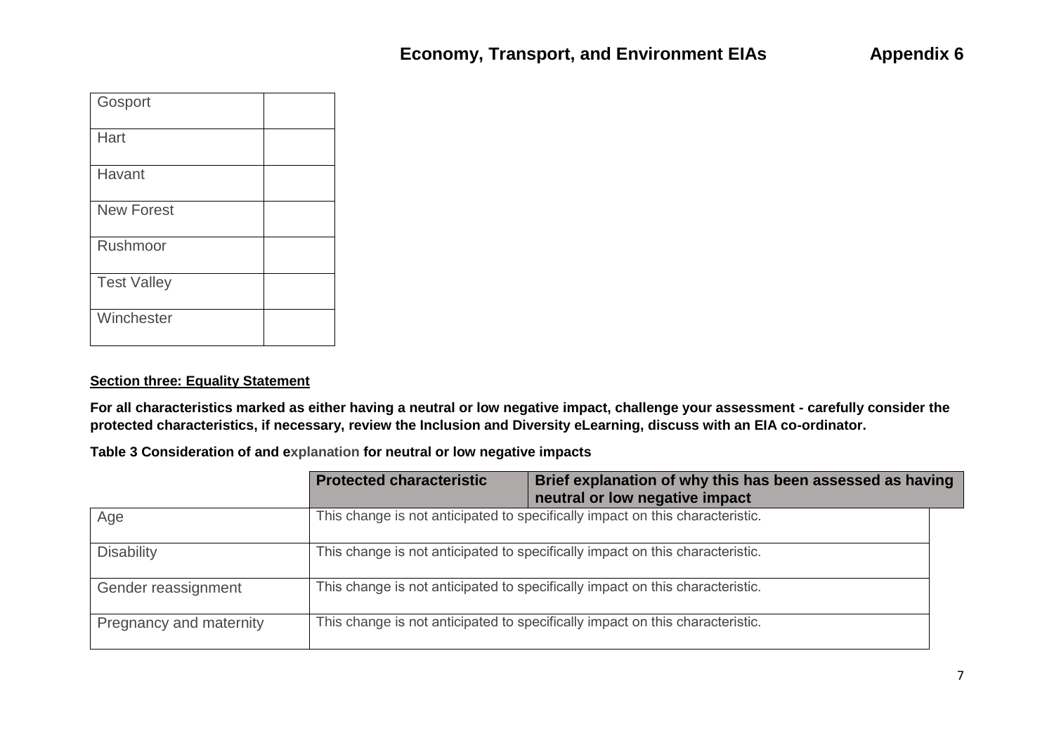| | |
|---|---|
| Gosport | |
| Hart | |
| Havant | |
| New Forest | |
| Rushmoor | |
| Test Valley | |
| Winchester | |

**Section three: Equality Statement**

**For all characteristics marked as either having a neutral or low negative impact, challenge your assessment - carefully consider the protected characteristics, if necessary, review the Inclusion and Diversity eLearning, discuss with an EIA co-ordinator.**

**Table 3 Consideration of and explanation for neutral or low negative impacts**

| Protected characteristic | Brief explanation of why this has been assessed as having neutral or low negative impact |
|---|---|
| Age | This change is not anticipated to specifically impact on this characteristic. |
| Disability | This change is not anticipated to specifically impact on this characteristic. |
| Gender reassignment | This change is not anticipated to specifically impact on this characteristic. |
| Pregnancy and maternity | This change is not anticipated to specifically impact on this characteristic. |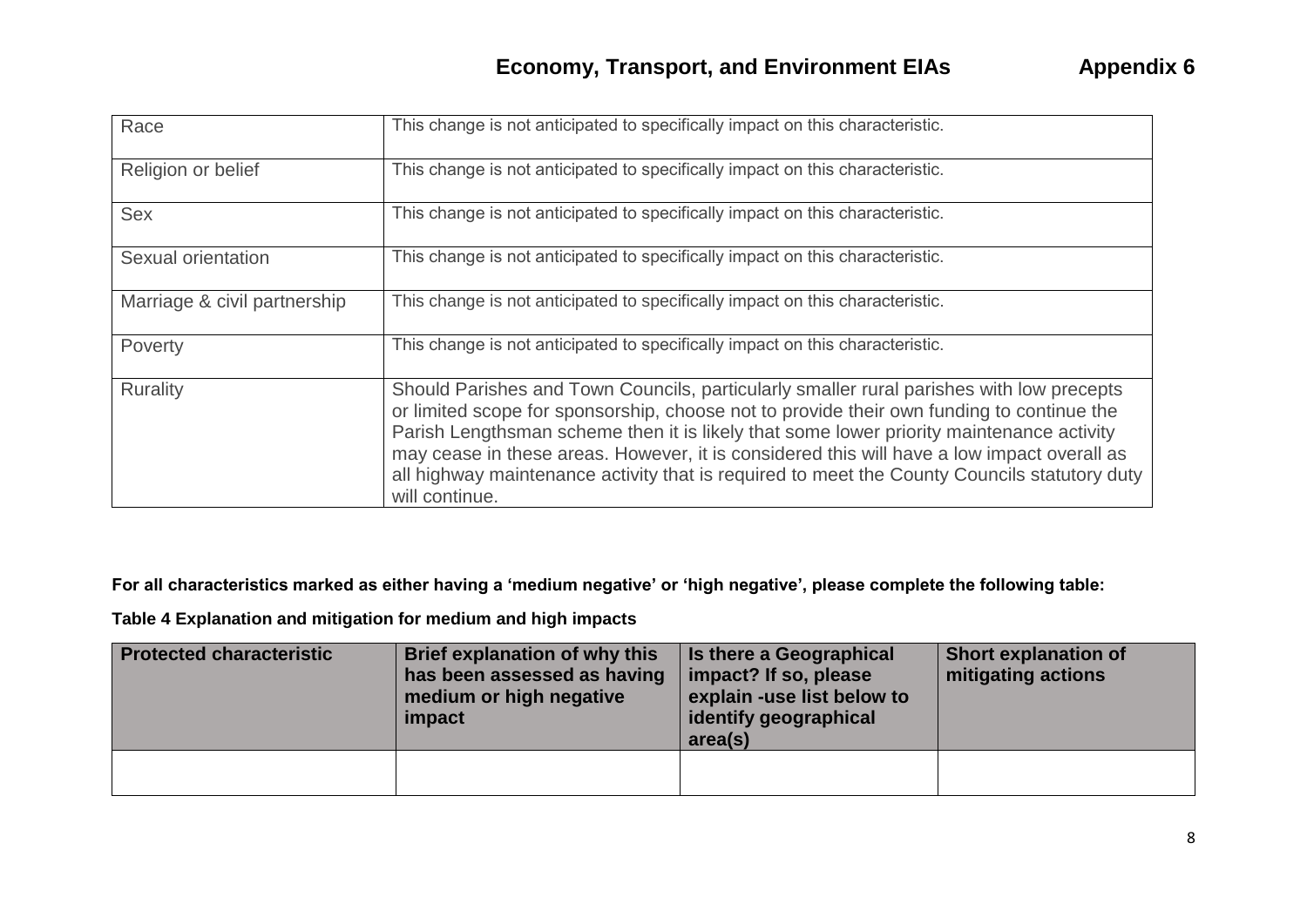| | |
|---|---|
| Race | This change is not anticipated to specifically impact on this characteristic. |
| Religion or belief | This change is not anticipated to specifically impact on this characteristic. |
| Sex | This change is not anticipated to specifically impact on this characteristic. |
| Sexual orientation | This change is not anticipated to specifically impact on this characteristic. |
| Marriage & civil partnership | This change is not anticipated to specifically impact on this characteristic. |
| Poverty | This change is not anticipated to specifically impact on this characteristic. |
| Rurality | Should Parishes and Town Councils, particularly smaller rural parishes with low precepts or limited scope for sponsorship, choose not to provide their own funding to continue the Parish Lengthsman scheme then it is likely that some lower priority maintenance activity may cease in these areas. However, it is considered this will have a low impact overall as all highway maintenance activity that is required to meet the County Councils statutory duty will continue. |

**For all characteristics marked as either having a 'medium negative' or 'high negative', please complete the following table:**

**Table 4 Explanation and mitigation for medium and high impacts**

| Protected characteristic | Brief explanation of why this has been assessed as having medium or high negative impact | Is there a Geographical impact? If so, please explain -use list below to identify geographical area(s) | Short explanation of mitigating actions |
|---|---|---|---|
| | | | |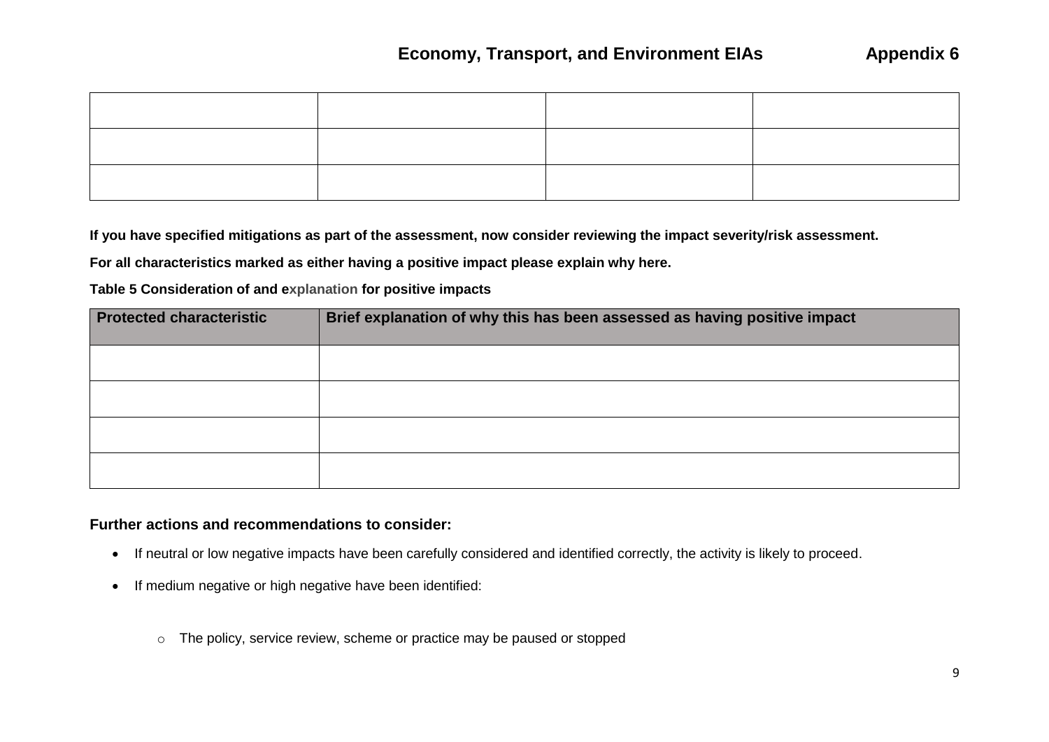| | | | |
|---|---|---|---|
| | | | |
| | | | |
| | | | |

**If you have specified mitigations as part of the assessment, now consider reviewing the impact severity/risk assessment.**

**For all characteristics marked as either having a positive impact please explain why here.**

**Table 5 Consideration of and explanation for positive impacts**

| Protected characteristic | Brief explanation of why this has been assessed as having positive impact |
|---|---|
| | |
| | |
| | |
| | |

**Further actions and recommendations to consider:**

- If neutral or low negative impacts have been carefully considered and identified correctly, the activity is likely to proceed.
- If medium negative or high negative have been identified:
  - The policy, service review, scheme or practice may be paused or stopped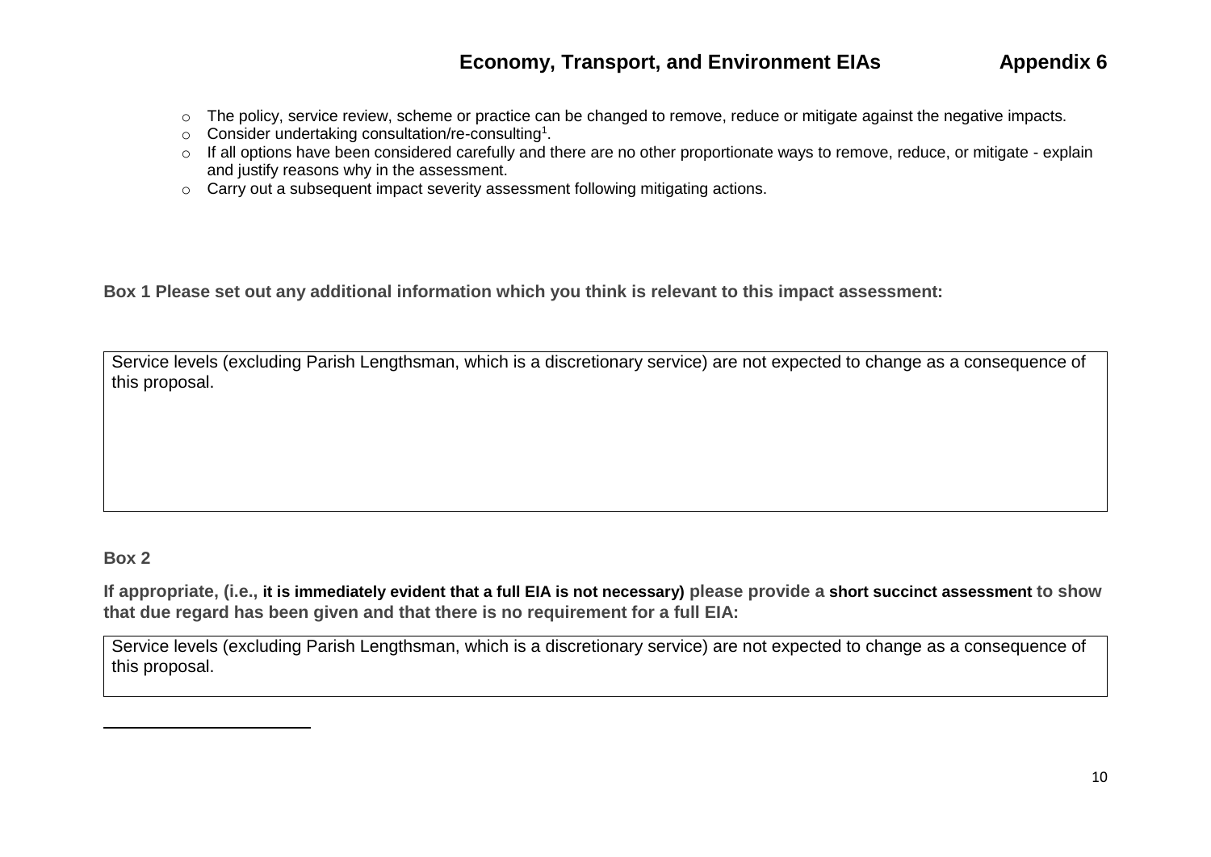- The policy, service review, scheme or practice can be changed to remove, reduce or mitigate against the negative impacts.
- Consider undertaking consultation/re-consulting[1].
- If all options have been considered carefully and there are no other proportionate ways to remove, reduce, or mitigate - explain and justify reasons why in the assessment.
- Carry out a subsequent impact severity assessment following mitigating actions.

**Box 1 Please set out any additional information which you think is relevant to this impact assessment:**

| |
|---|
| Service levels (excluding Parish Lengthsman, which is a discretionary service) are not expected to change as a consequence of this proposal. |

**Box 2**

**If appropriate, (i.e., it is immediately evident that a full EIA is not necessary) please provide a short succinct assessment to show that due regard has been given and that there is no requirement for a full EIA:**

| |
|---|
| Service levels (excluding Parish Lengthsman, which is a discretionary service) are not expected to change as a consequence of this proposal. |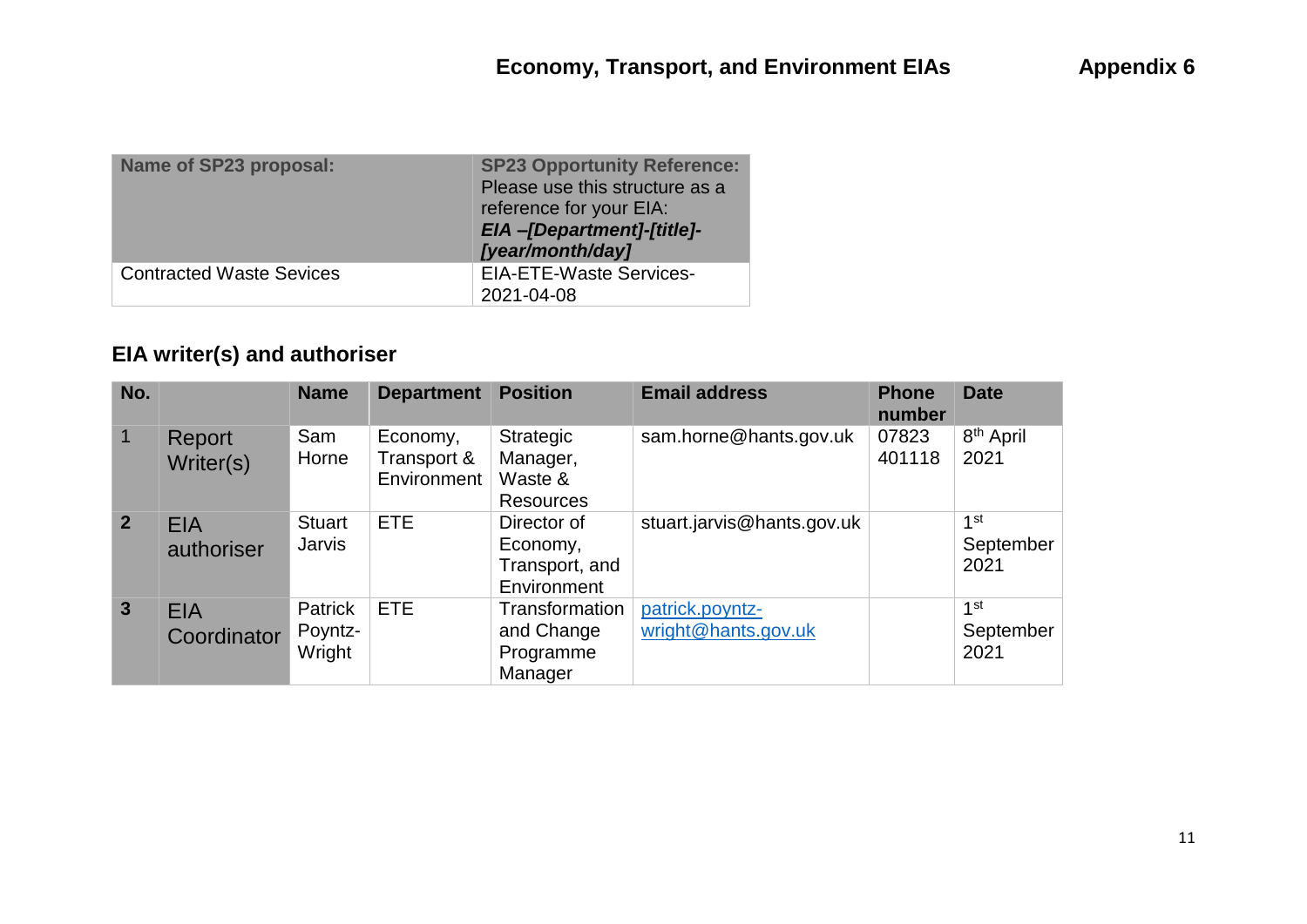## Economy, Transport, and Environment EIAs

**Appendix 6**

| **Name of SP23 proposal:** | **SP23 Opportunity Reference:** Please use this structure as a reference for your EIA: ***EIA –[Department]-[title]-[year/month/day]*** |
|---|---|
| Contracted Waste Sevices | EIA-ETE-Waste Services-2021-04-08 |

### EIA writer(s) and authoriser

| **No.** | | **Name** | **Department** | **Position** | **Email address** | **Phone number** | **Date** |
|---|---|---|---|---|---|---|---|
| 1 | Report Writer(s) | Sam Horne | Economy, Transport & Environment | Strategic Manager, Waste & Resources | sam.horne@hants.gov.uk | 07823 401118 | 8th April 2021 |
| **2** | EIA authoriser | Stuart Jarvis | ETE | Director of Economy, Transport, and Environment | stuart.jarvis@hants.gov.uk | | 1st September 2021 |
| **3** | EIA Coordinator | Patrick Poyntz-Wright | ETE | Transformation and Change Programme Manager | patrick.poyntz-wright@hants.gov.uk | | 1st September 2021 |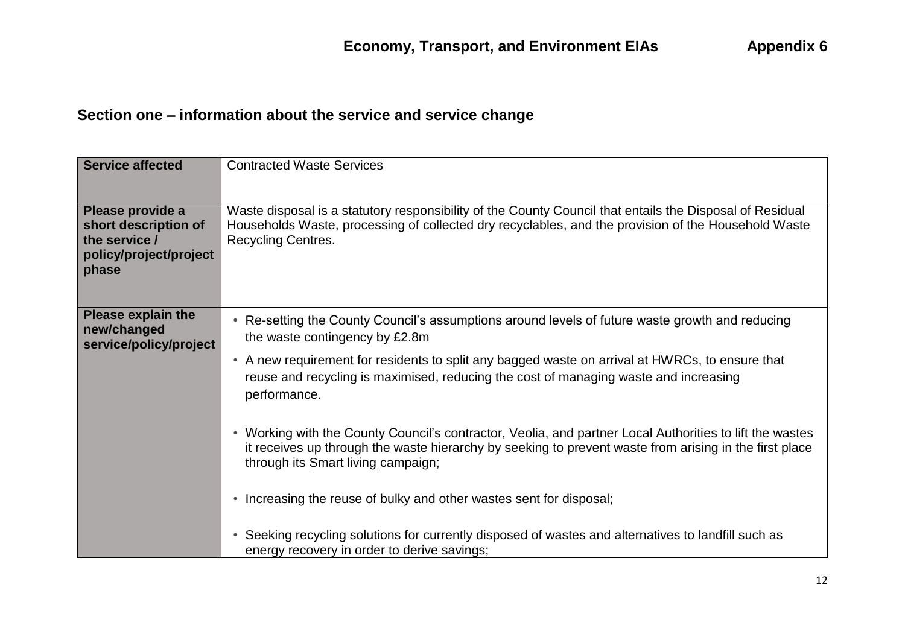## Section one – information about the service and service change

| | |
|---|---|
| **Service affected** | Contracted Waste Services |
| **Please provide a short description of the service / policy/project/project phase** | Waste disposal is a statutory responsibility of the County Council that entails the Disposal of Residual Households Waste, processing of collected dry recyclables, and the provision of the Household Waste Recycling Centres. |
| **Please explain the new/changed service/policy/project** | • Re-setting the County Council's assumptions around levels of future waste growth and reducing the waste contingency by £2.8m<br>• A new requirement for residents to split any bagged waste on arrival at HWRCs, to ensure that reuse and recycling is maximised, reducing the cost of managing waste and increasing performance.<br>• Working with the County Council's contractor, Veolia, and partner Local Authorities to lift the wastes it receives up through the waste hierarchy by seeking to prevent waste from arising in the first place through its Smart living campaign;<br>• Increasing the reuse of bulky and other wastes sent for disposal;<br>• Seeking recycling solutions for currently disposed of wastes and alternatives to landfill such as energy recovery in order to derive savings; |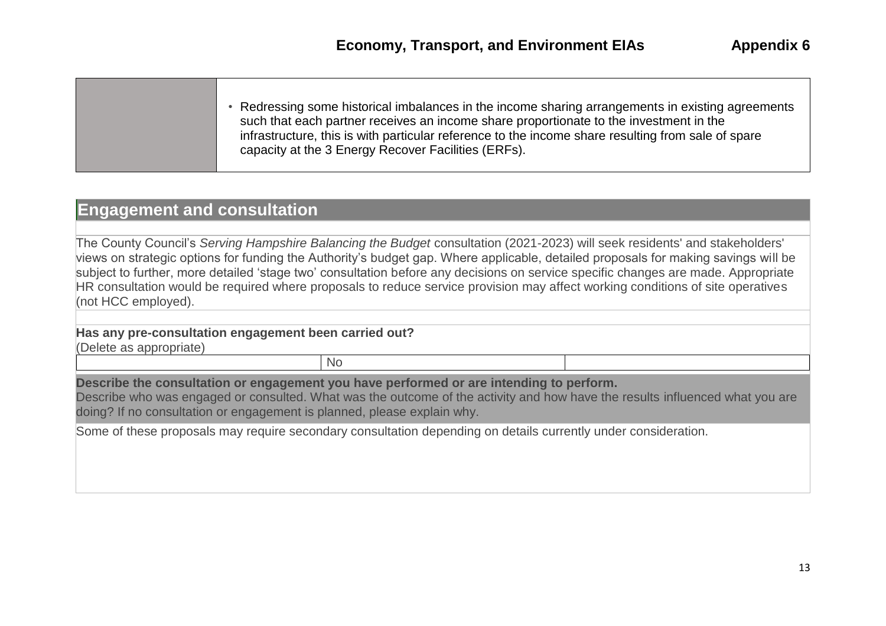| | |
|---|---|
| | • Redressing some historical imbalances in the income sharing arrangements in existing agreements such that each partner receives an income share proportionate to the investment in the infrastructure, this is with particular reference to the income share resulting from sale of spare capacity at the 3 Energy Recover Facilities (ERFs). |

## Engagement and consultation

The County Council's *Serving Hampshire Balancing the Budget* consultation (2021-2023) will seek residents' and stakeholders' views on strategic options for funding the Authority's budget gap. Where applicable, detailed proposals for making savings will be subject to further, more detailed 'stage two' consultation before any decisions on service specific changes are made. Appropriate HR consultation would be required where proposals to reduce service provision may affect working conditions of site operatives (not HCC employed).

**Has any pre-consultation engagement been carried out?**
(Delete as appropriate)

| | | |
|---|---|---|
| | No | |

**Describe the consultation or engagement you have performed or are intending to perform.**
Describe who was engaged or consulted. What was the outcome of the activity and how have the results influenced what you are doing? If no consultation or engagement is planned, please explain why.

Some of these proposals may require secondary consultation depending on details currently under consideration.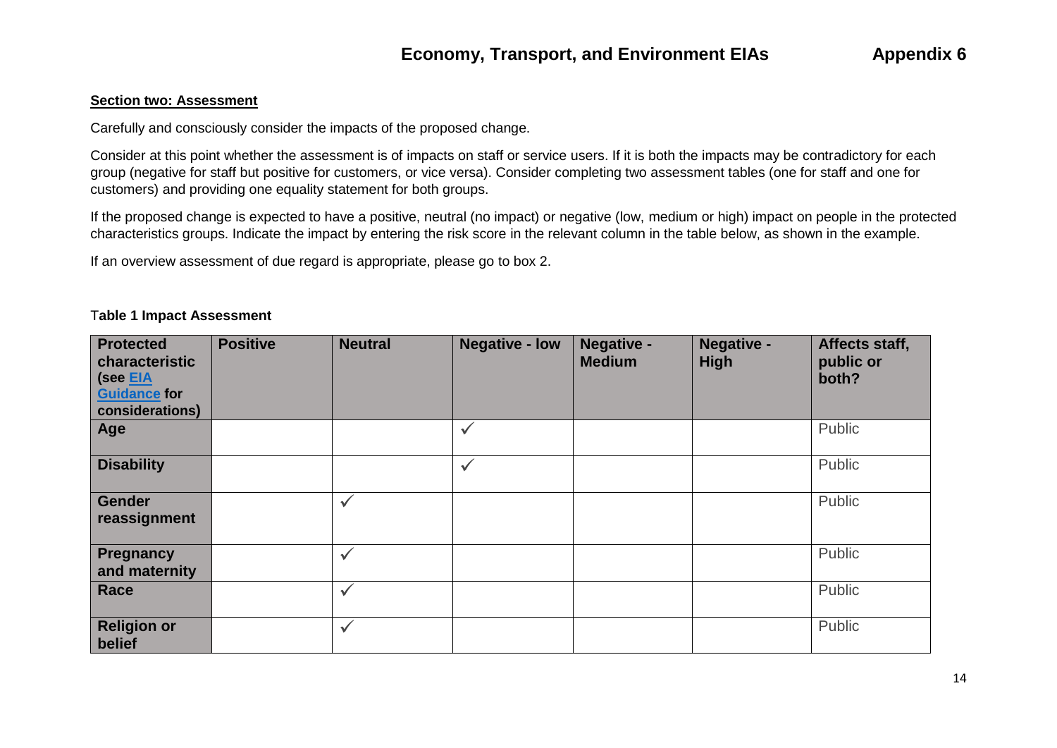**Section two: Assessment**

Carefully and consciously consider the impacts of the proposed change.

Consider at this point whether the assessment is of impacts on staff or service users. If it is both the impacts may be contradictory for each group (negative for staff but positive for customers, or vice versa). Consider completing two assessment tables (one for staff and one for customers) and providing one equality statement for both groups.

If the proposed change is expected to have a positive, neutral (no impact) or negative (low, medium or high) impact on people in the protected characteristics groups. Indicate the impact by entering the risk score in the relevant column in the table below, as shown in the example.

If an overview assessment of due regard is appropriate, please go to box 2.

**Table 1 Impact Assessment**

| Protected characteristic (see EIA Guidance for considerations) | Positive | Neutral | Negative - low | Negative - Medium | Negative - High | Affects staff, public or both? |
|---|---|---|---|---|---|---|
| **Age** | | | ✓ | | | Public |
| **Disability** | | | ✓ | | | Public |
| **Gender reassignment** | | ✓ | | | | Public |
| **Pregnancy and maternity** | | ✓ | | | | Public |
| **Race** | | ✓ | | | | Public |
| **Religion or belief** | | ✓ | | | | Public |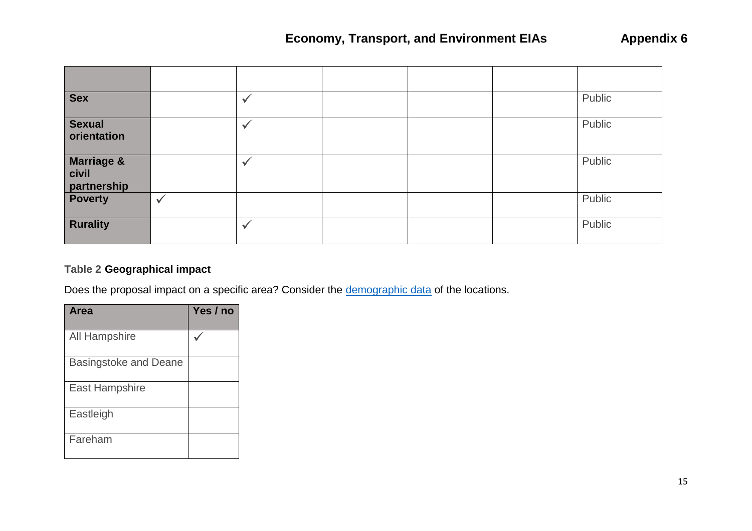| | | | | | | |
|---|---|---|---|---|---|---|
| **Sex** | | ✓ | | | | Public |
| **Sexual orientation** | | ✓ | | | | Public |
| **Marriage & civil partnership** | | ✓ | | | | Public |
| **Poverty** | ✓ | | | | | Public |
| **Rurality** | | ✓ | | | | Public |

**Table 2 Geographical impact**

Does the proposal impact on a specific area? Consider the [demographic data]() of the locations.

| **Area** | **Yes / no** |
|---|---|
| All Hampshire | ✓ |
| Basingstoke and Deane | |
| East Hampshire | |
| Eastleigh | |
| Fareham | |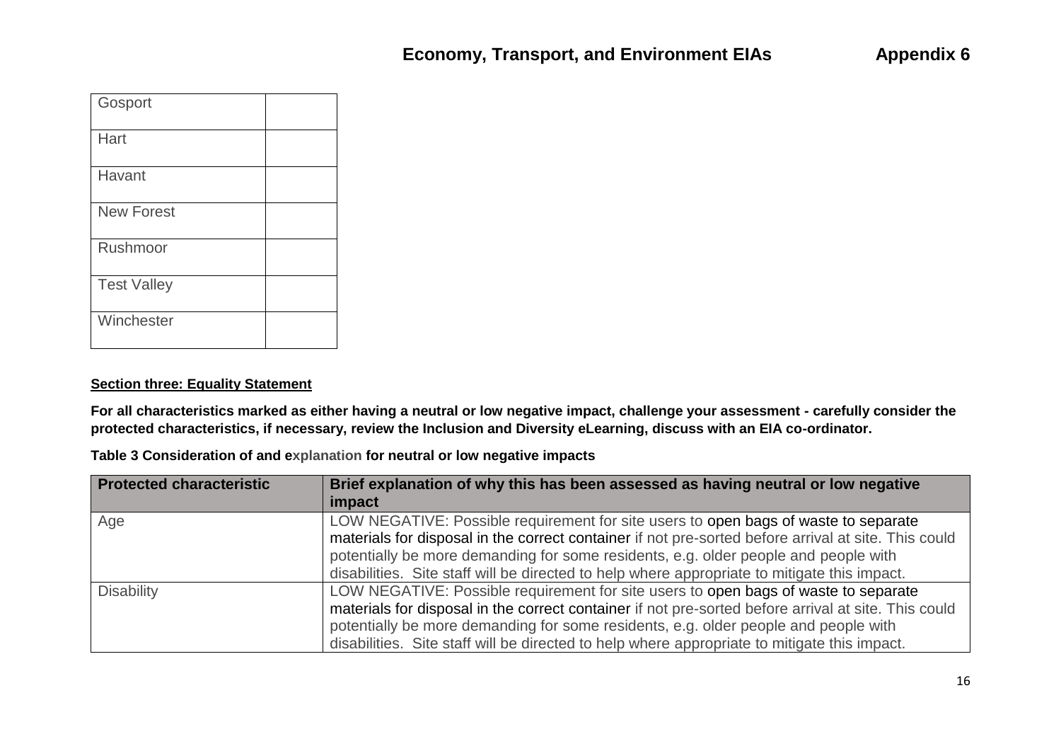| | |
|---|---|
| Gosport | |
| Hart | |
| Havant | |
| New Forest | |
| Rushmoor | |
| Test Valley | |
| Winchester | |

**Section three: Equality Statement**

**For all characteristics marked as either having a neutral or low negative impact, challenge your assessment - carefully consider the protected characteristics, if necessary, review the Inclusion and Diversity eLearning, discuss with an EIA co-ordinator.**

**Table 3 Consideration of and explanation for neutral or low negative impacts**

| Protected characteristic | Brief explanation of why this has been assessed as having neutral or low negative impact |
|---|---|
| Age | LOW NEGATIVE: Possible requirement for site users to open bags of waste to separate materials for disposal in the correct container if not pre-sorted before arrival at site. This could potentially be more demanding for some residents, e.g. older people and people with disabilities. Site staff will be directed to help where appropriate to mitigate this impact. |
| Disability | LOW NEGATIVE: Possible requirement for site users to open bags of waste to separate materials for disposal in the correct container if not pre-sorted before arrival at site. This could potentially be more demanding for some residents, e.g. older people and people with disabilities. Site staff will be directed to help where appropriate to mitigate this impact. |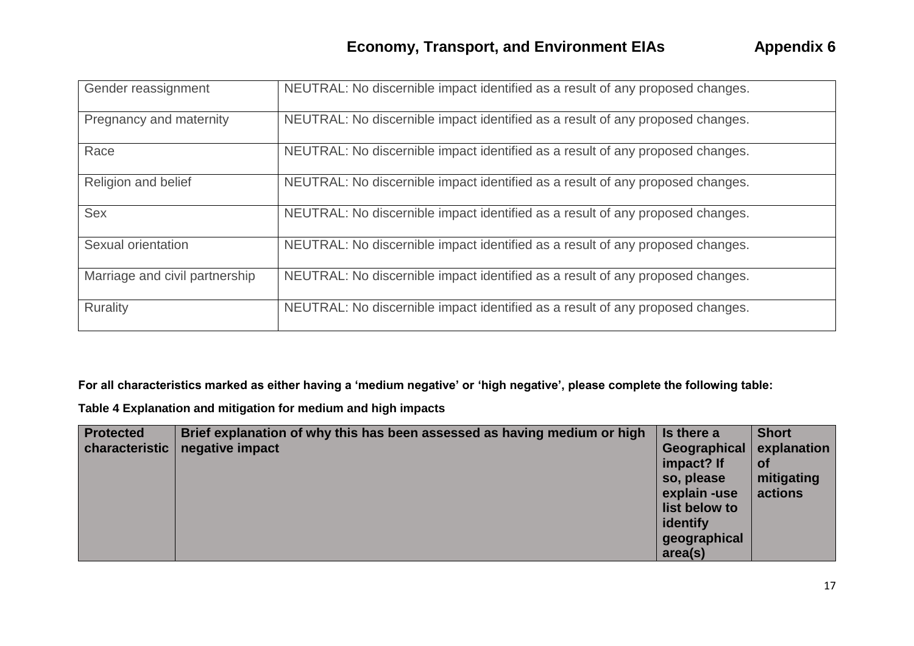| | |
|---|---|
| Gender reassignment | NEUTRAL: No discernible impact identified as a result of any proposed changes. |
| Pregnancy and maternity | NEUTRAL: No discernible impact identified as a result of any proposed changes. |
| Race | NEUTRAL: No discernible impact identified as a result of any proposed changes. |
| Religion and belief | NEUTRAL: No discernible impact identified as a result of any proposed changes. |
| Sex | NEUTRAL: No discernible impact identified as a result of any proposed changes. |
| Sexual orientation | NEUTRAL: No discernible impact identified as a result of any proposed changes. |
| Marriage and civil partnership | NEUTRAL: No discernible impact identified as a result of any proposed changes. |
| Rurality | NEUTRAL: No discernible impact identified as a result of any proposed changes. |

**For all characteristics marked as either having a 'medium negative' or 'high negative', please complete the following table:**

**Table 4 Explanation and mitigation for medium and high impacts**

| Protected characteristic | Brief explanation of why this has been assessed as having medium or high negative impact | Is there a Geographical impact? If so, please explain -use list below to identify geographical area(s) | Short explanation of mitigating actions |
|---|---|---|---|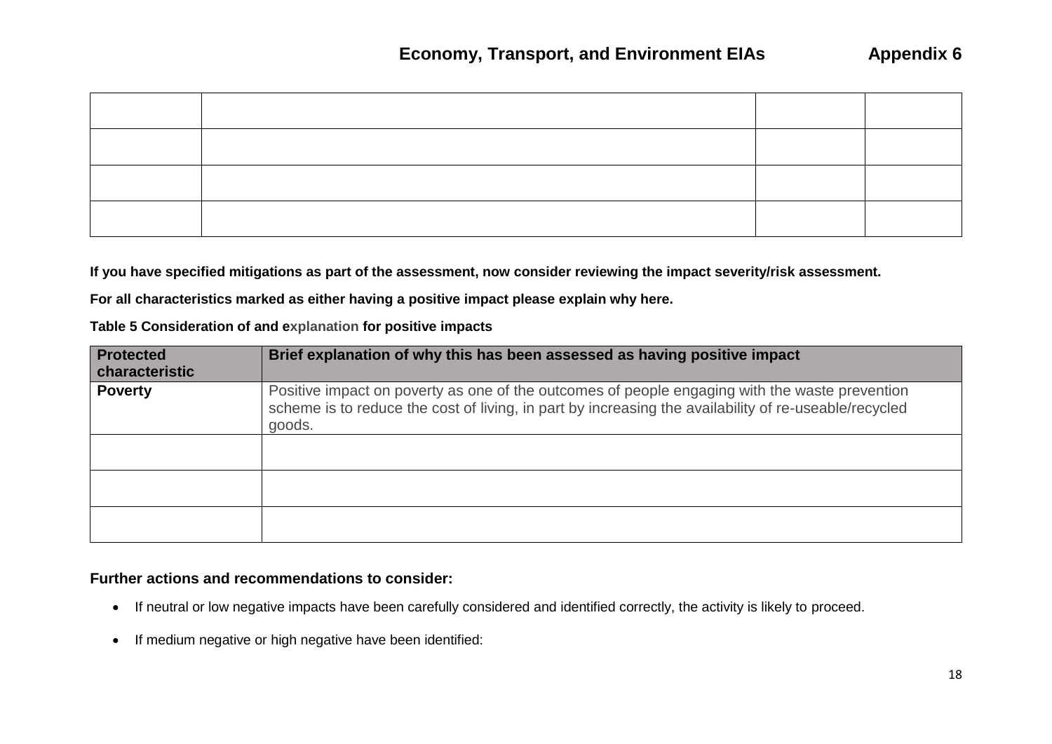|  |  |  |  |
|---|---|---|---|
|  |  |  |  |
|  |  |  |  |
|  |  |  |  |
|  |  |  |  |

**If you have specified mitigations as part of the assessment, now consider reviewing the impact severity/risk assessment.**

**For all characteristics marked as either having a positive impact please explain why here.**

**Table 5 Consideration of and explanation for positive impacts**

| **Protected characteristic** | **Brief explanation of why this has been assessed as having positive impact** |
|---|---|
| **Poverty** | Positive impact on poverty as one of the outcomes of people engaging with the waste prevention scheme is to reduce the cost of living, in part by increasing the availability of re-useable/recycled goods. |
|  |  |
|  |  |
|  |  |

### Further actions and recommendations to consider:

- If neutral or low negative impacts have been carefully considered and identified correctly, the activity is likely to proceed.
- If medium negative or high negative have been identified: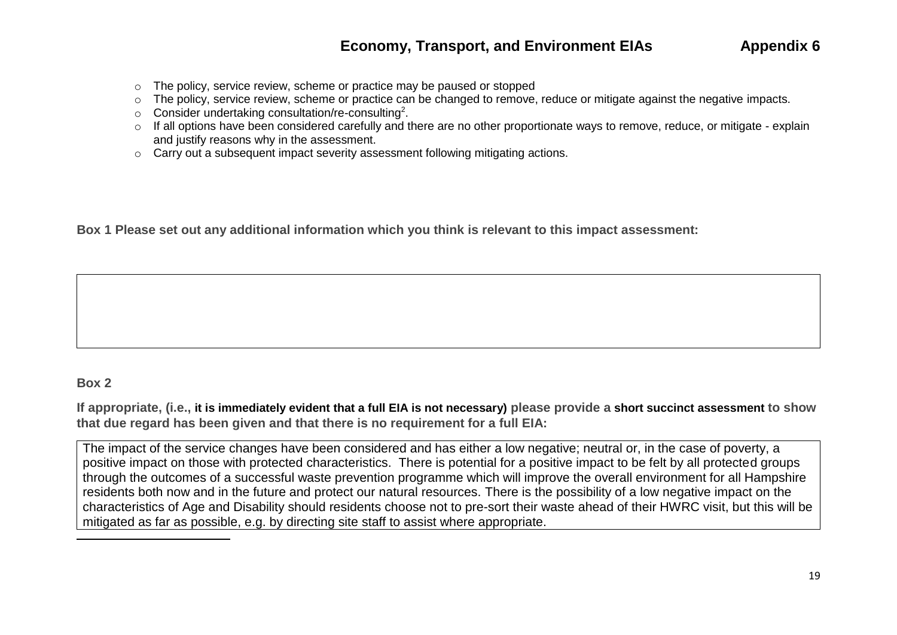- The policy, service review, scheme or practice may be paused or stopped
- The policy, service review, scheme or practice can be changed to remove, reduce or mitigate against the negative impacts.
- Consider undertaking consultation/re-consulting[2].
- If all options have been considered carefully and there are no other proportionate ways to remove, reduce, or mitigate - explain and justify reasons why in the assessment.
- Carry out a subsequent impact severity assessment following mitigating actions.

**Box 1 Please set out any additional information which you think is relevant to this impact assessment:**

| |
|---|
| |

**Box 2**

**If appropriate, (i.e., it is immediately evident that a full EIA is not necessary) please provide a short succinct assessment to show that due regard has been given and that there is no requirement for a full EIA:**

| |
|---|
| The impact of the service changes have been considered and has either a low negative; neutral or, in the case of poverty, a positive impact on those with protected characteristics. There is potential for a positive impact to be felt by all protected groups through the outcomes of a successful waste prevention programme which will improve the overall environment for all Hampshire residents both now and in the future and protect our natural resources. There is the possibility of a low negative impact on the characteristics of Age and Disability should residents choose not to pre-sort their waste ahead of their HWRC visit, but this will be mitigated as far as possible, e.g. by directing site staff to assist where appropriate. |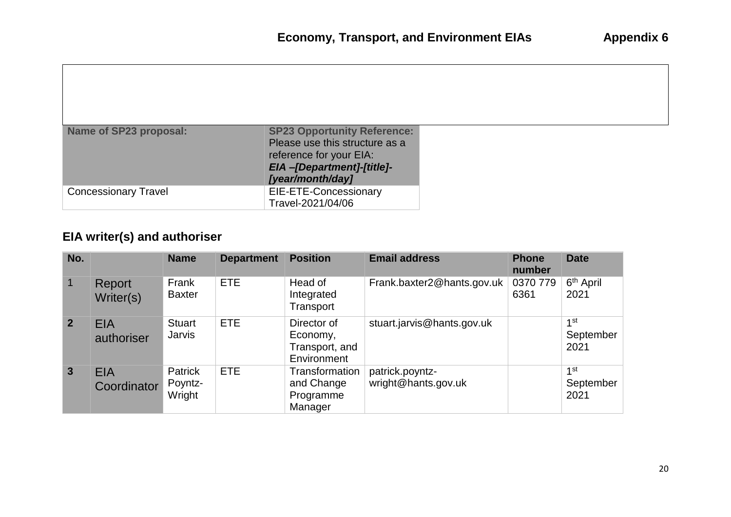| Name of SP23 proposal: | SP23 Opportunity Reference: Please use this structure as a reference for your EIA: ***EIA –[Department]-[title]-[year/month/day]*** |
|---|---|
| Concessionary Travel | EIE-ETE-Concessionary Travel-2021/04/06 |

## EIA writer(s) and authoriser

| No. | | Name | Department | Position | Email address | Phone number | Date |
|---|---|---|---|---|---|---|---|
| 1 | Report Writer(s) | Frank Baxter | ETE | Head of Integrated Transport | Frank.baxter2@hants.gov.uk | 0370 779 6361 | 6th April 2021 |
| **2** | EIA authoriser | Stuart Jarvis | ETE | Director of Economy, Transport, and Environment | stuart.jarvis@hants.gov.uk | | 1st September 2021 |
| **3** | EIA Coordinator | Patrick Poyntz-Wright | ETE | Transformation and Change Programme Manager | patrick.poyntz-wright@hants.gov.uk | | 1st September 2021 |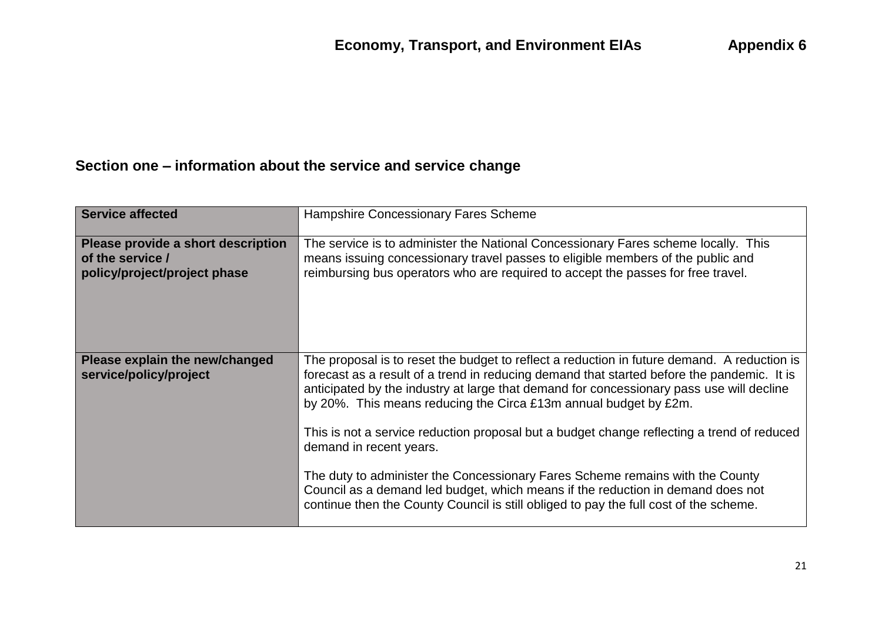## Section one – information about the service and service change

| | |
|---|---|
| **Service affected** | Hampshire Concessionary Fares Scheme |
| **Please provide a short description of the service / policy/project/project phase** | The service is to administer the National Concessionary Fares scheme locally. This means issuing concessionary travel passes to eligible members of the public and reimbursing bus operators who are required to accept the passes for free travel. |
| **Please explain the new/changed service/policy/project** | The proposal is to reset the budget to reflect a reduction in future demand. A reduction is forecast as a result of a trend in reducing demand that started before the pandemic. It is anticipated by the industry at large that demand for concessionary pass use will decline by 20%. This means reducing the Circa £13m annual budget by £2m.<br><br>This is not a service reduction proposal but a budget change reflecting a trend of reduced demand in recent years.<br><br>The duty to administer the Concessionary Fares Scheme remains with the County Council as a demand led budget, which means if the reduction in demand does not continue then the County Council is still obliged to pay the full cost of the scheme. |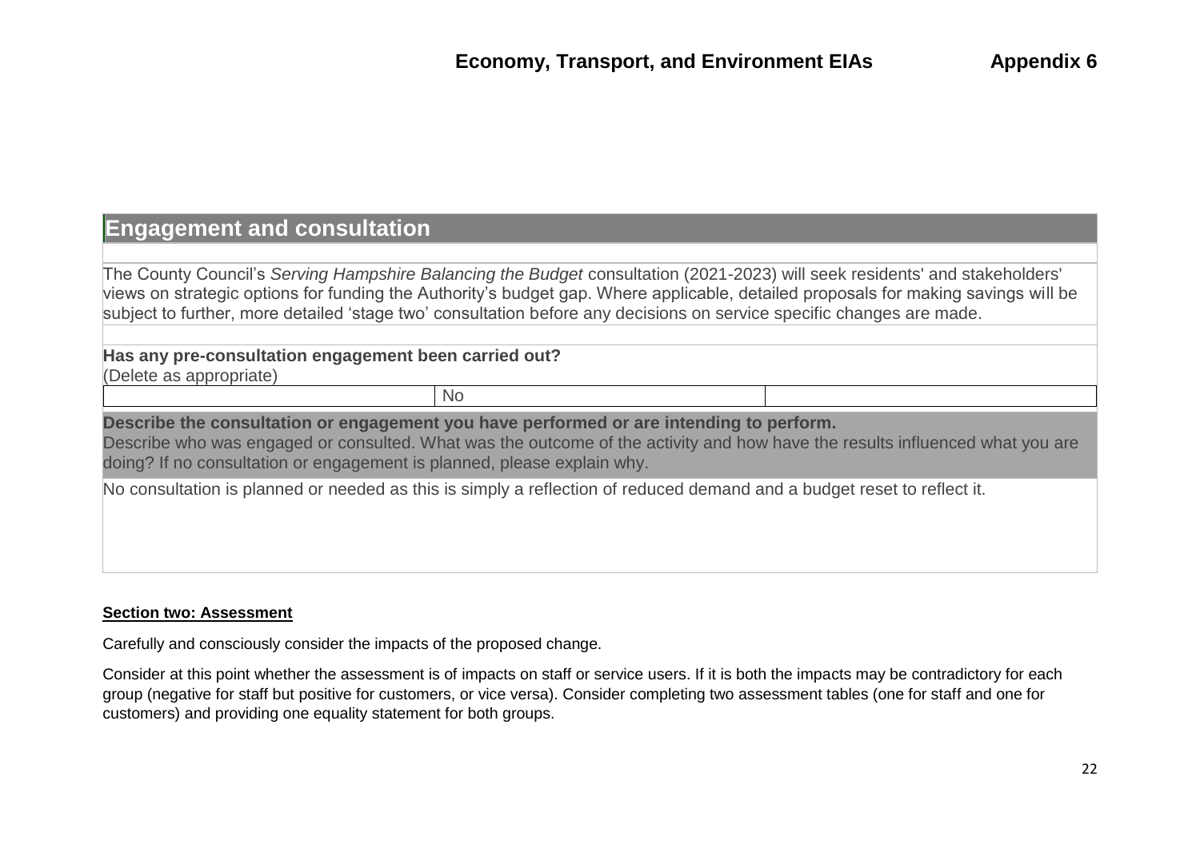## Engagement and consultation

The County Council's *Serving Hampshire Balancing the Budget* consultation (2021-2023) will seek residents' and stakeholders' views on strategic options for funding the Authority's budget gap. Where applicable, detailed proposals for making savings will be subject to further, more detailed 'stage two' consultation before any decisions on service specific changes are made.

**Has any pre-consultation engagement been carried out?**
(Delete as appropriate)

| | | |
|---|---|---|
| | No | |

**Describe the consultation or engagement you have performed or are intending to perform.**
Describe who was engaged or consulted. What was the outcome of the activity and how have the results influenced what you are doing? If no consultation or engagement is planned, please explain why.

No consultation is planned or needed as this is simply a reflection of reduced demand and a budget reset to reflect it.

**<u>Section two: Assessment</u>**

Carefully and consciously consider the impacts of the proposed change.

Consider at this point whether the assessment is of impacts on staff or service users. If it is both the impacts may be contradictory for each group (negative for staff but positive for customers, or vice versa). Consider completing two assessment tables (one for staff and one for customers) and providing one equality statement for both groups.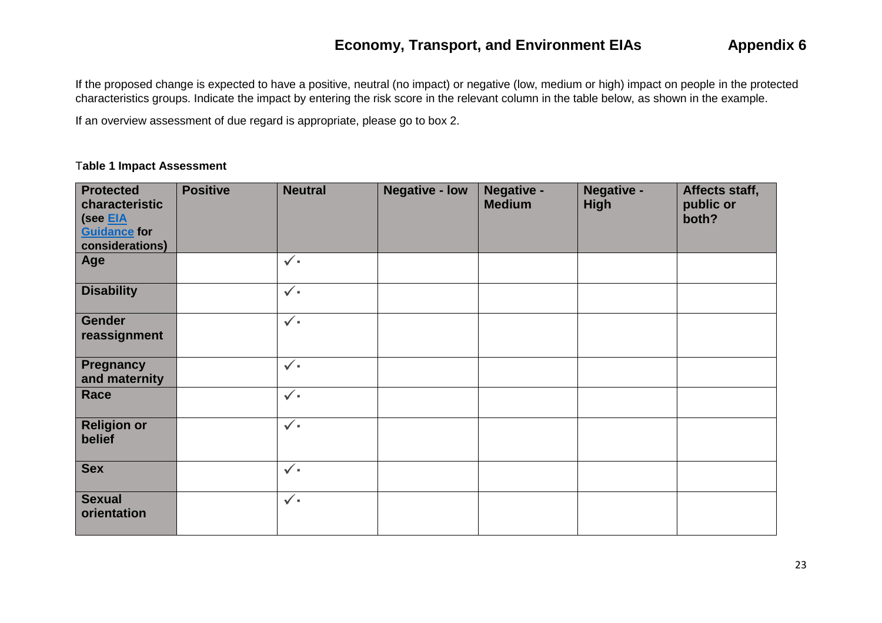If the proposed change is expected to have a positive, neutral (no impact) or negative (low, medium or high) impact on people in the protected characteristics groups. Indicate the impact by entering the risk score in the relevant column in the table below, as shown in the example.

If an overview assessment of due regard is appropriate, please go to box 2.

**Table 1 Impact Assessment**

| Protected characteristic (see EIA Guidance for considerations) | Positive | Neutral | Negative - low | Negative - Medium | Negative - High | Affects staff, public or both? |
|---|---|---|---|---|---|---|
| **Age** | | ✓ | | | | |
| **Disability** | | ✓ | | | | |
| **Gender reassignment** | | ✓ | | | | |
| **Pregnancy and maternity** | | ✓ | | | | |
| **Race** | | ✓ | | | | |
| **Religion or belief** | | ✓ | | | | |
| **Sex** | | ✓ | | | | |
| **Sexual orientation** | | ✓ | | | | |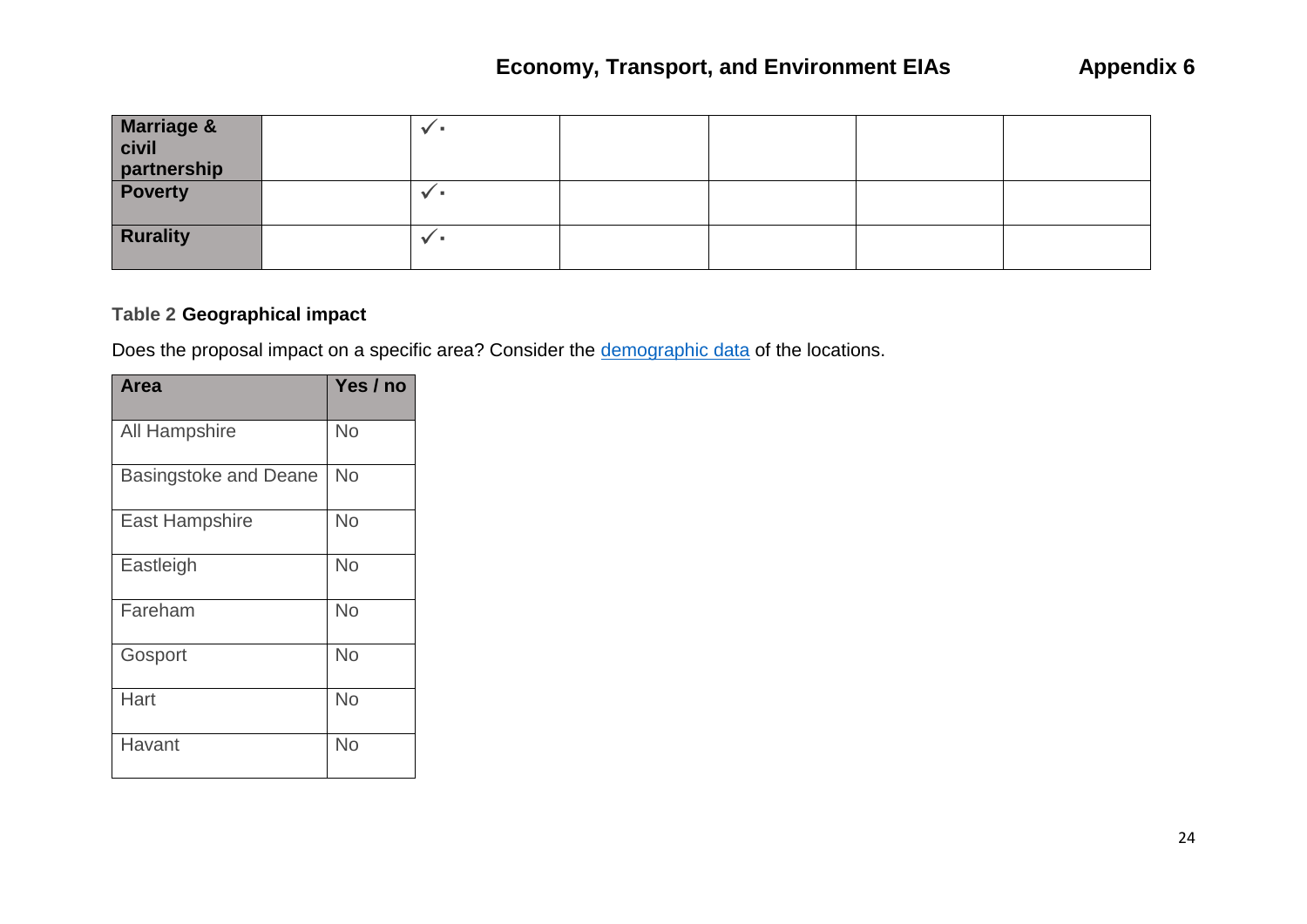| | | | | | | |
|---|---|---|---|---|---|---|
| **Marriage & civil partnership** | | ✓ ▪ | | | | |
| **Poverty** | | ✓ ▪ | | | | |
| **Rurality** | | ✓ ▪ | | | | |

**Table 2 Geographical impact**

Does the proposal impact on a specific area? Consider the [demographic data](demographic data) of the locations.

| **Area** | **Yes / no** |
|---|---|
| All Hampshire | No |
| Basingstoke and Deane | No |
| East Hampshire | No |
| Eastleigh | No |
| Fareham | No |
| Gosport | No |
| Hart | No |
| Havant | No |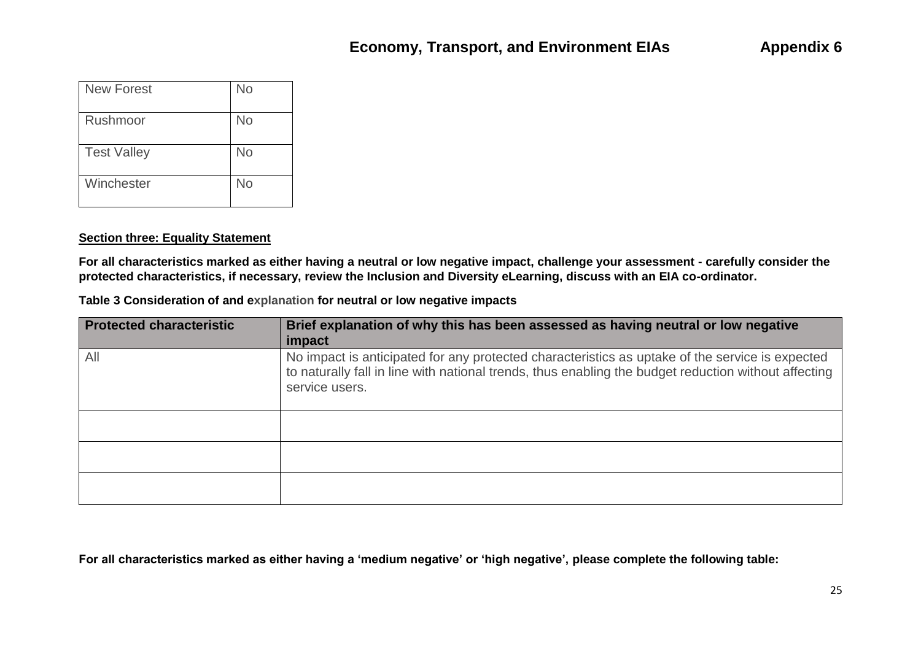| | |
|---|---|
| New Forest | No |
| Rushmoor | No |
| Test Valley | No |
| Winchester | No |

**Section three: Equality Statement**

**For all characteristics marked as either having a neutral or low negative impact, challenge your assessment - carefully consider the protected characteristics, if necessary, review the Inclusion and Diversity eLearning, discuss with an EIA co-ordinator.**

**Table 3 Consideration of and explanation for neutral or low negative impacts**

| Protected characteristic | Brief explanation of why this has been assessed as having neutral or low negative impact |
|---|---|
| All | No impact is anticipated for any protected characteristics as uptake of the service is expected to naturally fall in line with national trends, thus enabling the budget reduction without affecting service users. |
| | |
| | |
| | |

**For all characteristics marked as either having a 'medium negative' or 'high negative', please complete the following table:**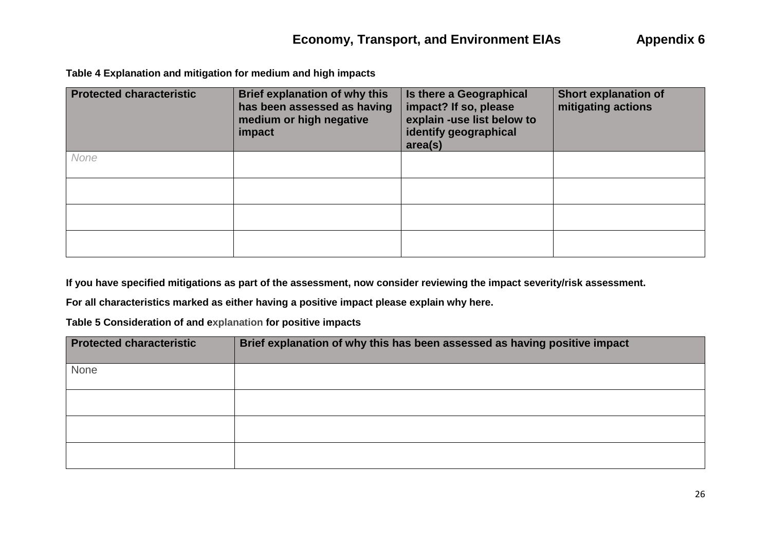**Table 4 Explanation and mitigation for medium and high impacts**

| Protected characteristic | Brief explanation of why this has been assessed as having medium or high negative impact | Is there a Geographical impact? If so, please explain -use list below to identify geographical area(s) | Short explanation of mitigating actions |
|---|---|---|---|
| *None* | | | |
| | | | |
| | | | |
| | | | |

**If you have specified mitigations as part of the assessment, now consider reviewing the impact severity/risk assessment.**

**For all characteristics marked as either having a positive impact please explain why here.**

**Table 5 Consideration of and explanation for positive impacts**

| Protected characteristic | Brief explanation of why this has been assessed as having positive impact |
|---|---|
| None | |
| | |
| | |
| | |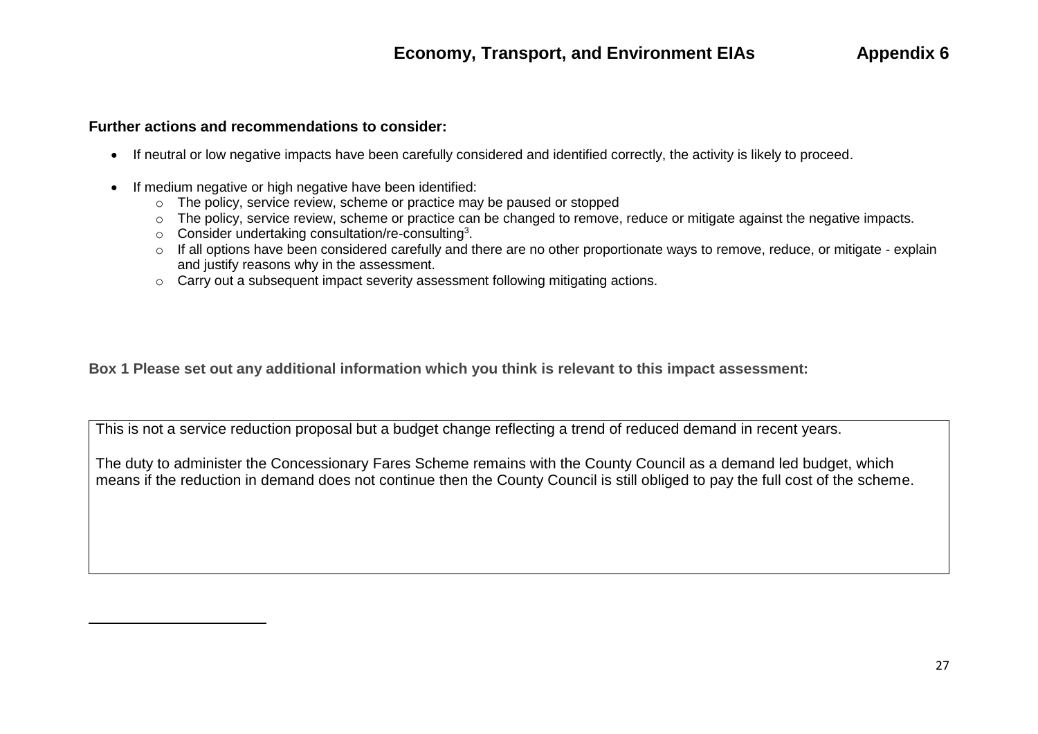**Further actions and recommendations to consider:**

- If neutral or low negative impacts have been carefully considered and identified correctly, the activity is likely to proceed.
- If medium negative or high negative have been identified:
  - The policy, service review, scheme or practice may be paused or stopped
  - The policy, service review, scheme or practice can be changed to remove, reduce or mitigate against the negative impacts.
  - Consider undertaking consultation/re-consulting[3].
  - If all options have been considered carefully and there are no other proportionate ways to remove, reduce, or mitigate - explain and justify reasons why in the assessment.
  - Carry out a subsequent impact severity assessment following mitigating actions.

**Box 1 Please set out any additional information which you think is relevant to this impact assessment:**

This is not a service reduction proposal but a budget change reflecting a trend of reduced demand in recent years.

The duty to administer the Concessionary Fares Scheme remains with the County Council as a demand led budget, which means if the reduction in demand does not continue then the County Council is still obliged to pay the full cost of the scheme.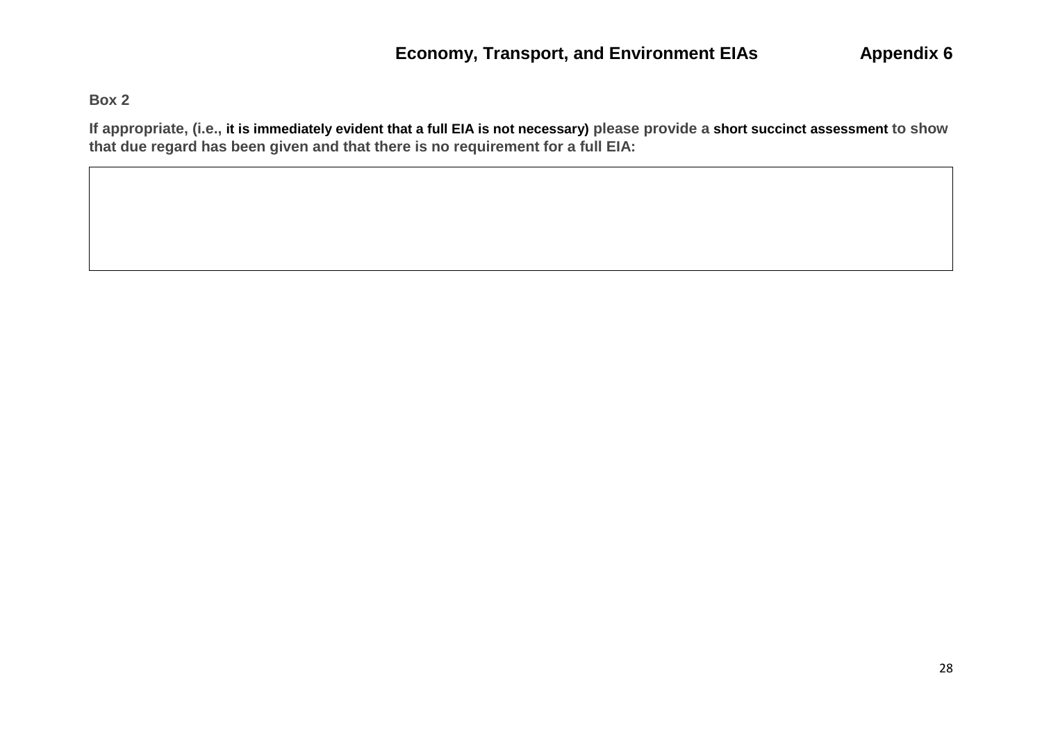**Box 2**

**If appropriate, (i.e., it is immediately evident that a full EIA is not necessary) please provide a short succinct assessment to show that due regard has been given and that there is no requirement for a full EIA:**

| |
|---|
| |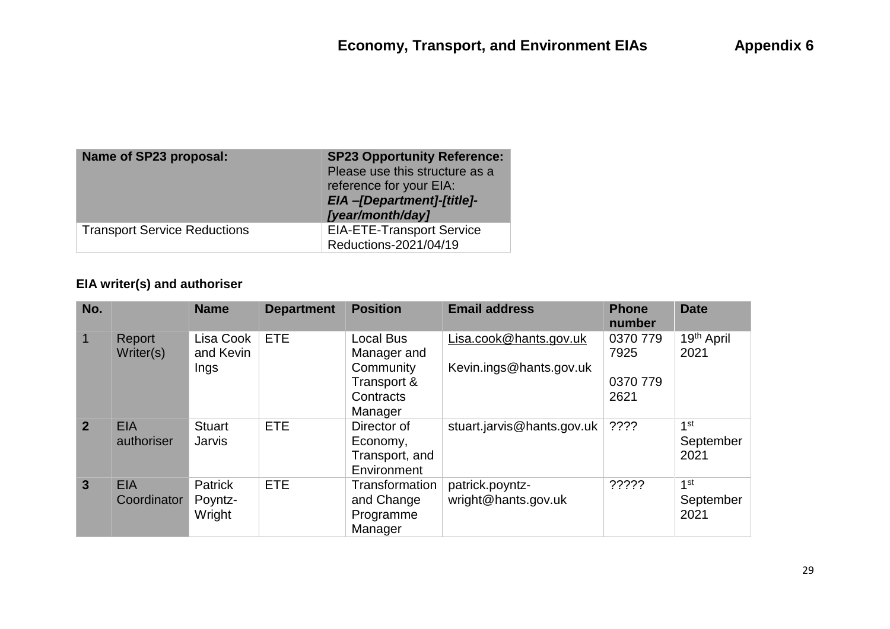## Economy, Transport, and Environment EIAs

## Appendix 6

| Name of SP23 proposal: | **SP23 Opportunity Reference:** Please use this structure as a reference for your EIA: ***EIA –[Department]-[title]-[year/month/day]*** |
|---|---|
| Transport Service Reductions | EIA-ETE-Transport Service Reductions-2021/04/19 |

### EIA writer(s) and authoriser

| No. | | Name | Department | Position | Email address | Phone number | Date |
|---|---|---|---|---|---|---|---|
| 1 | Report Writer(s) | Lisa Cook and Kevin Ings | ETE | Local Bus Manager and Community Transport & Contracts Manager | Lisa.cook@hants.gov.uk<br>Kevin.ings@hants.gov.uk | 0370 779 7925<br>0370 779 2621 | 19th April 2021 |
| **2** | EIA authoriser | Stuart Jarvis | ETE | Director of Economy, Transport, and Environment | stuart.jarvis@hants.gov.uk | ???? | 1st September 2021 |
| **3** | EIA Coordinator | Patrick Poyntz-Wright | ETE | Transformation and Change Programme Manager | patrick.poyntz-wright@hants.gov.uk | ????? | 1st September 2021 |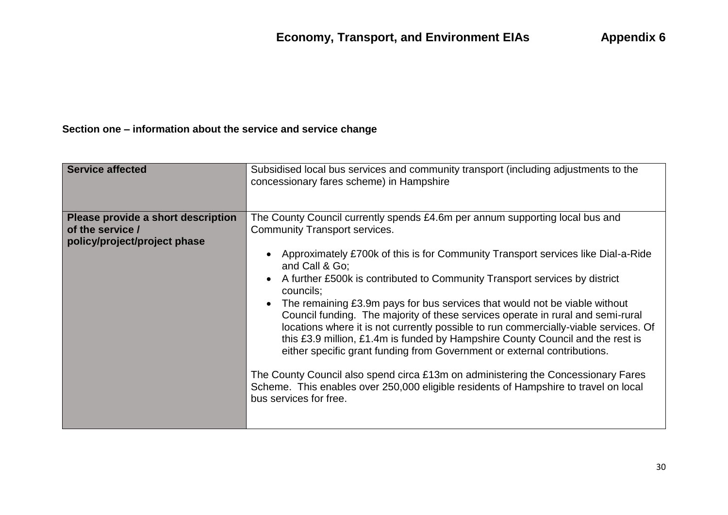## Section one – information about the service and service change

| | |
|---|---|
| **Service affected** | Subsidised local bus services and community transport (including adjustments to the concessionary fares scheme) in Hampshire |
| **Please provide a short description of the service / policy/project/project phase** | The County Council currently spends £4.6m per annum supporting local bus and Community Transport services.<br><br>• Approximately £700k of this is for Community Transport services like Dial-a-Ride and Call & Go;<br>• A further £500k is contributed to Community Transport services by district councils;<br>• The remaining £3.9m pays for bus services that would not be viable without Council funding. The majority of these services operate in rural and semi-rural locations where it is not currently possible to run commercially-viable services. Of this £3.9 million, £1.4m is funded by Hampshire County Council and the rest is either specific grant funding from Government or external contributions.<br><br>The County Council also spend circa £13m on administering the Concessionary Fares Scheme. This enables over 250,000 eligible residents of Hampshire to travel on local bus services for free. |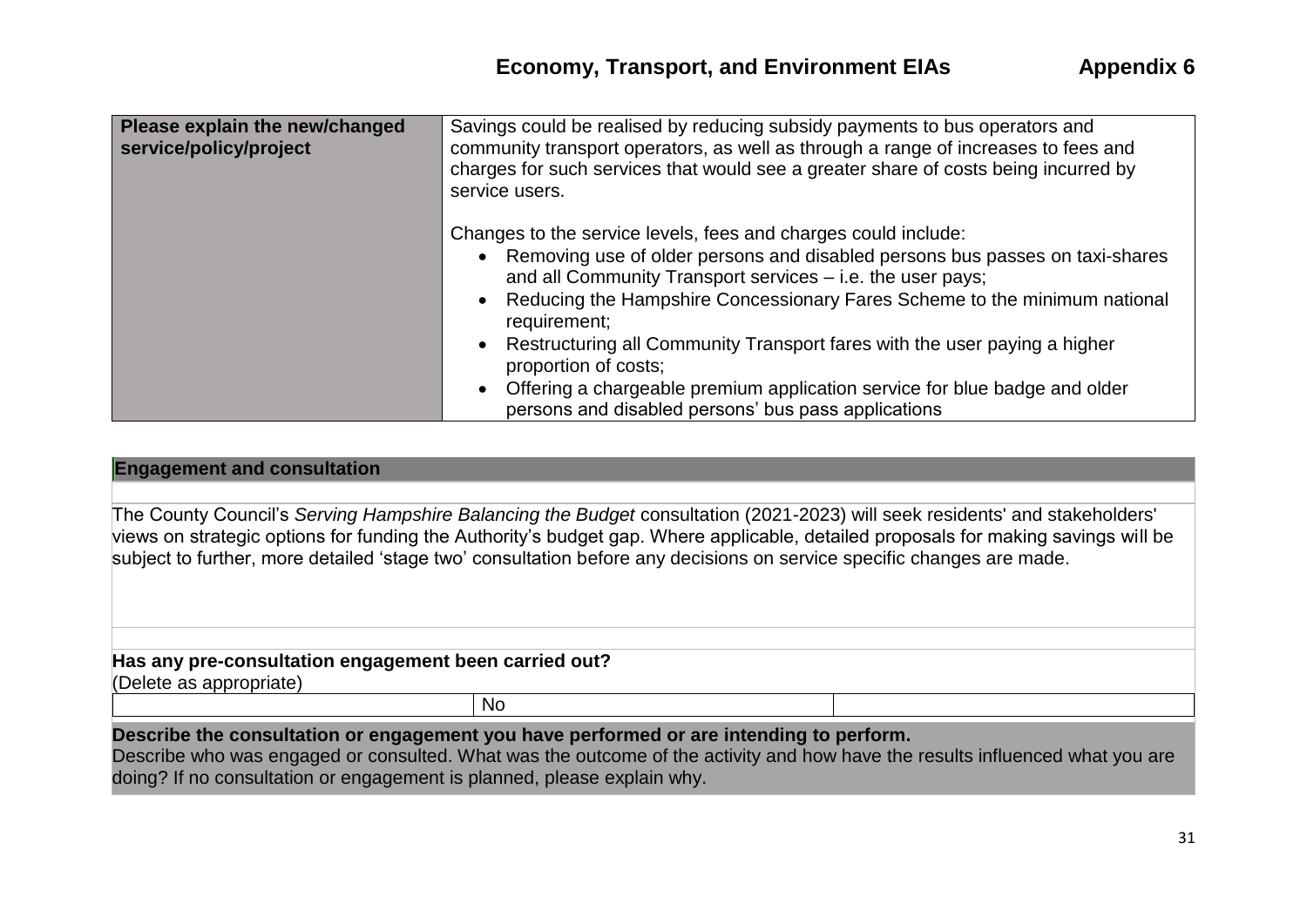| | |
|---|---|
| **Please explain the new/changed service/policy/project** | Savings could be realised by reducing subsidy payments to bus operators and community transport operators, as well as through a range of increases to fees and charges for such services that would see a greater share of costs being incurred by service users.<br><br>Changes to the service levels, fees and charges could include:<br>• Removing use of older persons and disabled persons bus passes on taxi-shares and all Community Transport services – i.e. the user pays;<br>• Reducing the Hampshire Concessionary Fares Scheme to the minimum national requirement;<br>• Restructuring all Community Transport fares with the user paying a higher proportion of costs;<br>• Offering a chargeable premium application service for blue badge and older persons and disabled persons' bus pass applications |

**Engagement and consultation**

The County Council's *Serving Hampshire Balancing the Budget* consultation (2021-2023) will seek residents' and stakeholders' views on strategic options for funding the Authority's budget gap. Where applicable, detailed proposals for making savings will be subject to further, more detailed 'stage two' consultation before any decisions on service specific changes are made.

**Has any pre-consultation engagement been carried out?**
(Delete as appropriate)

| | | |
|---|---|---|
| | No | |

**Describe the consultation or engagement you have performed or are intending to perform.**
Describe who was engaged or consulted. What was the outcome of the activity and how have the results influenced what you are doing? If no consultation or engagement is planned, please explain why.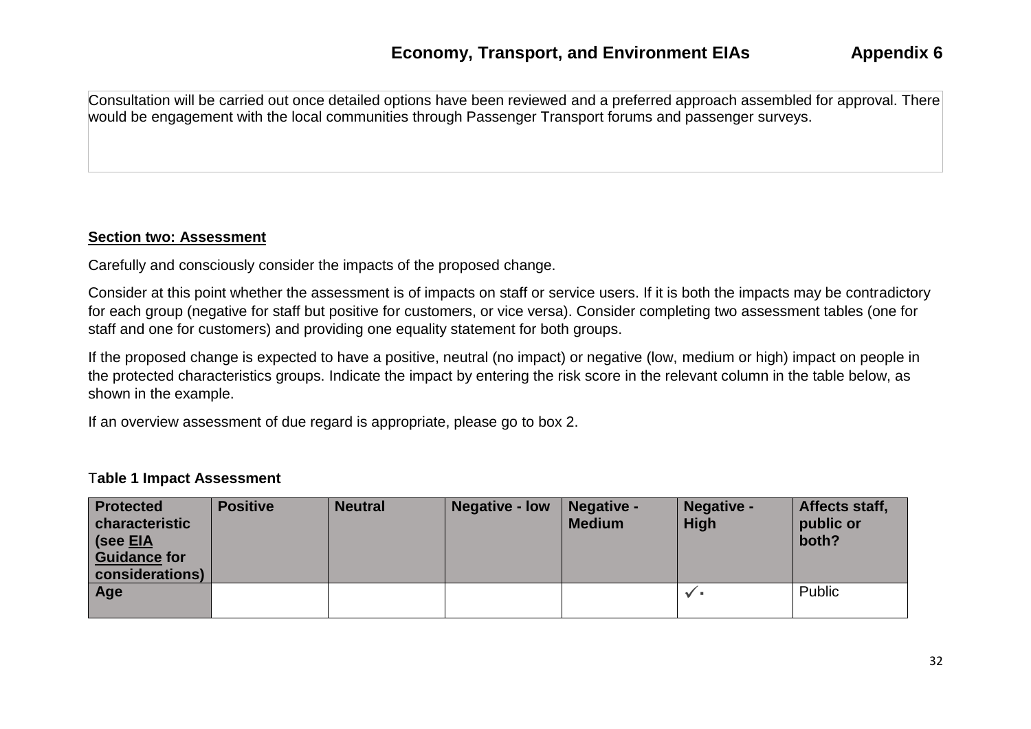Consultation will be carried out once detailed options have been reviewed and a preferred approach assembled for approval. There would be engagement with the local communities through Passenger Transport forums and passenger surveys.

**Section two: Assessment**

Carefully and consciously consider the impacts of the proposed change.

Consider at this point whether the assessment is of impacts on staff or service users. If it is both the impacts may be contradictory for each group (negative for staff but positive for customers, or vice versa). Consider completing two assessment tables (one for staff and one for customers) and providing one equality statement for both groups.

If the proposed change is expected to have a positive, neutral (no impact) or negative (low, medium or high) impact on people in the protected characteristics groups. Indicate the impact by entering the risk score in the relevant column in the table below, as shown in the example.

If an overview assessment of due regard is appropriate, please go to box 2.

T**able 1 Impact Assessment**

| Protected characteristic (see EIA Guidance for considerations) | Positive | Neutral | Negative - low | Negative - Medium | Negative - High | Affects staff, public or both? |
|---|---|---|---|---|---|---|
| **Age** | | | | | ✓ | Public |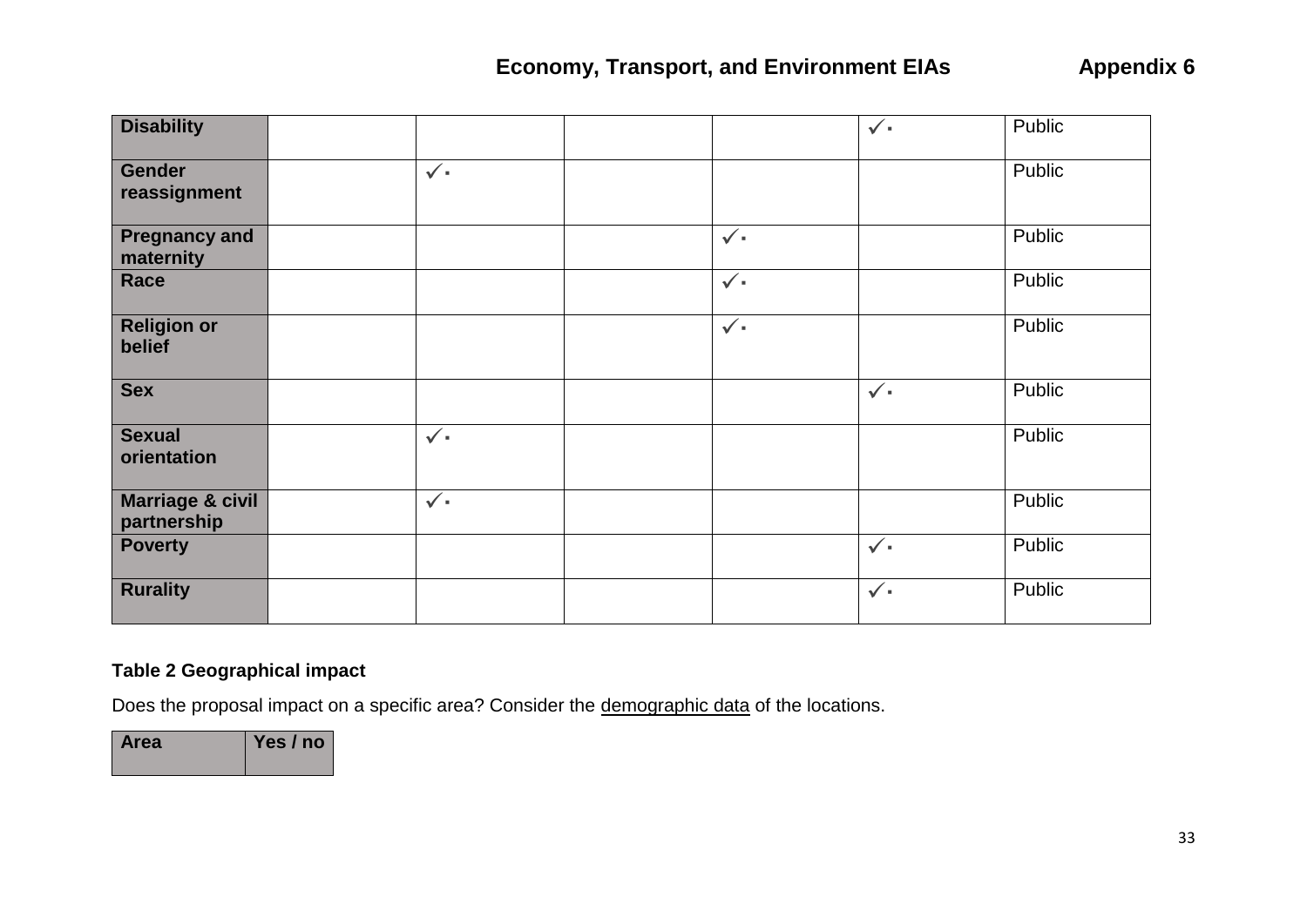| | | | | | | |
|---|---|---|---|---|---|---|
| **Disability** | | | | | ✓▪ | Public |
| **Gender reassignment** | | ✓▪ | | | | Public |
| **Pregnancy and maternity** | | | | ✓▪ | | Public |
| **Race** | | | | ✓▪ | | Public |
| **Religion or belief** | | | | ✓▪ | | Public |
| **Sex** | | | | | ✓▪ | Public |
| **Sexual orientation** | | ✓▪ | | | | Public |
| **Marriage & civil partnership** | | ✓▪ | | | | Public |
| **Poverty** | | | | | ✓▪ | Public |
| **Rurality** | | | | | ✓▪ | Public |

**Table 2 Geographical impact**

Does the proposal impact on a specific area? Consider the demographic data of the locations.

| Area | Yes / no |
|---|---|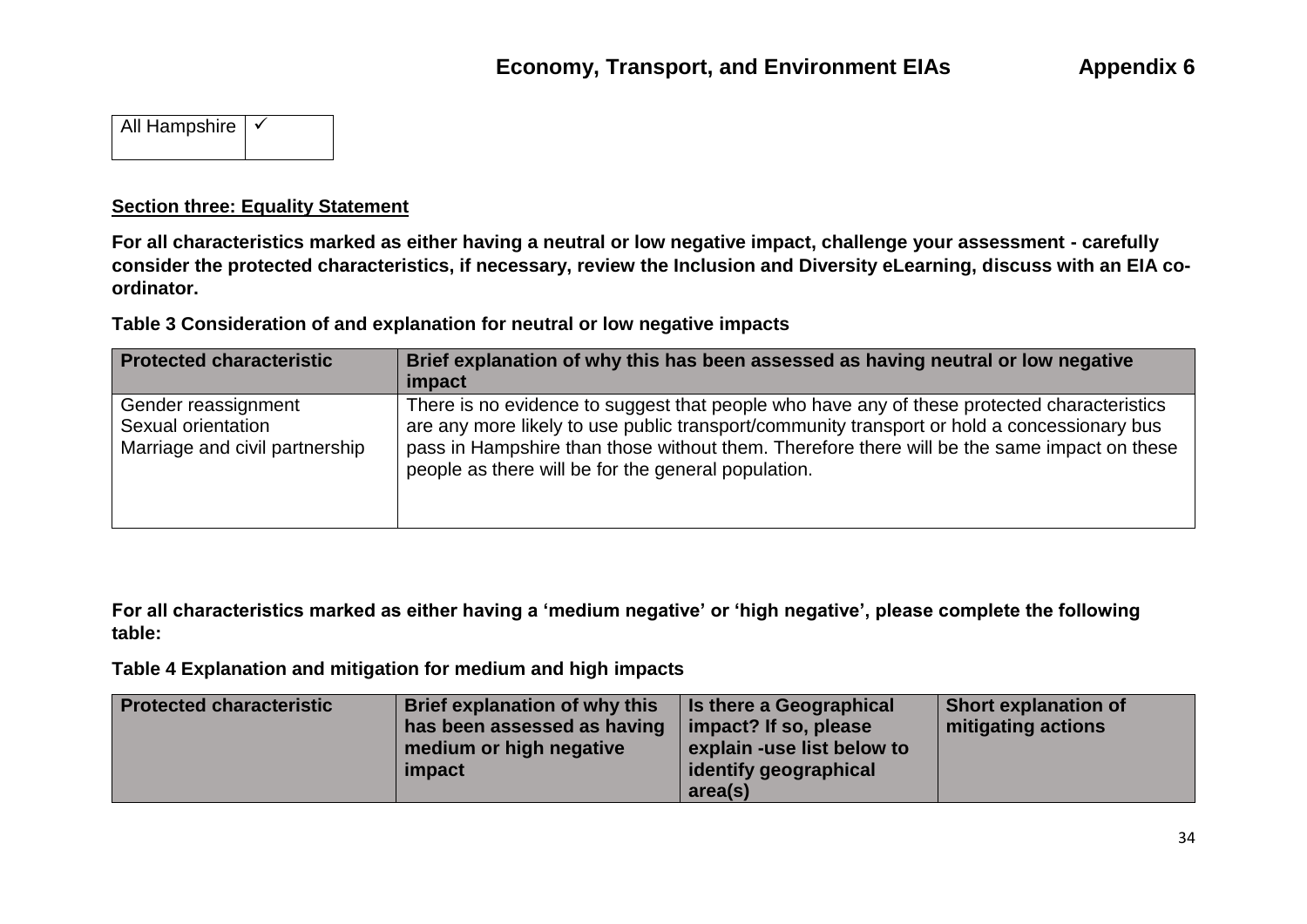| | |
|---|---|
| All Hampshire | ✓ |

**Section three: Equality Statement**

**For all characteristics marked as either having a neutral or low negative impact, challenge your assessment - carefully consider the protected characteristics, if necessary, review the Inclusion and Diversity eLearning, discuss with an EIA co-ordinator.**

**Table 3 Consideration of and explanation for neutral or low negative impacts**

| Protected characteristic | Brief explanation of why this has been assessed as having neutral or low negative impact |
|---|---|
| Gender reassignment<br>Sexual orientation<br>Marriage and civil partnership | There is no evidence to suggest that people who have any of these protected characteristics are any more likely to use public transport/community transport or hold a concessionary bus pass in Hampshire than those without them. Therefore there will be the same impact on these people as there will be for the general population. |

**For all characteristics marked as either having a 'medium negative' or 'high negative', please complete the following table:**

**Table 4 Explanation and mitigation for medium and high impacts**

| Protected characteristic | Brief explanation of why this has been assessed as having medium or high negative impact | Is there a Geographical impact? If so, please explain -use list below to identify geographical area(s) | Short explanation of mitigating actions |
|---|---|---|---|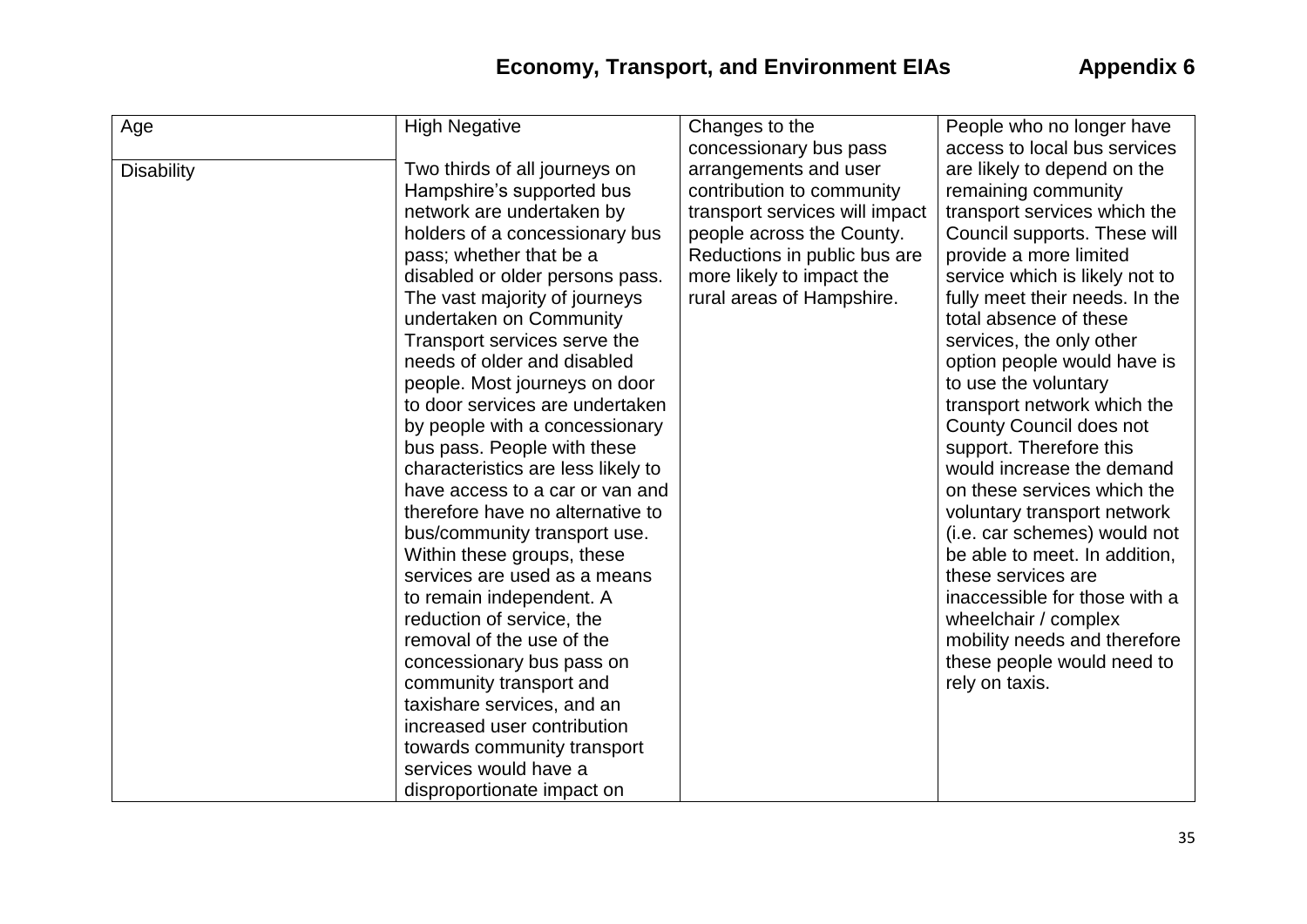| | | | |
|---|---|---|---|
| Age<br><br>Disability | High Negative<br><br>Two thirds of all journeys on Hampshire's supported bus network are undertaken by holders of a concessionary bus pass; whether that be a disabled or older persons pass. The vast majority of journeys undertaken on Community Transport services serve the needs of older and disabled people. Most journeys on door to door services are undertaken by people with a concessionary bus pass. People with these characteristics are less likely to have access to a car or van and therefore have no alternative to bus/community transport use. Within these groups, these services are used as a means to remain independent. A reduction of service, the removal of the use of the concessionary bus pass on community transport and taxishare services, and an increased user contribution towards community transport services would have a disproportionate impact on | Changes to the concessionary bus pass arrangements and user contribution to community transport services will impact people across the County. Reductions in public bus are more likely to impact the rural areas of Hampshire. | People who no longer have access to local bus services are likely to depend on the remaining community transport services which the Council supports. These will provide a more limited service which is likely not to fully meet their needs. In the total absence of these services, the only other option people would have is to use the voluntary transport network which the County Council does not support. Therefore this would increase the demand on these services which the voluntary transport network (i.e. car schemes) would not be able to meet. In addition, these services are inaccessible for those with a wheelchair / complex mobility needs and therefore these people would need to rely on taxis. |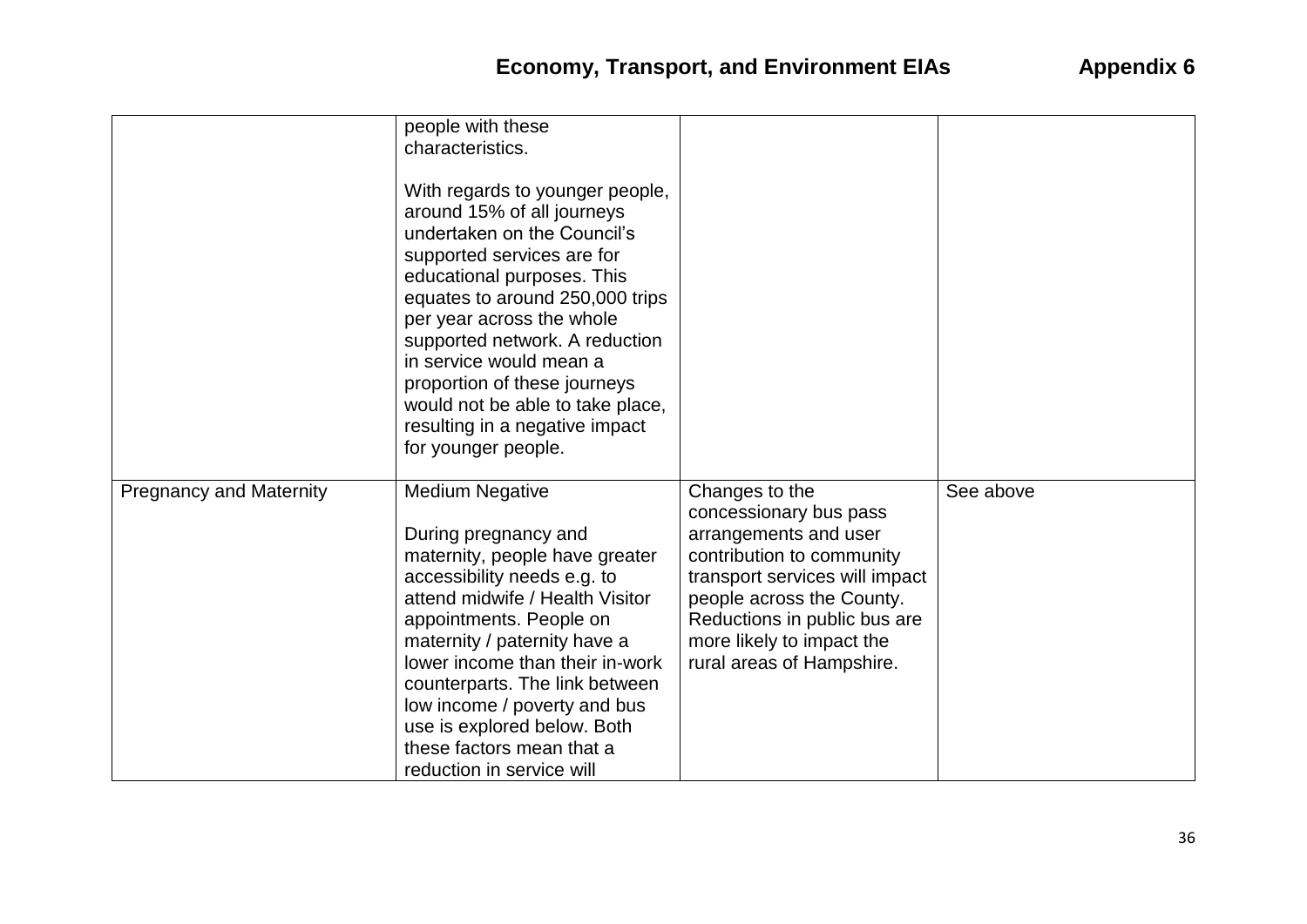| | | | |
|---|---|---|---|
| | people with these characteristics.<br><br>With regards to younger people, around 15% of all journeys undertaken on the Council's supported services are for educational purposes. This equates to around 250,000 trips per year across the whole supported network. A reduction in service would mean a proportion of these journeys would not be able to take place, resulting in a negative impact for younger people. | | |
| Pregnancy and Maternity | Medium Negative<br><br>During pregnancy and maternity, people have greater accessibility needs e.g. to attend midwife / Health Visitor appointments. People on maternity / paternity have a lower income than their in-work counterparts. The link between low income / poverty and bus use is explored below. Both these factors mean that a reduction in service will | Changes to the concessionary bus pass arrangements and user contribution to community transport services will impact people across the County. Reductions in public bus are more likely to impact the rural areas of Hampshire. | See above |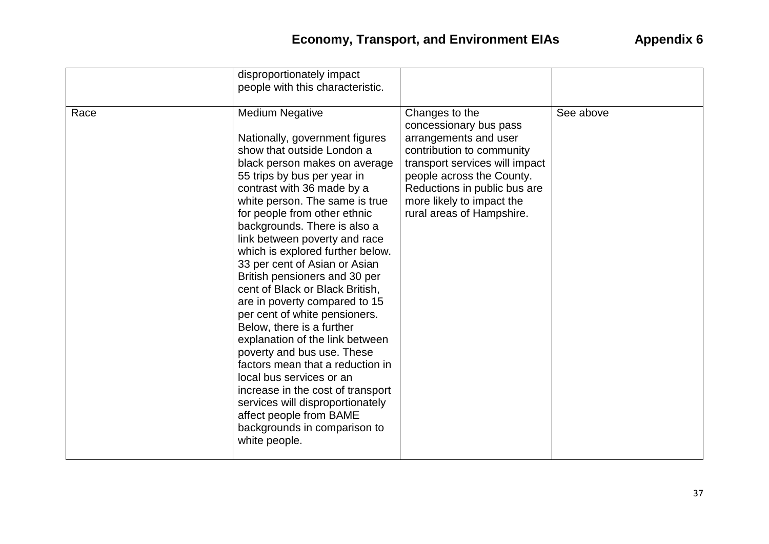| | | | |
|---|---|---|---|
| | disproportionately impact people with this characteristic. | | |
| Race | Medium Negative<br><br>Nationally, government figures show that outside London a black person makes on average 55 trips by bus per year in contrast with 36 made by a white person. The same is true for people from other ethnic backgrounds. There is also a link between poverty and race which is explored further below. 33 per cent of Asian or Asian British pensioners and 30 per cent of Black or Black British, are in poverty compared to 15 per cent of white pensioners. Below, there is a further explanation of the link between poverty and bus use. These factors mean that a reduction in local bus services or an increase in the cost of transport services will disproportionately affect people from BAME backgrounds in comparison to white people. | Changes to the concessionary bus pass arrangements and user contribution to community transport services will impact people across the County. Reductions in public bus are more likely to impact the rural areas of Hampshire. | See above |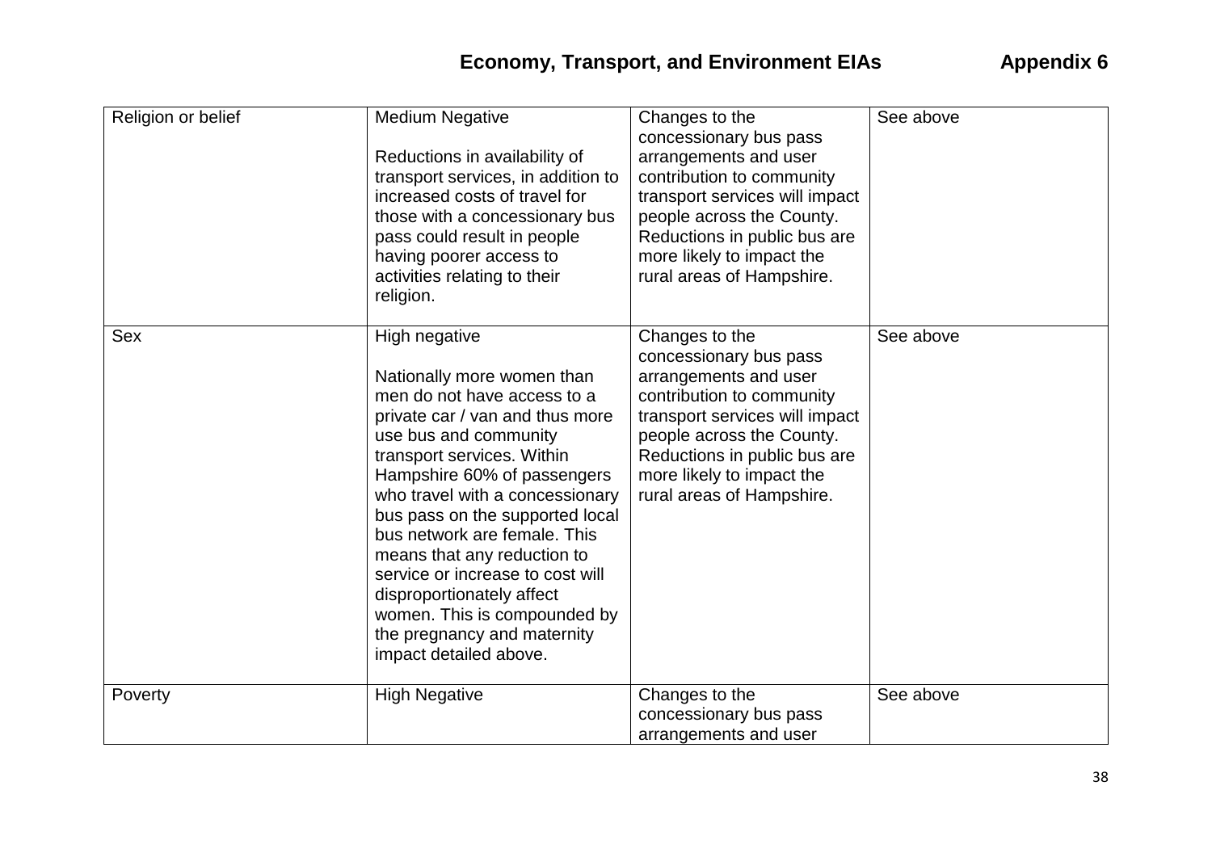| | | | |
|---|---|---|---|
| Religion or belief | Medium Negative<br><br>Reductions in availability of transport services, in addition to increased costs of travel for those with a concessionary bus pass could result in people having poorer access to activities relating to their religion. | Changes to the concessionary bus pass arrangements and user contribution to community transport services will impact people across the County. Reductions in public bus are more likely to impact the rural areas of Hampshire. | See above |
| Sex | High negative<br><br>Nationally more women than men do not have access to a private car / van and thus more use bus and community transport services. Within Hampshire 60% of passengers who travel with a concessionary bus pass on the supported local bus network are female. This means that any reduction to service or increase to cost will disproportionately affect women. This is compounded by the pregnancy and maternity impact detailed above. | Changes to the concessionary bus pass arrangements and user contribution to community transport services will impact people across the County. Reductions in public bus are more likely to impact the rural areas of Hampshire. | See above |
| Poverty | High Negative | Changes to the concessionary bus pass arrangements and user | See above |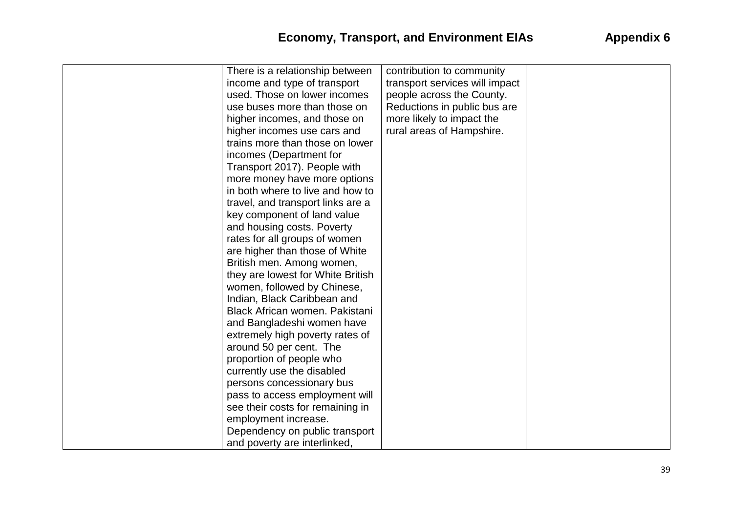| | | | |
|---|---|---|---|
| | There is a relationship between income and type of transport used. Those on lower incomes use buses more than those on higher incomes, and those on higher incomes use cars and trains more than those on lower incomes (Department for Transport 2017). People with more money have more options in both where to live and how to travel, and transport links are a key component of land value and housing costs. Poverty rates for all groups of women are higher than those of White British men. Among women, they are lowest for White British women, followed by Chinese, Indian, Black Caribbean and Black African women. Pakistani and Bangladeshi women have extremely high poverty rates of around 50 per cent. The proportion of people who currently use the disabled persons concessionary bus pass to access employment will see their costs for remaining in employment increase. Dependency on public transport and poverty are interlinked, | contribution to community transport services will impact people across the County. Reductions in public bus are more likely to impact the rural areas of Hampshire. | |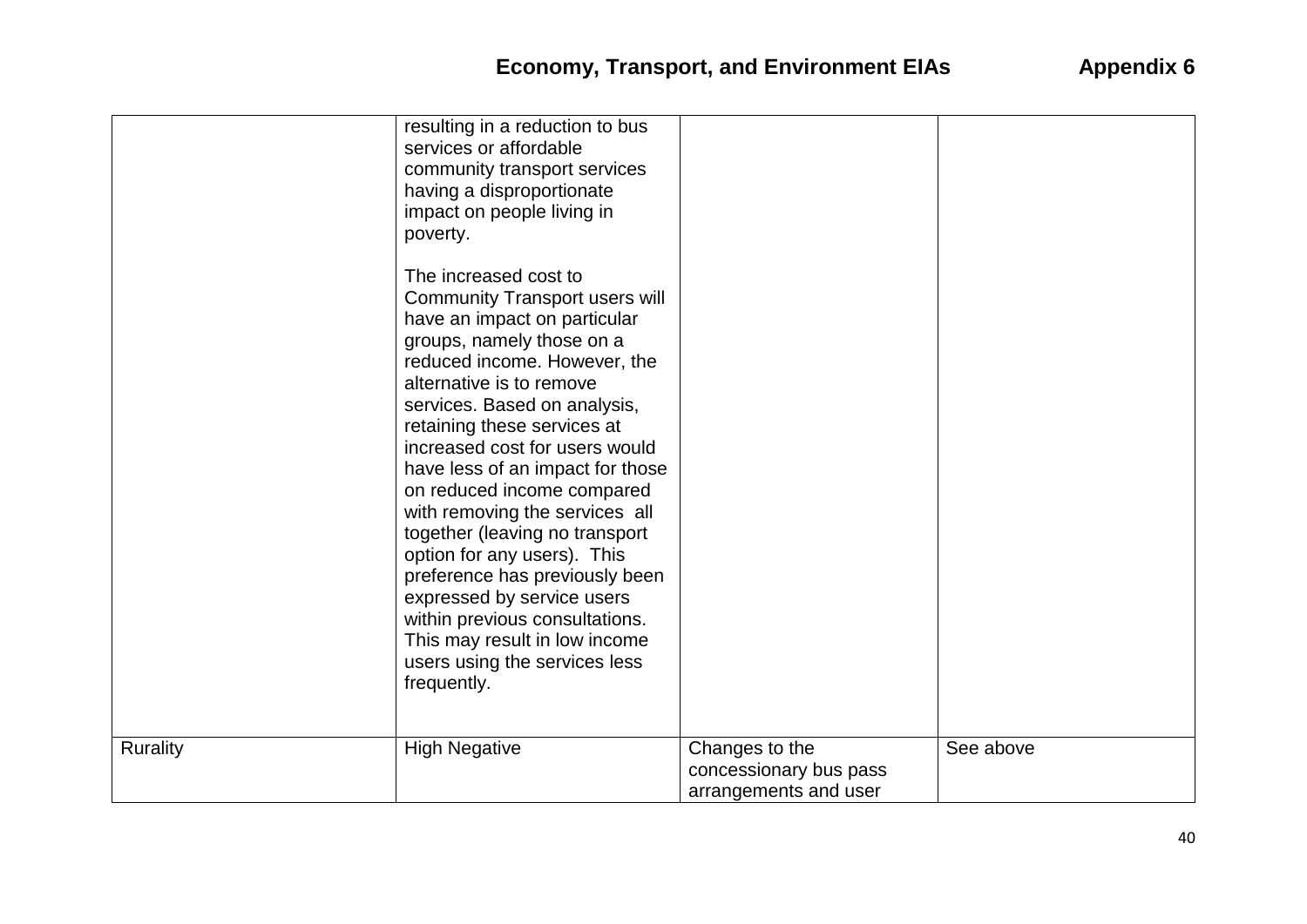| | | | |
|---|---|---|---|
| | resulting in a reduction to bus services or affordable community transport services having a disproportionate impact on people living in poverty.<br><br>The increased cost to Community Transport users will have an impact on particular groups, namely those on a reduced income. However, the alternative is to remove services. Based on analysis, retaining these services at increased cost for users would have less of an impact for those on reduced income compared with removing the services all together (leaving no transport option for any users). This preference has previously been expressed by service users within previous consultations. This may result in low income users using the services less frequently. | | |
| Rurality | High Negative | Changes to the concessionary bus pass arrangements and user | See above |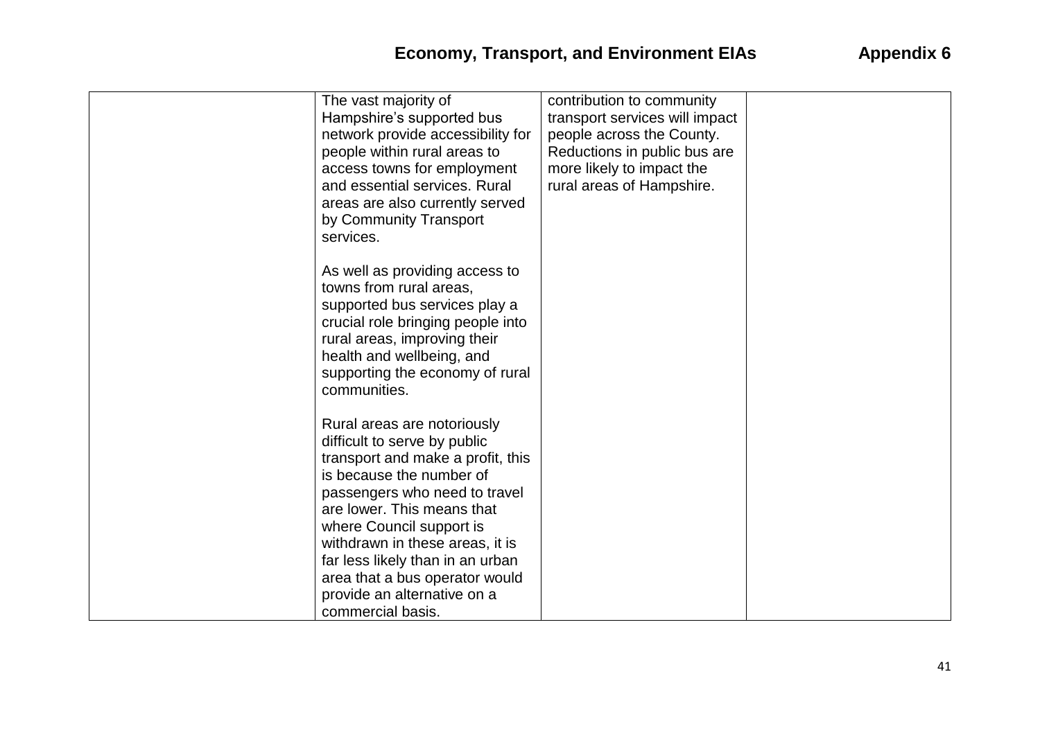| | | | |
|---|---|---|---|
| | The vast majority of Hampshire's supported bus network provide accessibility for people within rural areas to access towns for employment and essential services. Rural areas are also currently served by Community Transport services.<br><br>As well as providing access to towns from rural areas, supported bus services play a crucial role bringing people into rural areas, improving their health and wellbeing, and supporting the economy of rural communities.<br><br>Rural areas are notoriously difficult to serve by public transport and make a profit, this is because the number of passengers who need to travel are lower. This means that where Council support is withdrawn in these areas, it is far less likely than in an urban area that a bus operator would provide an alternative on a commercial basis. | contribution to community transport services will impact people across the County. Reductions in public bus are more likely to impact the rural areas of Hampshire. | |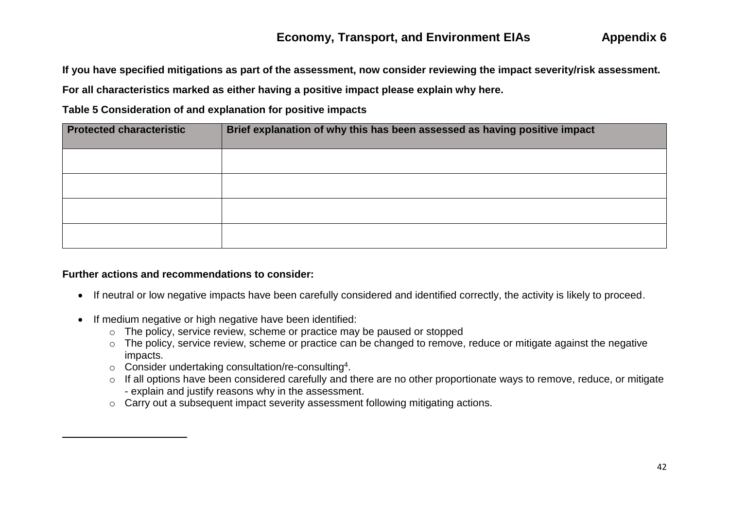**If you have specified mitigations as part of the assessment, now consider reviewing the impact severity/risk assessment.**

**For all characteristics marked as either having a positive impact please explain why here.**

**Table 5 Consideration of and explanation for positive impacts**

| Protected characteristic | Brief explanation of why this has been assessed as having positive impact |
|---|---|
| | |
| | |
| | |
| | |

**Further actions and recommendations to consider:**

- If neutral or low negative impacts have been carefully considered and identified correctly, the activity is likely to proceed.
- If medium negative or high negative have been identified:
  - The policy, service review, scheme or practice may be paused or stopped
  - The policy, service review, scheme or practice can be changed to remove, reduce or mitigate against the negative impacts.
  - Consider undertaking consultation/re-consulting[4].
  - If all options have been considered carefully and there are no other proportionate ways to remove, reduce, or mitigate - explain and justify reasons why in the assessment.
  - Carry out a subsequent impact severity assessment following mitigating actions.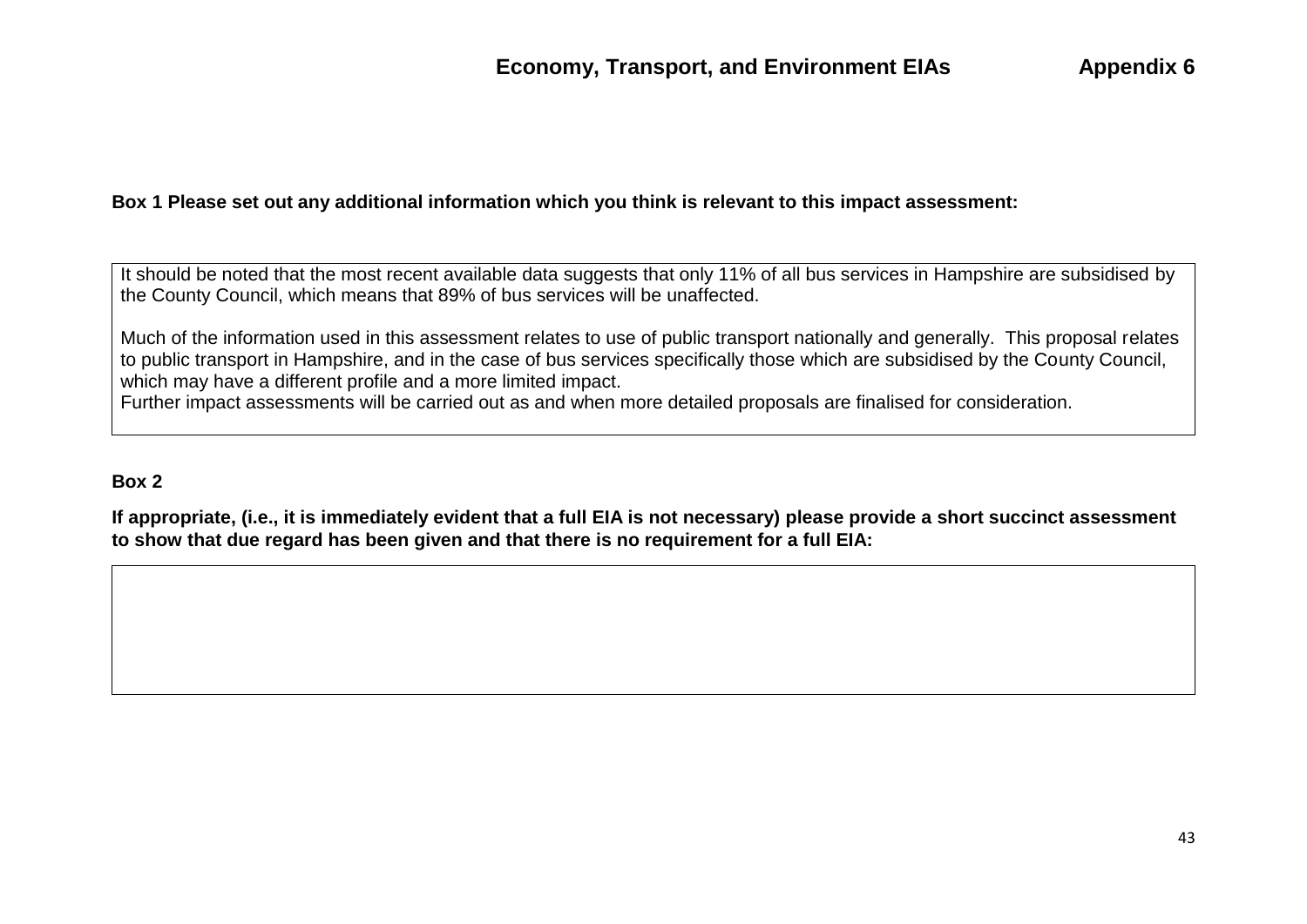**Box 1 Please set out any additional information which you think is relevant to this impact assessment:**

It should be noted that the most recent available data suggests that only 11% of all bus services in Hampshire are subsidised by the County Council, which means that 89% of bus services will be unaffected.

Much of the information used in this assessment relates to use of public transport nationally and generally. This proposal relates to public transport in Hampshire, and in the case of bus services specifically those which are subsidised by the County Council, which may have a different profile and a more limited impact.
Further impact assessments will be carried out as and when more detailed proposals are finalised for consideration.

**Box 2**

**If appropriate, (i.e., it is immediately evident that a full EIA is not necessary) please provide a short succinct assessment to show that due regard has been given and that there is no requirement for a full EIA:**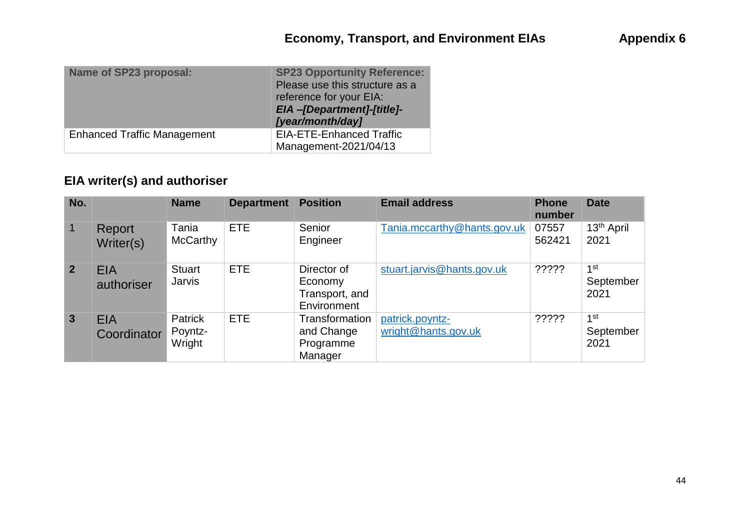**Economy, Transport, and Environment EIAs** **Appendix 6**

| Name of SP23 proposal: | SP23 Opportunity Reference: Please use this structure as a reference for your EIA: ***EIA –[Department]-[title]-[year/month/day]*** |
|---|---|
| Enhanced Traffic Management | EIA-ETE-Enhanced Traffic Management-2021/04/13 |

## EIA writer(s) and authoriser

| No. | | Name | Department | Position | Email address | Phone number | Date |
|---|---|---|---|---|---|---|---|
| 1 | Report Writer(s) | Tania McCarthy | ETE | Senior Engineer | Tania.mccarthy@hants.gov.uk | 07557 562421 | 13th April 2021 |
| 2 | EIA authoriser | Stuart Jarvis | ETE | Director of Economy Transport, and Environment | stuart.jarvis@hants.gov.uk | ????? | 1st September 2021 |
| 3 | EIA Coordinator | Patrick Poyntz-Wright | ETE | Transformation and Change Programme Manager | patrick.poyntz-wright@hants.gov.uk | ????? | 1st September 2021 |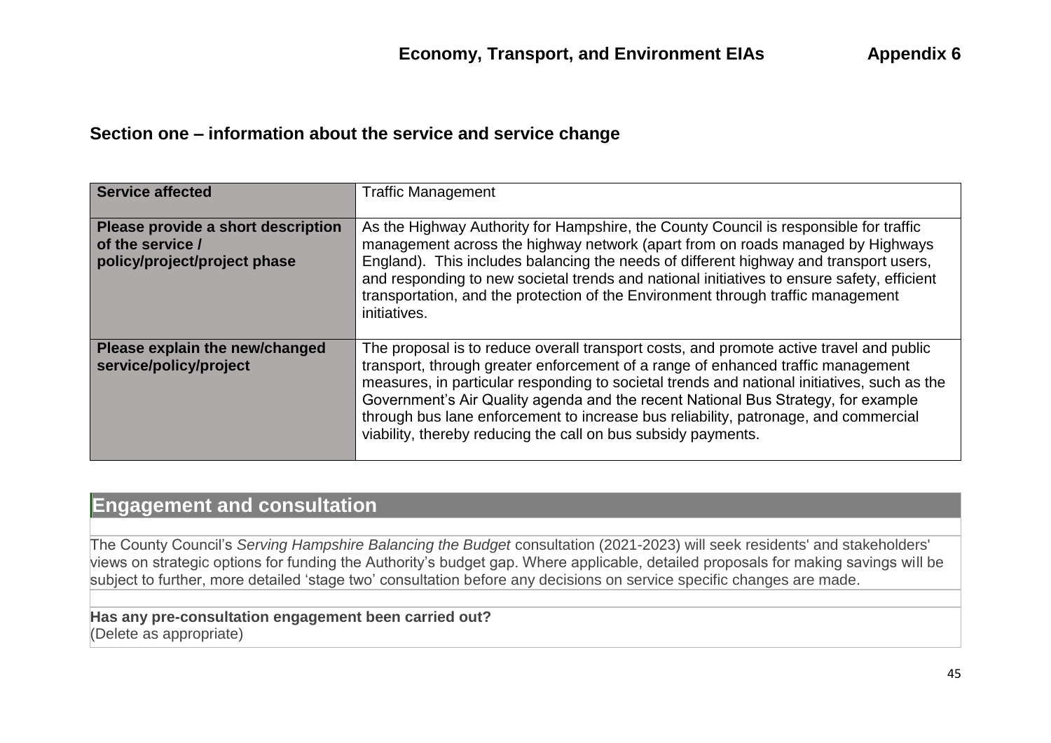## Section one – information about the service and service change

| | |
|---|---|
| **Service affected** | Traffic Management |
| **Please provide a short description of the service / policy/project/project phase** | As the Highway Authority for Hampshire, the County Council is responsible for traffic management across the highway network (apart from on roads managed by Highways England). This includes balancing the needs of different highway and transport users, and responding to new societal trends and national initiatives to ensure safety, efficient transportation, and the protection of the Environment through traffic management initiatives. |
| **Please explain the new/changed service/policy/project** | The proposal is to reduce overall transport costs, and promote active travel and public transport, through greater enforcement of a range of enhanced traffic management measures, in particular responding to societal trends and national initiatives, such as the Government's Air Quality agenda and the recent National Bus Strategy, for example through bus lane enforcement to increase bus reliability, patronage, and commercial viability, thereby reducing the call on bus subsidy payments. |

## Engagement and consultation

The County Council's *Serving Hampshire Balancing the Budget* consultation (2021-2023) will seek residents' and stakeholders' views on strategic options for funding the Authority's budget gap. Where applicable, detailed proposals for making savings will be subject to further, more detailed 'stage two' consultation before any decisions on service specific changes are made.

**Has any pre-consultation engagement been carried out?**
(Delete as appropriate)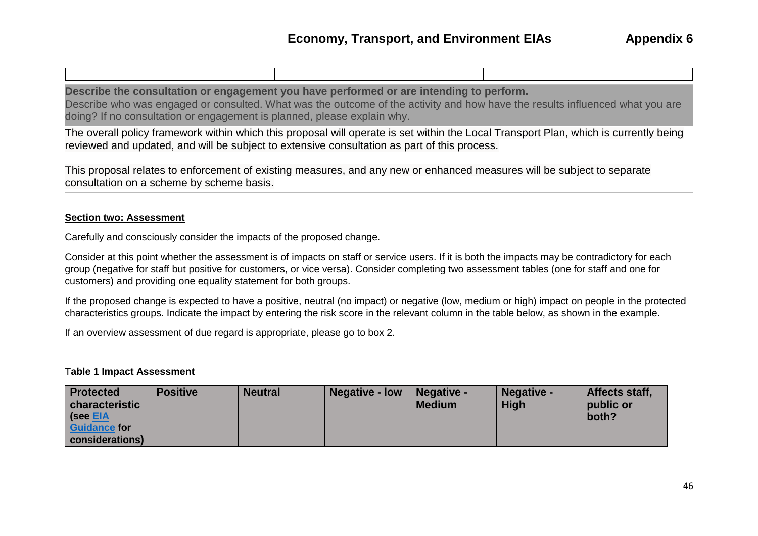| | | |
|---|---|---|
| | | |

**Describe the consultation or engagement you have performed or are intending to perform.**

Describe who was engaged or consulted. What was the outcome of the activity and how have the results influenced what you are doing? If no consultation or engagement is planned, please explain why.

The overall policy framework within which this proposal will operate is set within the Local Transport Plan, which is currently being reviewed and updated, and will be subject to extensive consultation as part of this process.

This proposal relates to enforcement of existing measures, and any new or enhanced measures will be subject to separate consultation on a scheme by scheme basis.

**Section two: Assessment**

Carefully and consciously consider the impacts of the proposed change.

Consider at this point whether the assessment is of impacts on staff or service users. If it is both the impacts may be contradictory for each group (negative for staff but positive for customers, or vice versa). Consider completing two assessment tables (one for staff and one for customers) and providing one equality statement for both groups.

If the proposed change is expected to have a positive, neutral (no impact) or negative (low, medium or high) impact on people in the protected characteristics groups. Indicate the impact by entering the risk score in the relevant column in the table below, as shown in the example.

If an overview assessment of due regard is appropriate, please go to box 2.

**Table 1 Impact Assessment**

| Protected characteristic (see EIA Guidance for considerations) | Positive | Neutral | Negative - low | Negative - Medium | Negative - High | Affects staff, public or both? |
|---|---|---|---|---|---|---|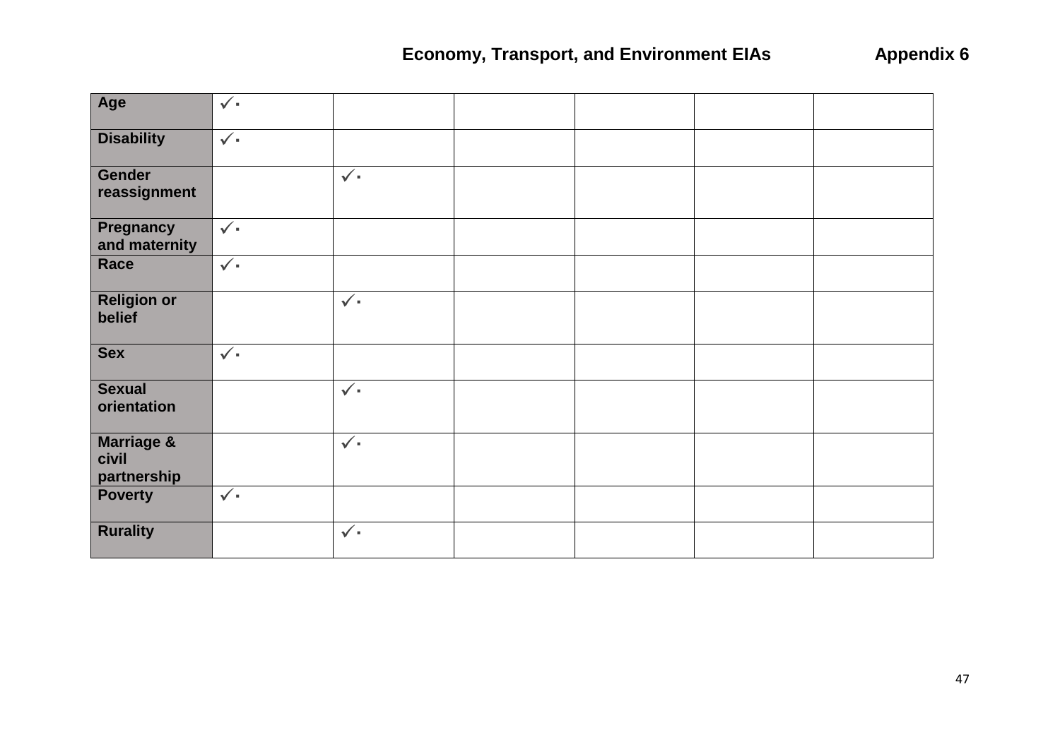| | | | | | | |
|---|---|---|---|---|---|---|
| **Age** | ✓▪ | | | | | |
| **Disability** | ✓▪ | | | | | |
| **Gender reassignment** | | ✓▪ | | | | |
| **Pregnancy and maternity** | ✓▪ | | | | | |
| **Race** | ✓▪ | | | | | |
| **Religion or belief** | | ✓▪ | | | | |
| **Sex** | ✓▪ | | | | | |
| **Sexual orientation** | | ✓▪ | | | | |
| **Marriage & civil partnership** | | ✓▪ | | | | |
| **Poverty** | ✓▪ | | | | | |
| **Rurality** | | ✓▪ | | | | |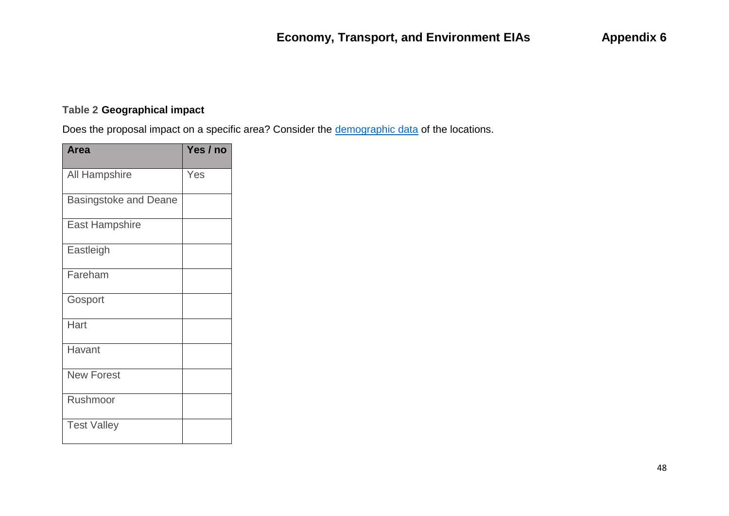**Table 2 Geographical impact**

Does the proposal impact on a specific area? Consider the [demographic data] of the locations.

| Area | Yes / no |
|---|---|
| All Hampshire | Yes |
| Basingstoke and Deane | |
| East Hampshire | |
| Eastleigh | |
| Fareham | |
| Gosport | |
| Hart | |
| Havant | |
| New Forest | |
| Rushmoor | |
| Test Valley | |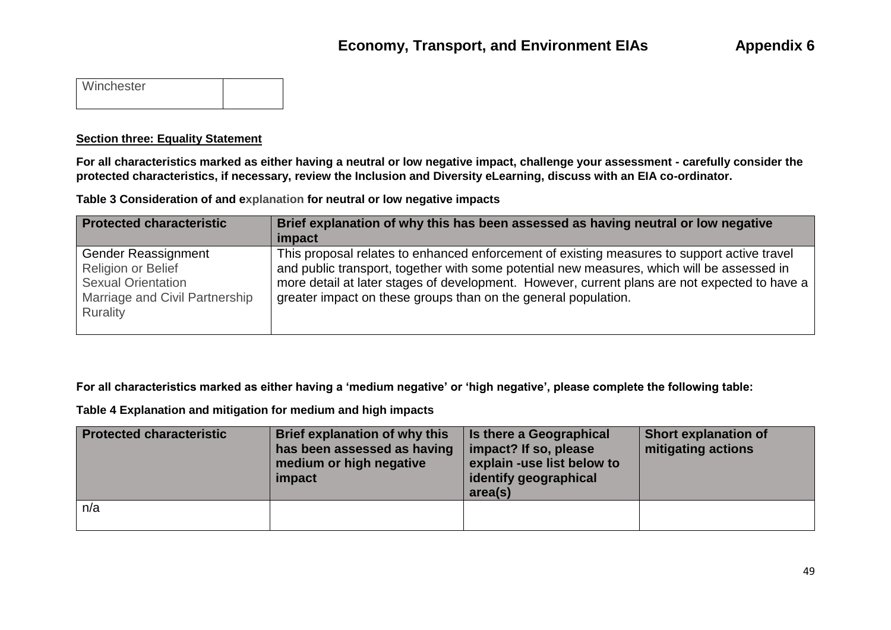| | |
|---|---|
| Winchester | |

**Section three: Equality Statement**

**For all characteristics marked as either having a neutral or low negative impact, challenge your assessment - carefully consider the protected characteristics, if necessary, review the Inclusion and Diversity eLearning, discuss with an EIA co-ordinator.**

**Table 3 Consideration of and explanation for neutral or low negative impacts**

| Protected characteristic | Brief explanation of why this has been assessed as having neutral or low negative impact |
|---|---|
| Gender Reassignment<br>Religion or Belief<br>Sexual Orientation<br>Marriage and Civil Partnership<br>Rurality | This proposal relates to enhanced enforcement of existing measures to support active travel and public transport, together with some potential new measures, which will be assessed in more detail at later stages of development. However, current plans are not expected to have a greater impact on these groups than on the general population. |

**For all characteristics marked as either having a 'medium negative' or 'high negative', please complete the following table:**

**Table 4 Explanation and mitigation for medium and high impacts**

| Protected characteristic | Brief explanation of why this has been assessed as having medium or high negative impact | Is there a Geographical impact? If so, please explain -use list below to identify geographical area(s) | Short explanation of mitigating actions |
|---|---|---|---|
| n/a | | | |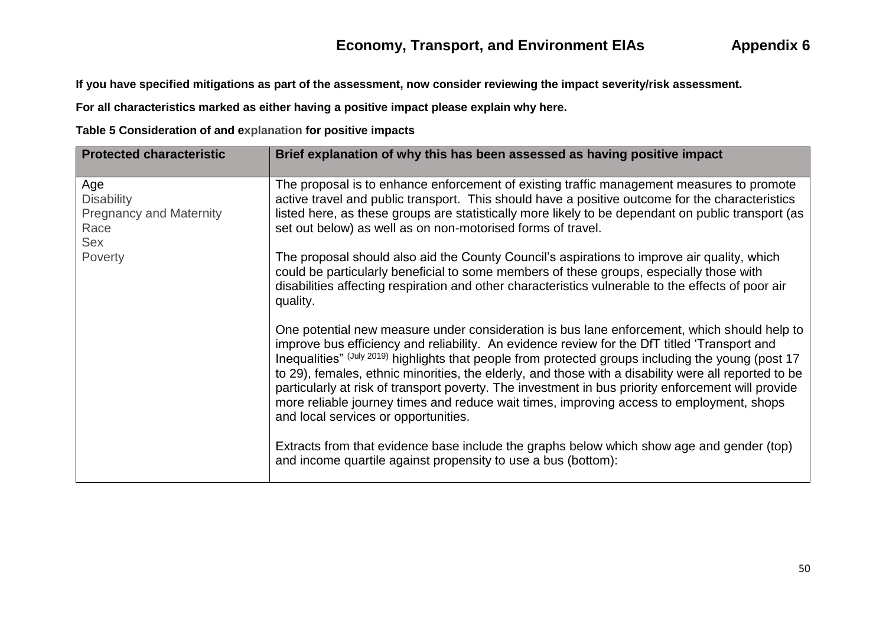If you have specified mitigations as part of the assessment, now consider reviewing the impact severity/risk assessment.

**For all characteristics marked as either having a positive impact please explain why here.**

**Table 5 Consideration of and explanation for positive impacts**

| Protected characteristic | Brief explanation of why this has been assessed as having positive impact |
|---|---|
| Age<br>Disability<br>Pregnancy and Maternity<br>Race<br>Sex<br>Poverty | The proposal is to enhance enforcement of existing traffic management measures to promote active travel and public transport. This should have a positive outcome for the characteristics listed here, as these groups are statistically more likely to be dependant on public transport (as set out below) as well as on non-motorised forms of travel.<br><br>The proposal should also aid the County Council's aspirations to improve air quality, which could be particularly beneficial to some members of these groups, especially those with disabilities affecting respiration and other characteristics vulnerable to the effects of poor air quality.<br><br>One potential new measure under consideration is bus lane enforcement, which should help to improve bus efficiency and reliability. An evidence review for the DfT titled 'Transport and Inequalities" (July 2019) highlights that people from protected groups including the young (post 17 to 29), females, ethnic minorities, the elderly, and those with a disability were all reported to be particularly at risk of transport poverty. The investment in bus priority enforcement will provide more reliable journey times and reduce wait times, improving access to employment, shops and local services or opportunities.<br><br>Extracts from that evidence base include the graphs below which show age and gender (top) and income quartile against propensity to use a bus (bottom): |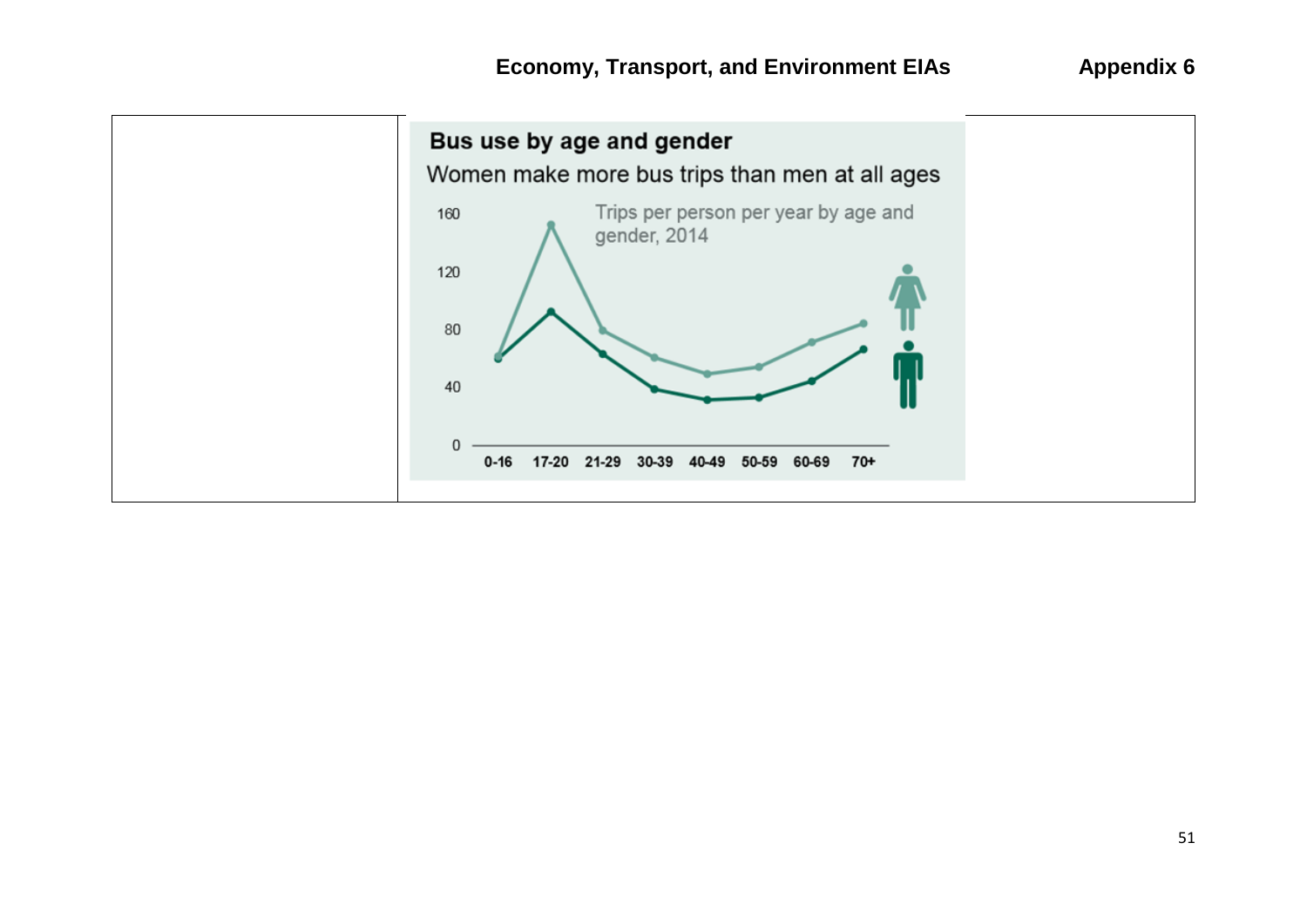| | |
|---|---|
| | Bus use by age and gender<br>Women make more bus trips than men at all ages<br>Trips per person per year by age and gender, 2014<br>160<br>120<br>80<br>40<br>0<br>0-16 17-20 21-29 30-39 40-49 50-59 60-69 70+ |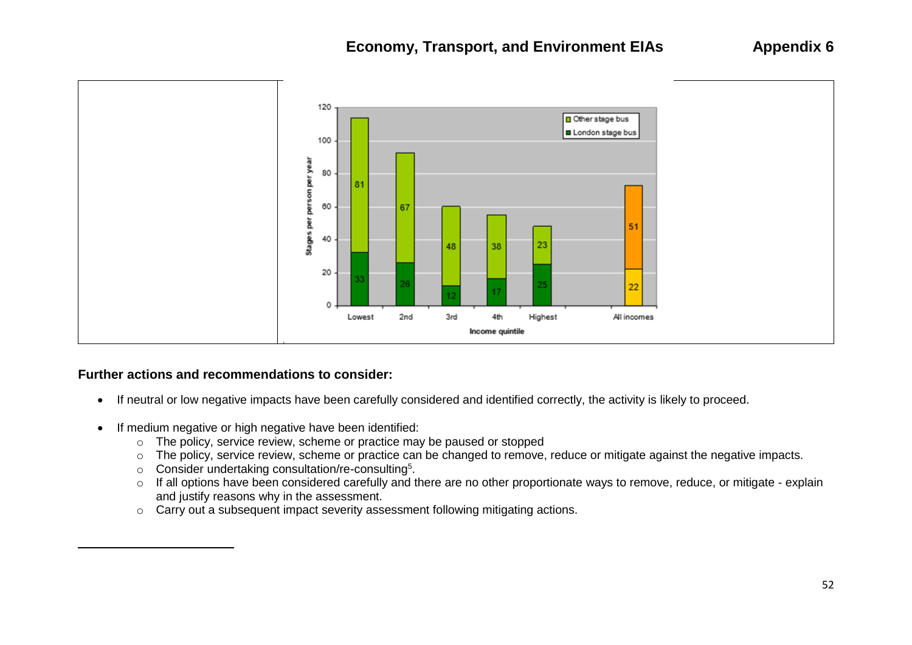120
100
80
60
40
20
0

Stages per person per year

Other stage bus
London stage bus

81
33
67
26
48
12
38
17
23
25
51
22

Lowest
2nd
3rd
4th
Highest
All incomes

Income quintile

**Further actions and recommendations to consider:**

- If neutral or low negative impacts have been carefully considered and identified correctly, the activity is likely to proceed.
- If medium negative or high negative have been identified:
  - The policy, service review, scheme or practice may be paused or stopped
  - The policy, service review, scheme or practice can be changed to remove, reduce or mitigate against the negative impacts.
  - Consider undertaking consultation/re-consulting[5].
  - If all options have been considered carefully and there are no other proportionate ways to remove, reduce, or mitigate - explain and justify reasons why in the assessment.
  - Carry out a subsequent impact severity assessment following mitigating actions.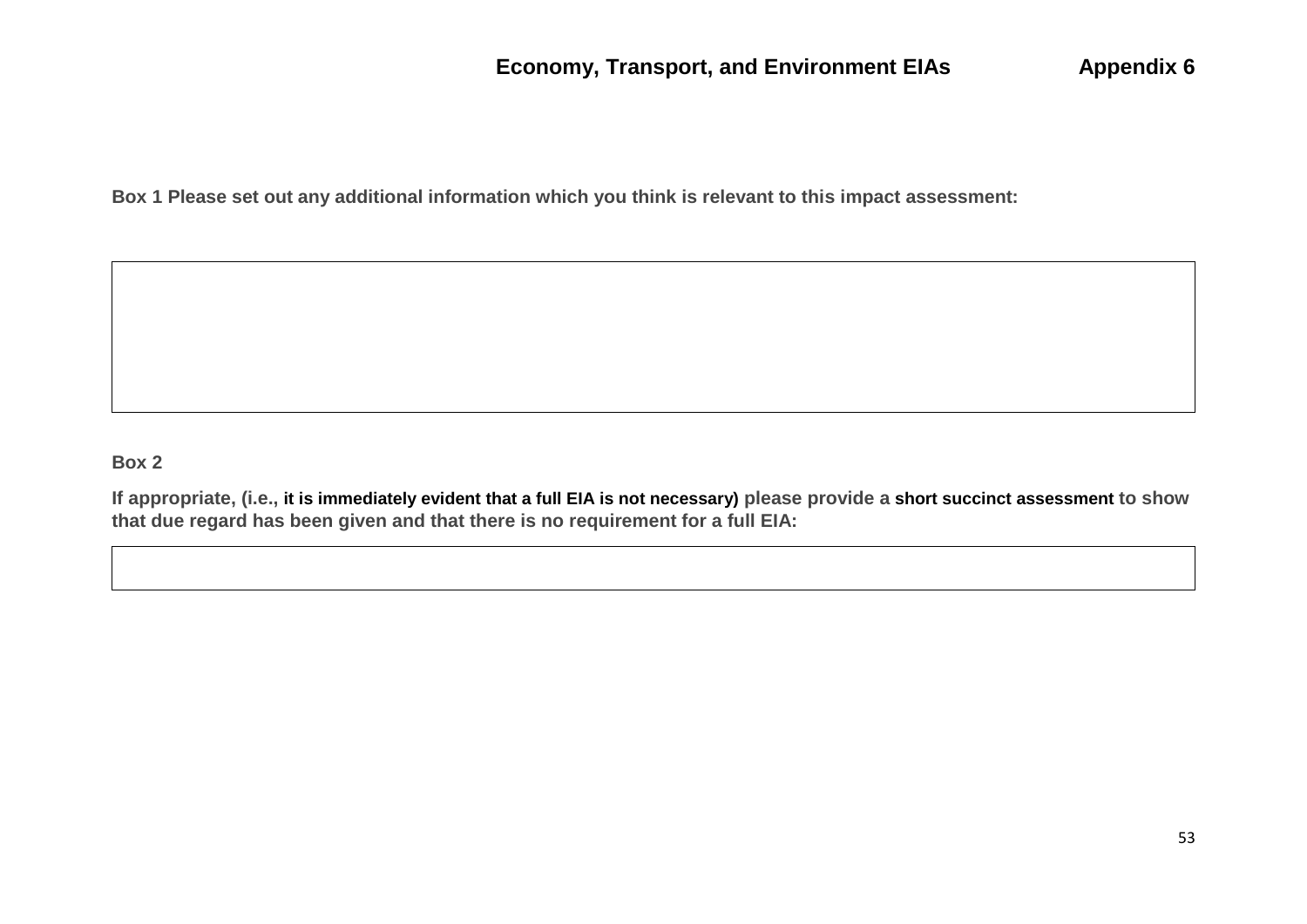**Box 1 Please set out any additional information which you think is relevant to this impact assessment:**

| |
|---|
| |

**Box 2**

**If appropriate, (i.e., it is immediately evident that a full EIA is not necessary) please provide a short succinct assessment to show that due regard has been given and that there is no requirement for a full EIA:**

| |
|---|
| |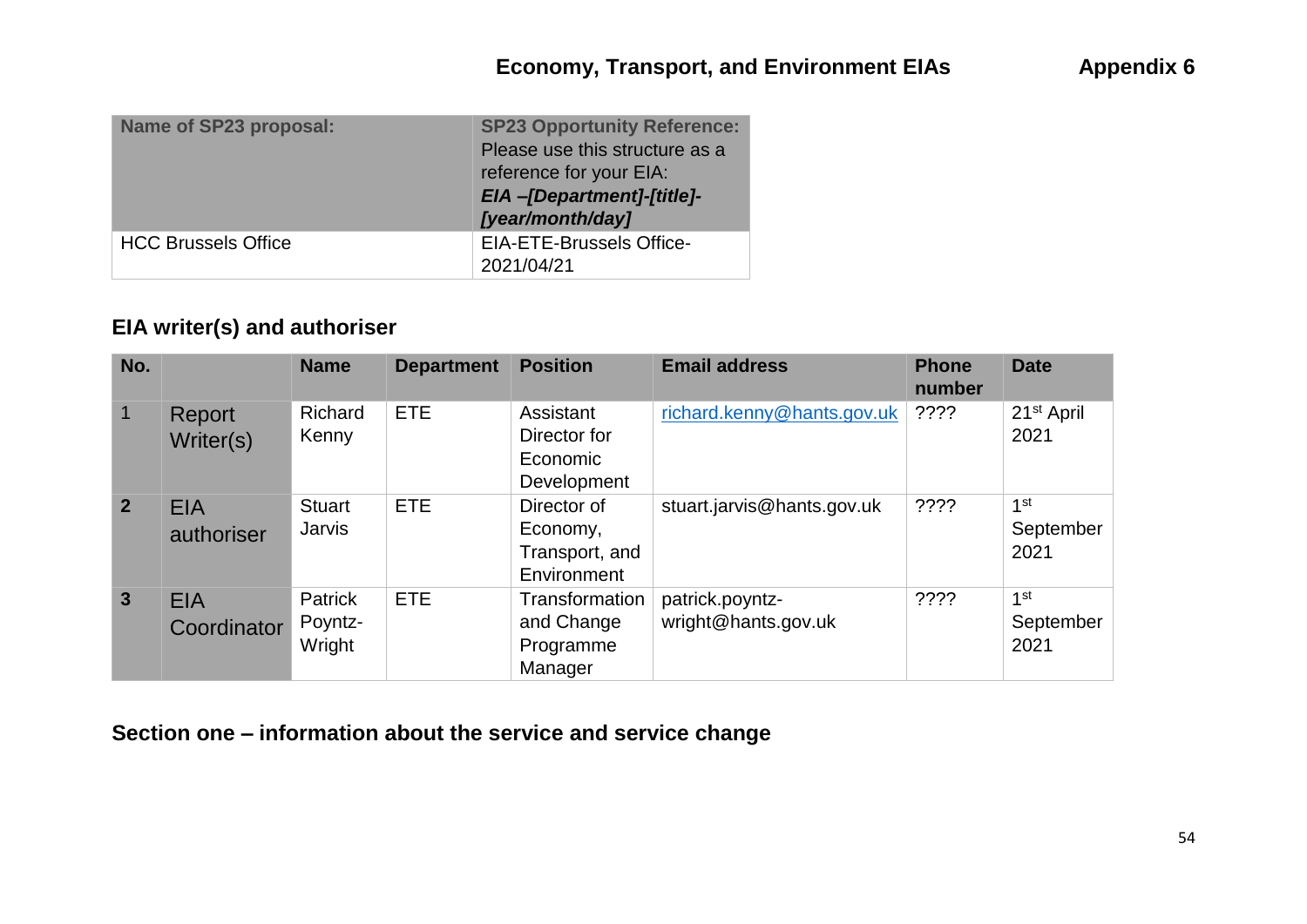## Economy, Transport, and Environment EIAs — Appendix 6

| Name of SP23 proposal: | SP23 Opportunity Reference: Please use this structure as a reference for your EIA: ***EIA –[Department]-[title]-[year/month/day]*** |
|---|---|
| HCC Brussels Office | EIA-ETE-Brussels Office-2021/04/21 |

### EIA writer(s) and authoriser

| No. | | Name | Department | Position | Email address | Phone number | Date |
|---|---|---|---|---|---|---|---|
| 1 | Report Writer(s) | Richard Kenny | ETE | Assistant Director for Economic Development | richard.kenny@hants.gov.uk | ???? | 21st April 2021 |
| **2** | EIA authoriser | Stuart Jarvis | ETE | Director of Economy, Transport, and Environment | stuart.jarvis@hants.gov.uk | ???? | 1st September 2021 |
| **3** | EIA Coordinator | Patrick Poyntz-Wright | ETE | Transformation and Change Programme Manager | patrick.poyntz-wright@hants.gov.uk | ???? | 1st September 2021 |

### Section one – information about the service and service change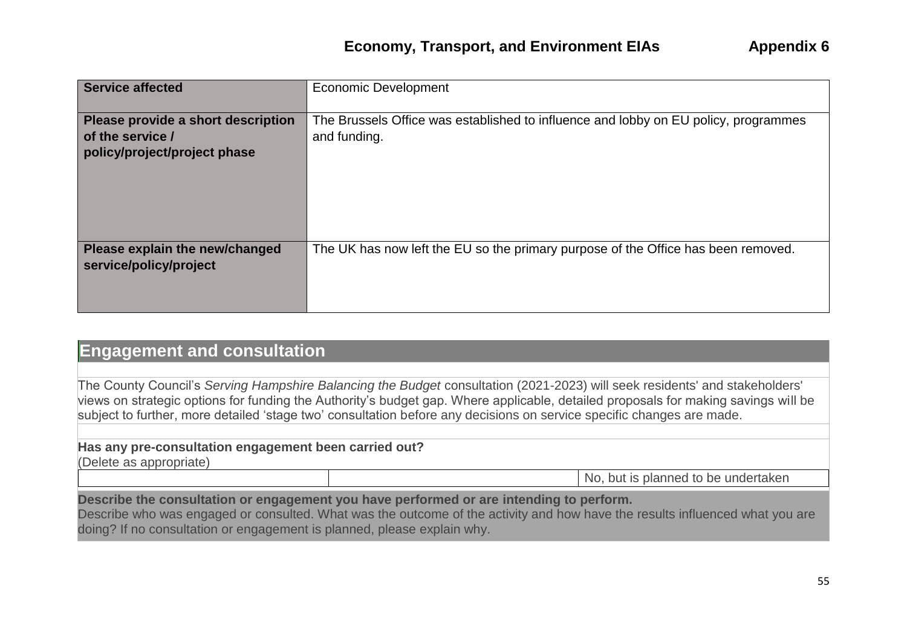| | |
|---|---|
| **Service affected** | Economic Development |
| **Please provide a short description of the service / policy/project/project phase** | The Brussels Office was established to influence and lobby on EU policy, programmes and funding. |
| **Please explain the new/changed service/policy/project** | The UK has now left the EU so the primary purpose of the Office has been removed. |

## Engagement and consultation

The County Council's *Serving Hampshire Balancing the Budget* consultation (2021-2023) will seek residents' and stakeholders' views on strategic options for funding the Authority's budget gap. Where applicable, detailed proposals for making savings will be subject to further, more detailed 'stage two' consultation before any decisions on service specific changes are made.

**Has any pre-consultation engagement been carried out?**
(Delete as appropriate)

| | | |
|---|---|---|
| | | No, but is planned to be undertaken |

**Describe the consultation or engagement you have performed or are intending to perform.**
Describe who was engaged or consulted. What was the outcome of the activity and how have the results influenced what you are doing? If no consultation or engagement is planned, please explain why.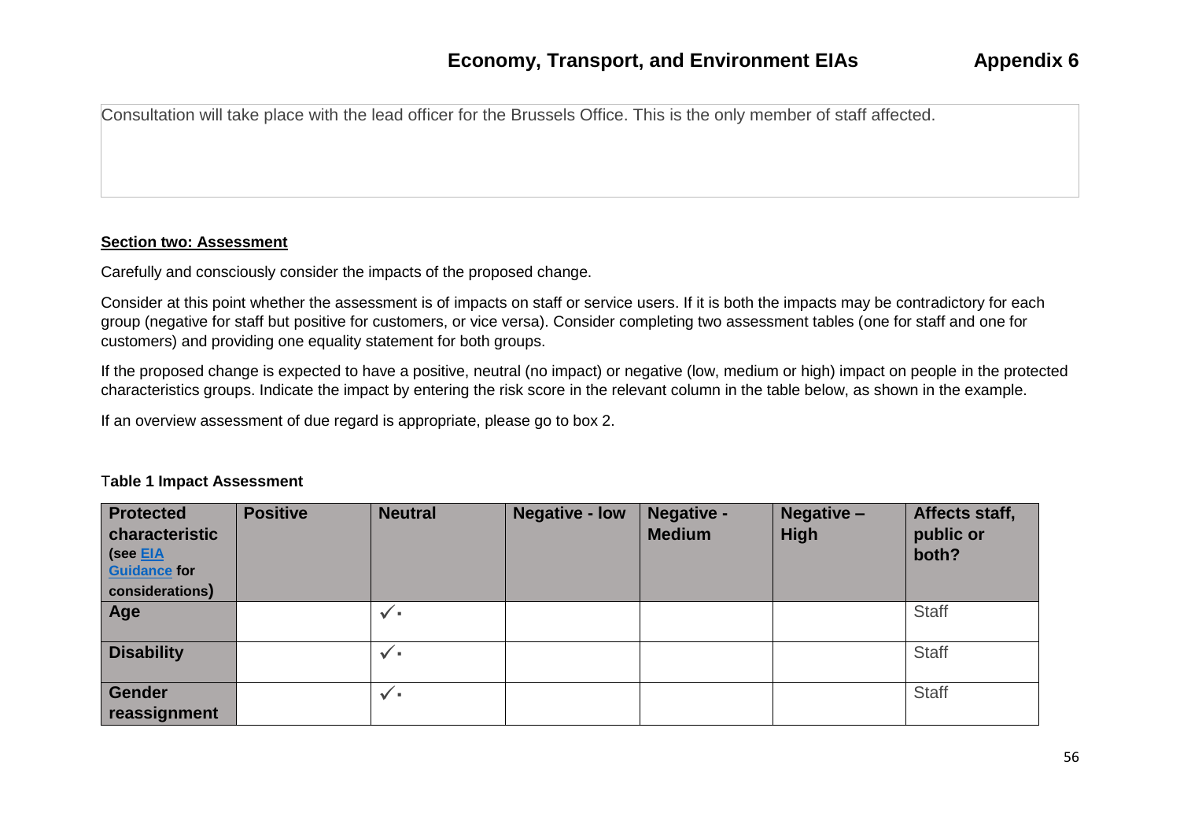Consultation will take place with the lead officer for the Brussels Office. This is the only member of staff affected.

**Section two: Assessment**

Carefully and consciously consider the impacts of the proposed change.

Consider at this point whether the assessment is of impacts on staff or service users. If it is both the impacts may be contradictory for each group (negative for staff but positive for customers, or vice versa). Consider completing two assessment tables (one for staff and one for customers) and providing one equality statement for both groups.

If the proposed change is expected to have a positive, neutral (no impact) or negative (low, medium or high) impact on people in the protected characteristics groups. Indicate the impact by entering the risk score in the relevant column in the table below, as shown in the example.

If an overview assessment of due regard is appropriate, please go to box 2.

**Table 1 Impact Assessment**

| Protected characteristic (see EIA Guidance for considerations) | Positive | Neutral | Negative - low | Negative - Medium | Negative – High | Affects staff, public or both? |
|---|---|---|---|---|---|---|
| **Age** | | ✓ | | | | Staff |
| **Disability** | | ✓ | | | | Staff |
| **Gender reassignment** | | ✓ | | | | Staff |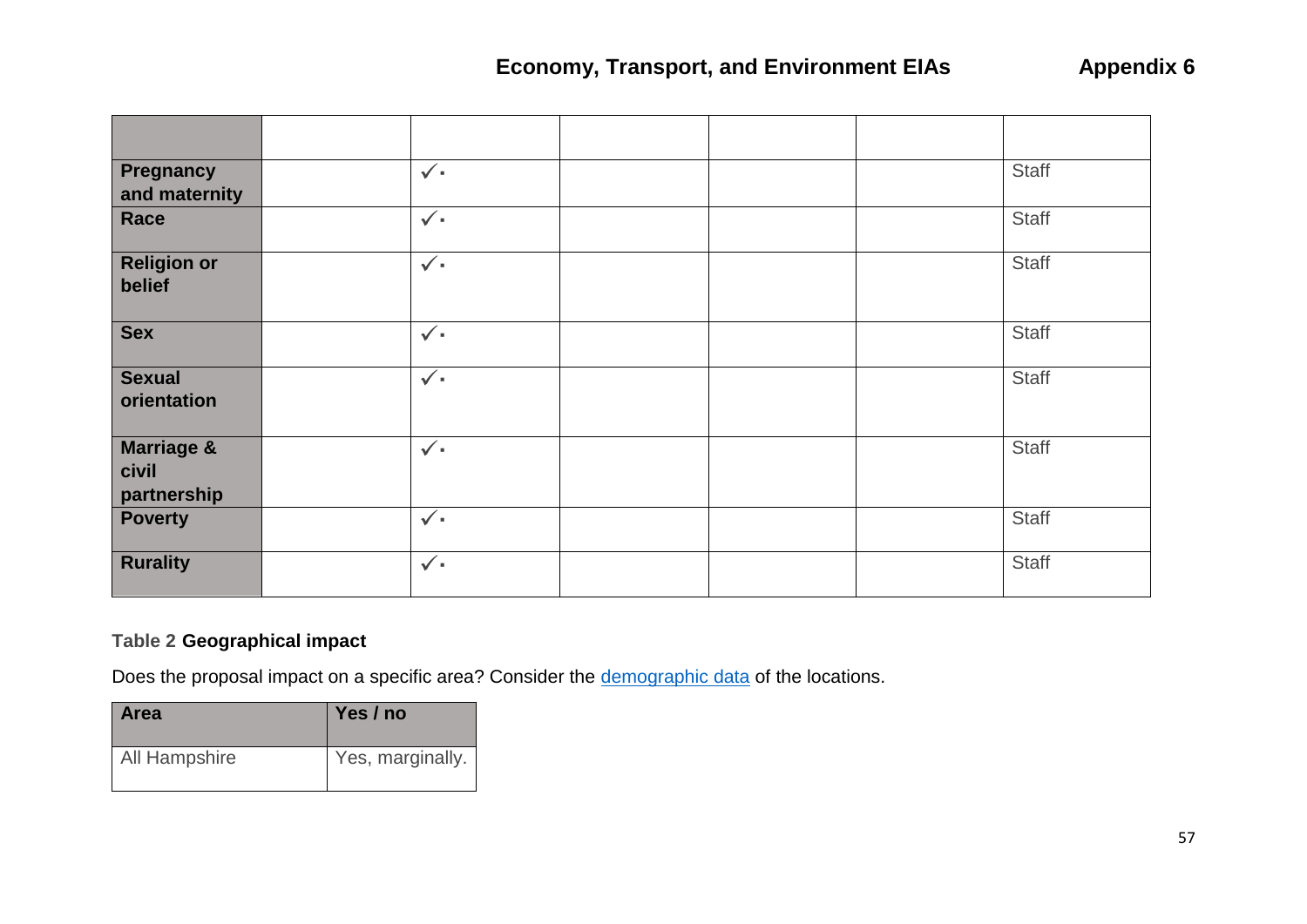| | | | | | | |
|---|---|---|---|---|---|---|
| **Pregnancy and maternity** | | ✓ | | | | Staff |
| **Race** | | ✓ | | | | Staff |
| **Religion or belief** | | ✓ | | | | Staff |
| **Sex** | | ✓ | | | | Staff |
| **Sexual orientation** | | ✓ | | | | Staff |
| **Marriage & civil partnership** | | ✓ | | | | Staff |
| **Poverty** | | ✓ | | | | Staff |
| **Rurality** | | ✓ | | | | Staff |

**Table 2 Geographical impact**

Does the proposal impact on a specific area? Consider the demographic data of the locations.

| Area | Yes / no |
|---|---|
| All Hampshire | Yes, marginally. |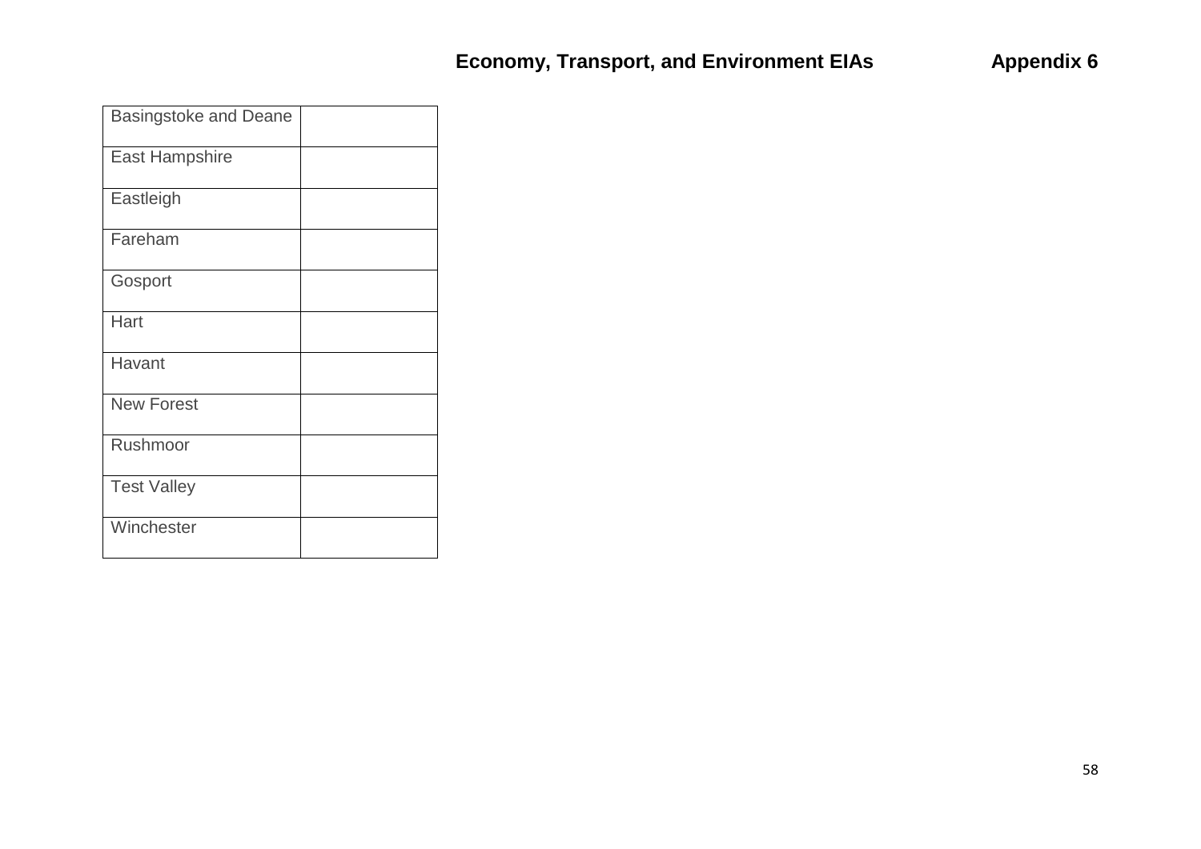| | |
|---|---|
| Basingstoke and Deane | |
| East Hampshire | |
| Eastleigh | |
| Fareham | |
| Gosport | |
| Hart | |
| Havant | |
| New Forest | |
| Rushmoor | |
| Test Valley | |
| Winchester | |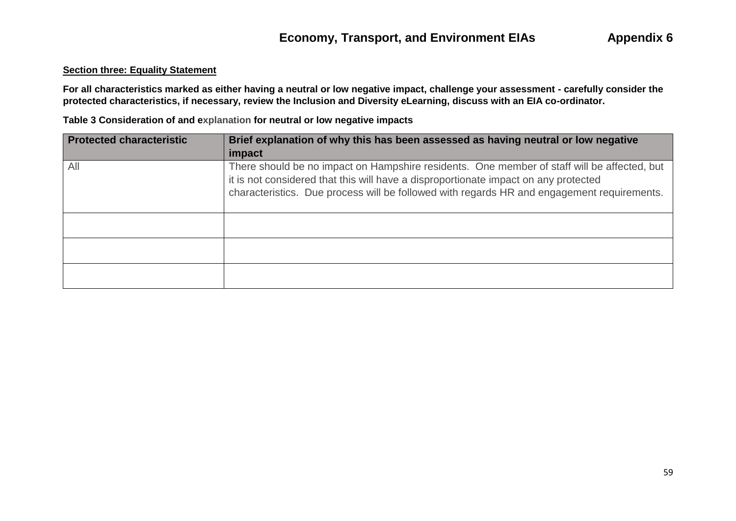**Section three: Equality Statement**

**For all characteristics marked as either having a neutral or low negative impact, challenge your assessment - carefully consider the protected characteristics, if necessary, review the Inclusion and Diversity eLearning, discuss with an EIA co-ordinator.**

**Table 3 Consideration of and explanation for neutral or low negative impacts**

| Protected characteristic | Brief explanation of why this has been assessed as having neutral or low negative impact |
|---|---|
| All | There should be no impact on Hampshire residents. One member of staff will be affected, but it is not considered that this will have a disproportionate impact on any protected characteristics. Due process will be followed with regards HR and engagement requirements. |
| | |
| | |
| | |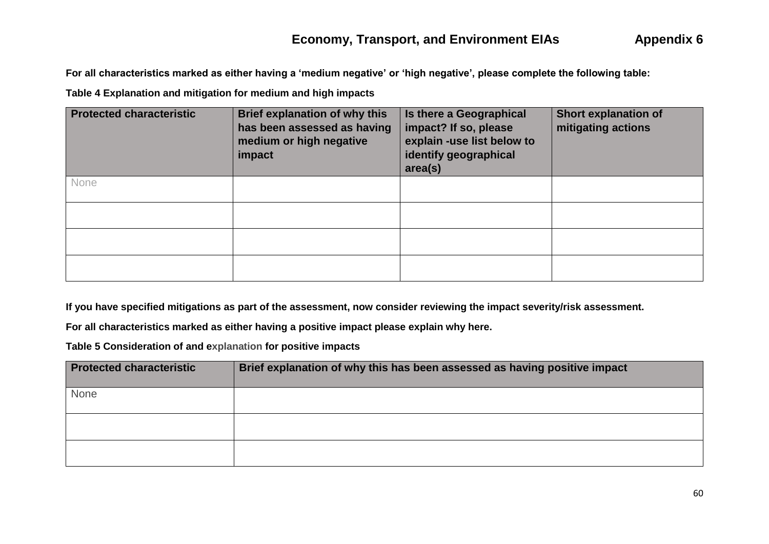**For all characteristics marked as either having a 'medium negative' or 'high negative', please complete the following table:**

**Table 4 Explanation and mitigation for medium and high impacts**

| Protected characteristic | Brief explanation of why this has been assessed as having medium or high negative impact | Is there a Geographical impact? If so, please explain -use list below to identify geographical area(s) | Short explanation of mitigating actions |
|---|---|---|---|
| None | | | |
| | | | |
| | | | |
| | | | |

**If you have specified mitigations as part of the assessment, now consider reviewing the impact severity/risk assessment.**

**For all characteristics marked as either having a positive impact please explain why here.**

**Table 5 Consideration of and explanation for positive impacts**

| Protected characteristic | Brief explanation of why this has been assessed as having positive impact |
|---|---|
| None | |
| | |
| | |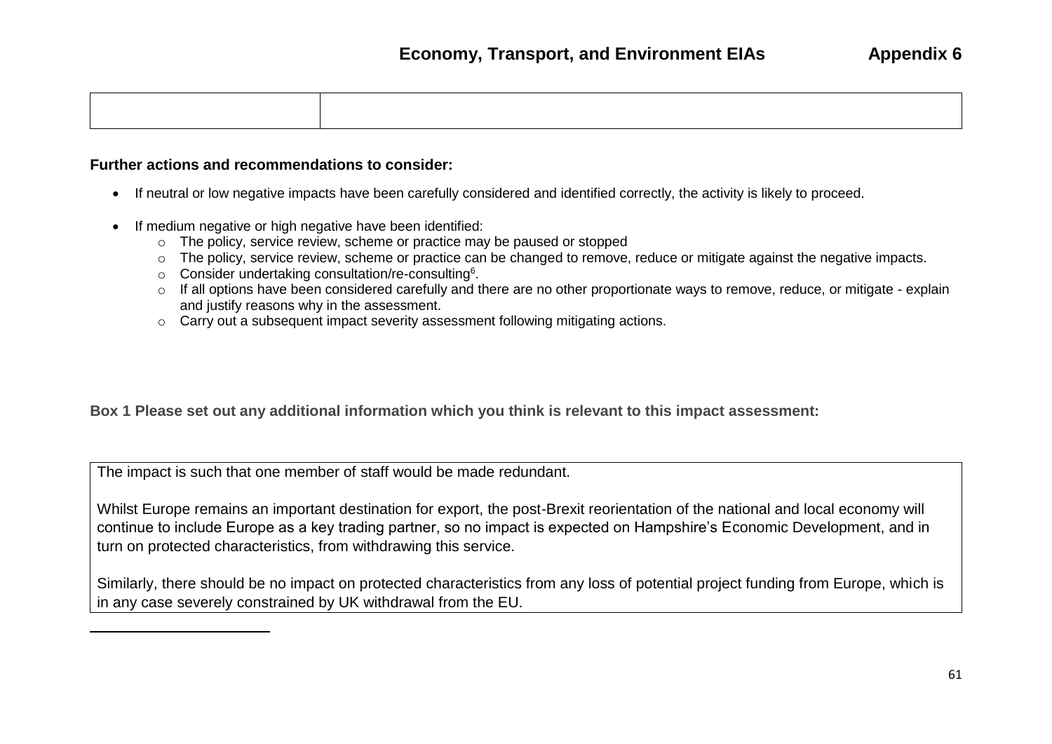| | |
|---|---|
| | |

**Further actions and recommendations to consider:**

- If neutral or low negative impacts have been carefully considered and identified correctly, the activity is likely to proceed.
- If medium negative or high negative have been identified:
  - The policy, service review, scheme or practice may be paused or stopped
  - The policy, service review, scheme or practice can be changed to remove, reduce or mitigate against the negative impacts.
  - Consider undertaking consultation/re-consulting[6].
  - If all options have been considered carefully and there are no other proportionate ways to remove, reduce, or mitigate - explain and justify reasons why in the assessment.
  - Carry out a subsequent impact severity assessment following mitigating actions.

**Box 1 Please set out any additional information which you think is relevant to this impact assessment:**

| |
|---|
| The impact is such that one member of staff would be made redundant.<br><br>Whilst Europe remains an important destination for export, the post-Brexit reorientation of the national and local economy will continue to include Europe as a key trading partner, so no impact is expected on Hampshire's Economic Development, and in turn on protected characteristics, from withdrawing this service.<br><br>Similarly, there should be no impact on protected characteristics from any loss of potential project funding from Europe, which is in any case severely constrained by UK withdrawal from the EU. |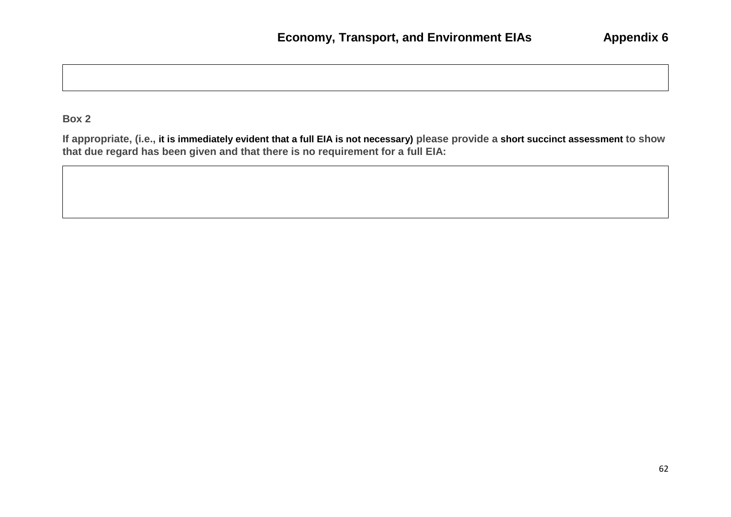**Box 2**

**If appropriate, (i.e., it is immediately evident that a full EIA is not necessary) please provide a short succinct assessment to show that due regard has been given and that there is no requirement for a full EIA:**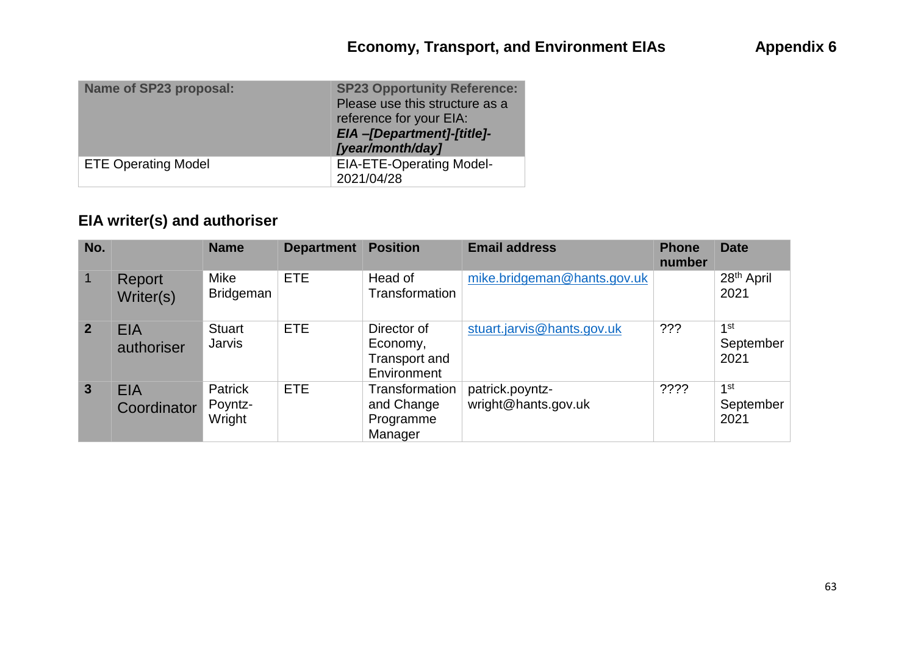## Economy, Transport, and Environment EIAs

**Appendix 6**

| Name of SP23 proposal: | SP23 Opportunity Reference: Please use this structure as a reference for your EIA: ***EIA –[Department]-[title]-[year/month/day]*** |
| --- | --- |
| ETE Operating Model | EIA-ETE-Operating Model-2021/04/28 |

## EIA writer(s) and authoriser

| No. | | Name | Department | Position | Email address | Phone number | Date |
| --- | --- | --- | --- | --- | --- | --- | --- |
| 1 | Report Writer(s) | Mike Bridgeman | ETE | Head of Transformation | mike.bridgeman@hants.gov.uk | | 28th April 2021 |
| 2 | EIA authoriser | Stuart Jarvis | ETE | Director of Economy, Transport and Environment | stuart.jarvis@hants.gov.uk | ??? | 1st September 2021 |
| 3 | EIA Coordinator | Patrick Poyntz-Wright | ETE | Transformation and Change Programme Manager | patrick.poyntz-wright@hants.gov.uk | ???? | 1st September 2021 |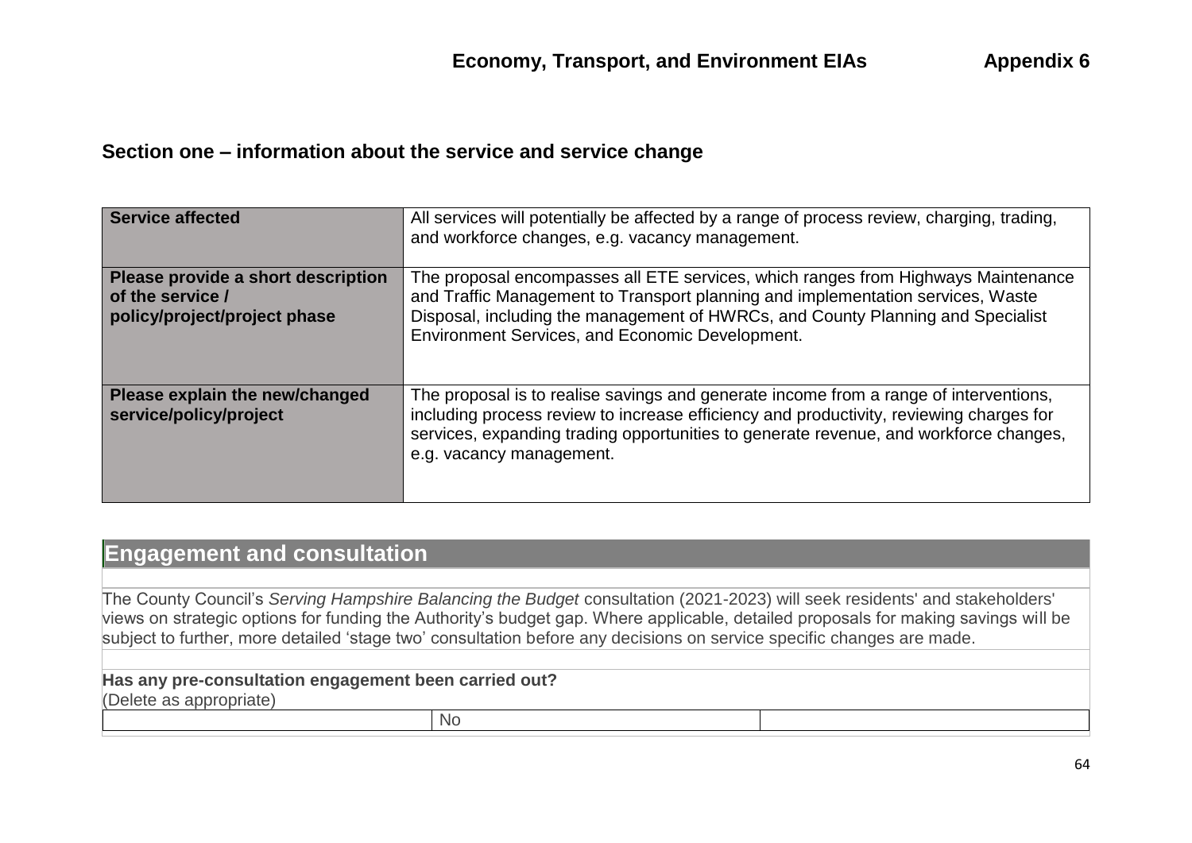## Section one – information about the service and service change

| | |
|---|---|
| **Service affected** | All services will potentially be affected by a range of process review, charging, trading, and workforce changes, e.g. vacancy management. |
| **Please provide a short description of the service / policy/project/project phase** | The proposal encompasses all ETE services, which ranges from Highways Maintenance and Traffic Management to Transport planning and implementation services, Waste Disposal, including the management of HWRCs, and County Planning and Specialist Environment Services, and Economic Development. |
| **Please explain the new/changed service/policy/project** | The proposal is to realise savings and generate income from a range of interventions, including process review to increase efficiency and productivity, reviewing charges for services, expanding trading opportunities to generate revenue, and workforce changes, e.g. vacancy management. |

## Engagement and consultation

The County Council's *Serving Hampshire Balancing the Budget* consultation (2021-2023) will seek residents' and stakeholders' views on strategic options for funding the Authority's budget gap. Where applicable, detailed proposals for making savings will be subject to further, more detailed 'stage two' consultation before any decisions on service specific changes are made.

**Has any pre-consultation engagement been carried out?**
(Delete as appropriate)

| | | |
|---|---|---|
| | No | |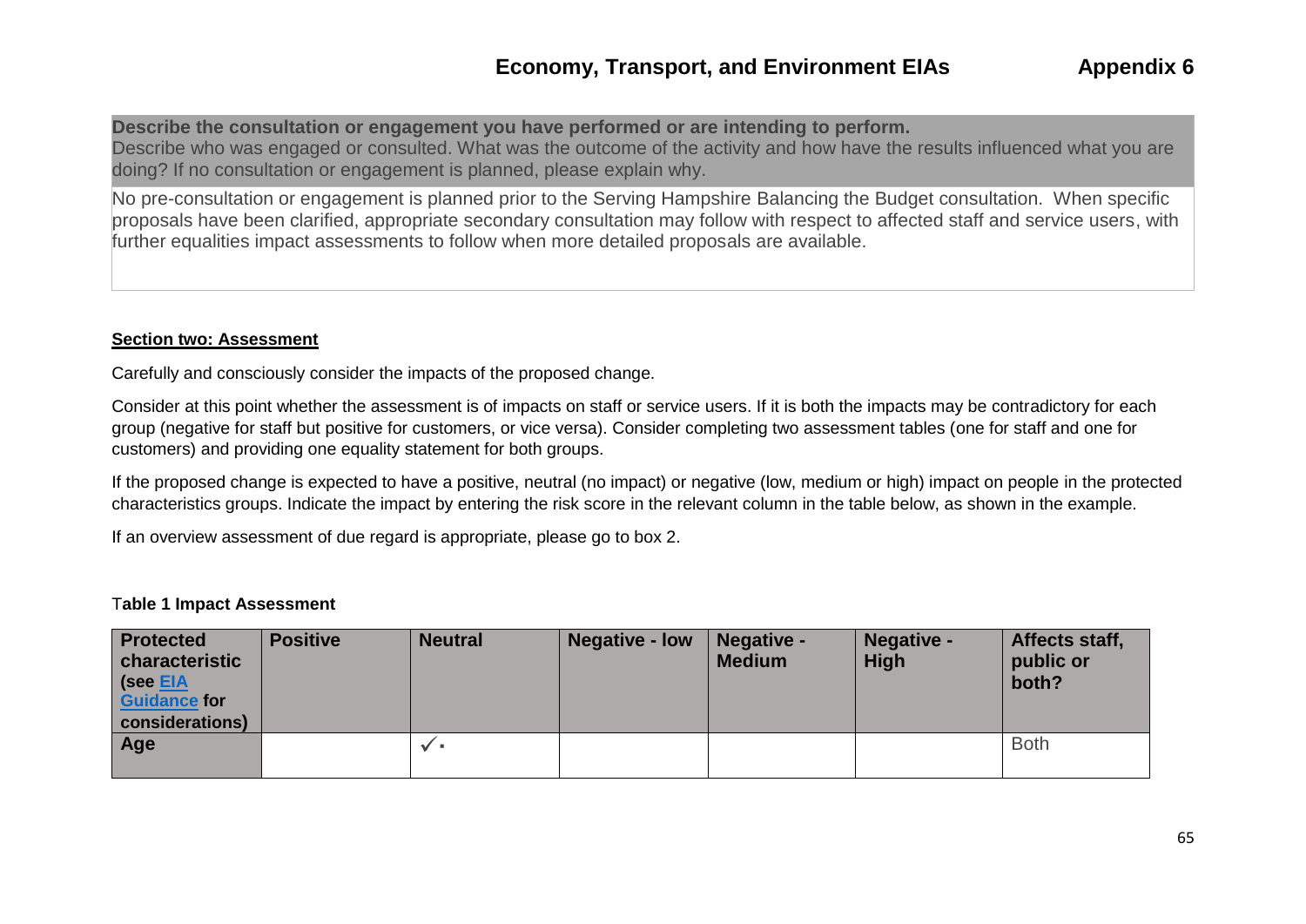**Describe the consultation or engagement you have performed or are intending to perform.**
Describe who was engaged or consulted. What was the outcome of the activity and how have the results influenced what you are doing? If no consultation or engagement is planned, please explain why.

No pre-consultation or engagement is planned prior to the Serving Hampshire Balancing the Budget consultation. When specific proposals have been clarified, appropriate secondary consultation may follow with respect to affected staff and service users, with further equalities impact assessments to follow when more detailed proposals are available.

## Section two: Assessment

Carefully and consciously consider the impacts of the proposed change.

Consider at this point whether the assessment is of impacts on staff or service users. If it is both the impacts may be contradictory for each group (negative for staff but positive for customers, or vice versa). Consider completing two assessment tables (one for staff and one for customers) and providing one equality statement for both groups.

If the proposed change is expected to have a positive, neutral (no impact) or negative (low, medium or high) impact on people in the protected characteristics groups. Indicate the impact by entering the risk score in the relevant column in the table below, as shown in the example.

If an overview assessment of due regard is appropriate, please go to box 2.

**Table 1 Impact Assessment**

| Protected characteristic (see EIA Guidance for considerations) | Positive | Neutral | Negative - low | Negative - Medium | Negative - High | Affects staff, public or both? |
|---|---|---|---|---|---|---|
| Age | | ✓ | | | | Both |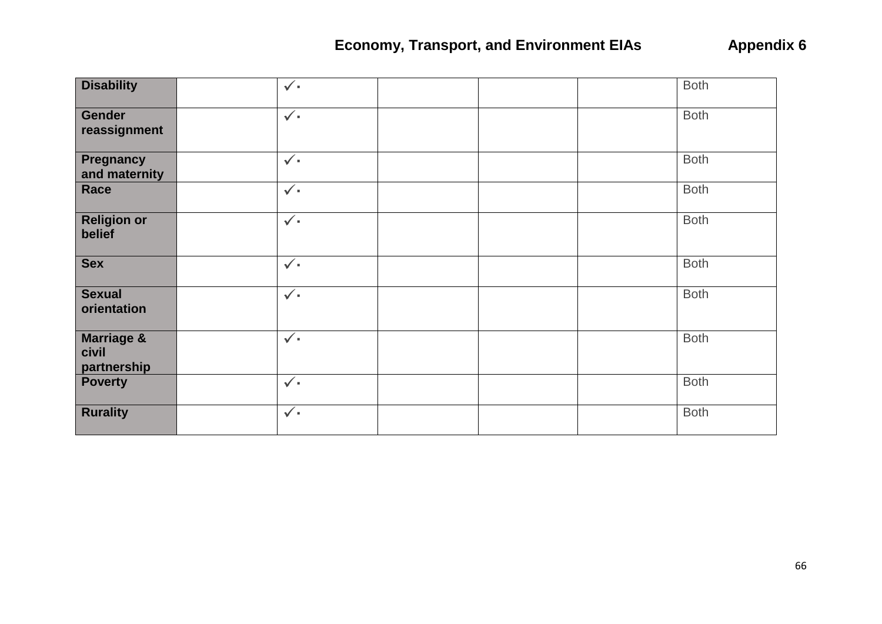| | | | | | | |
|---|---|---|---|---|---|---|
| **Disability** | | ✓ | | | | Both |
| **Gender reassignment** | | ✓ | | | | Both |
| **Pregnancy and maternity** | | ✓ | | | | Both |
| **Race** | | ✓ | | | | Both |
| **Religion or belief** | | ✓ | | | | Both |
| **Sex** | | ✓ | | | | Both |
| **Sexual orientation** | | ✓ | | | | Both |
| **Marriage & civil partnership** | | ✓ | | | | Both |
| **Poverty** | | ✓ | | | | Both |
| **Rurality** | | ✓ | | | | Both |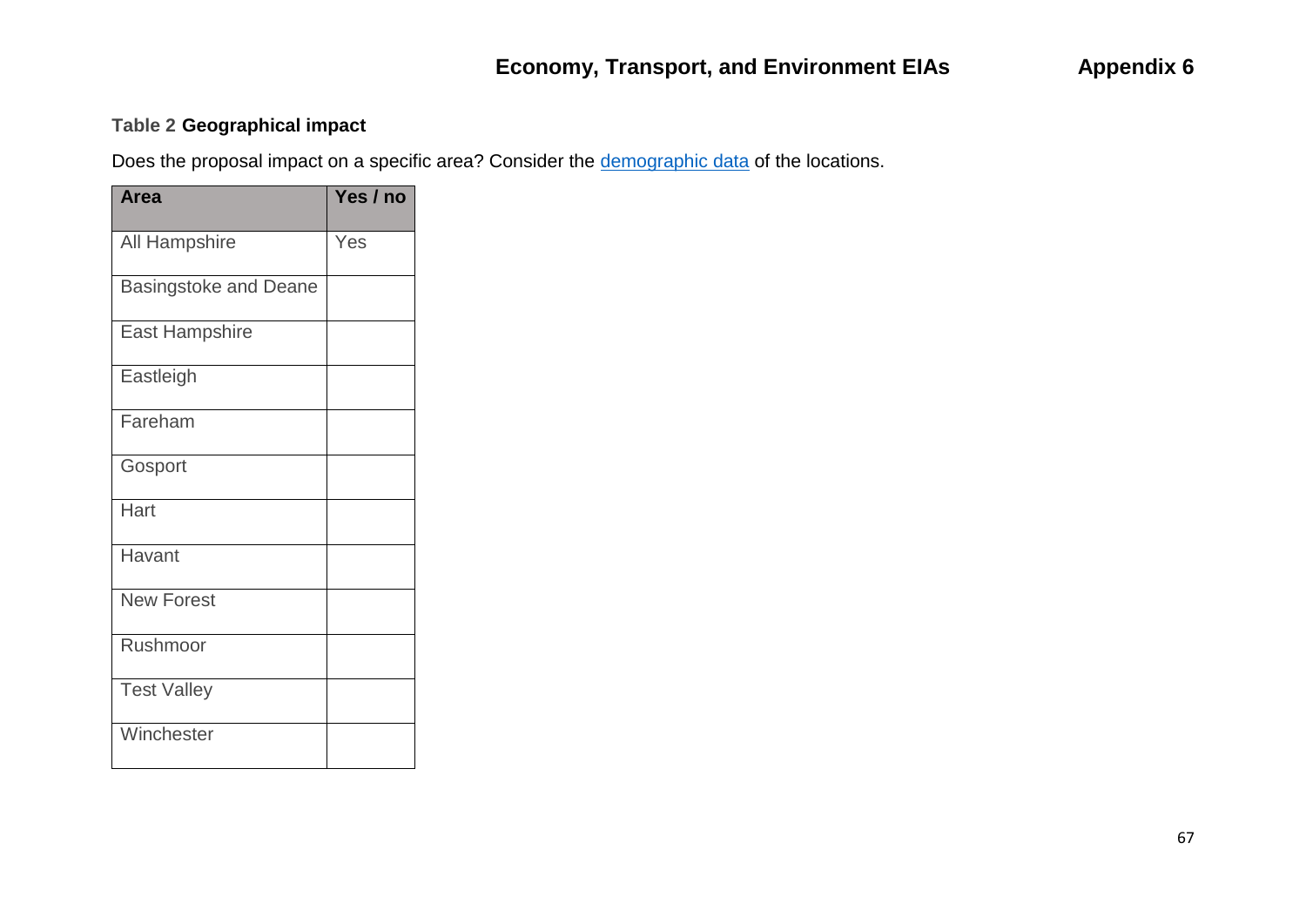**Table 2 Geographical impact**

Does the proposal impact on a specific area? Consider the demographic data of the locations.

| Area | Yes / no |
|---|---|
| All Hampshire | Yes |
| Basingstoke and Deane | |
| East Hampshire | |
| Eastleigh | |
| Fareham | |
| Gosport | |
| Hart | |
| Havant | |
| New Forest | |
| Rushmoor | |
| Test Valley | |
| Winchester | |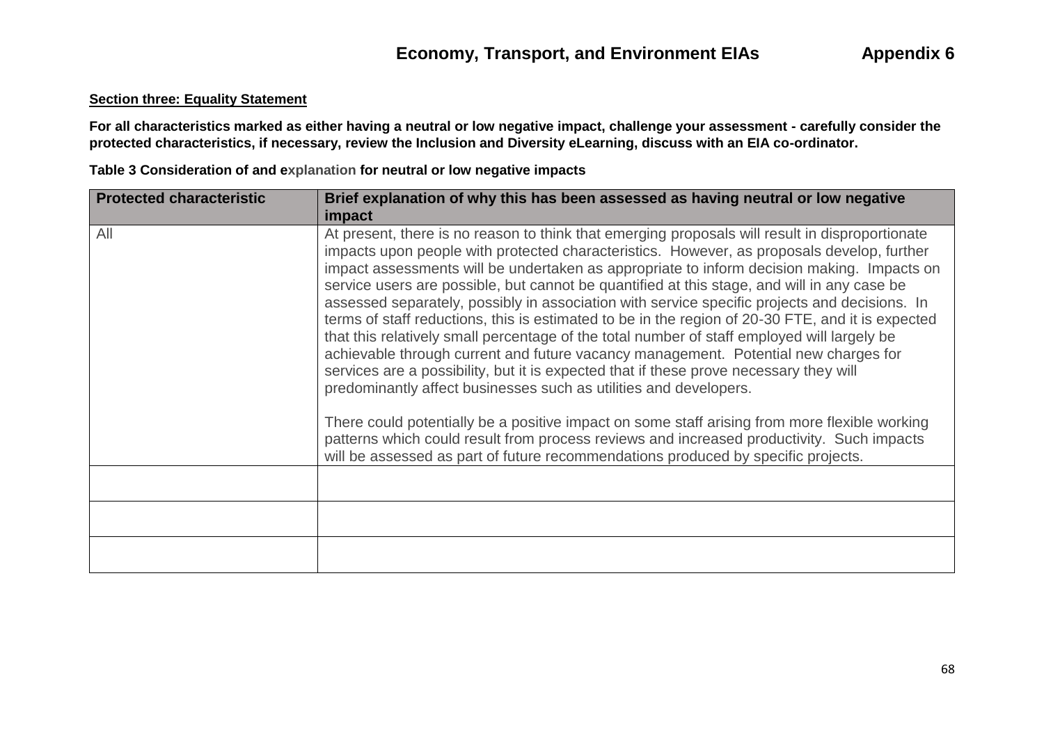**Section three: Equality Statement**

**For all characteristics marked as either having a neutral or low negative impact, challenge your assessment - carefully consider the protected characteristics, if necessary, review the Inclusion and Diversity eLearning, discuss with an EIA co-ordinator.**

**Table 3 Consideration of and explanation for neutral or low negative impacts**

| Protected characteristic | Brief explanation of why this has been assessed as having neutral or low negative impact |
|---|---|
| All | At present, there is no reason to think that emerging proposals will result in disproportionate impacts upon people with protected characteristics. However, as proposals develop, further impact assessments will be undertaken as appropriate to inform decision making. Impacts on service users are possible, but cannot be quantified at this stage, and will in any case be assessed separately, possibly in association with service specific projects and decisions. In terms of staff reductions, this is estimated to be in the region of 20-30 FTE, and it is expected that this relatively small percentage of the total number of staff employed will largely be achievable through current and future vacancy management. Potential new charges for services are a possibility, but it is expected that if these prove necessary they will predominantly affect businesses such as utilities and developers.<br><br>There could potentially be a positive impact on some staff arising from more flexible working patterns which could result from process reviews and increased productivity. Such impacts will be assessed as part of future recommendations produced by specific projects. |
| | |
| | |
| | |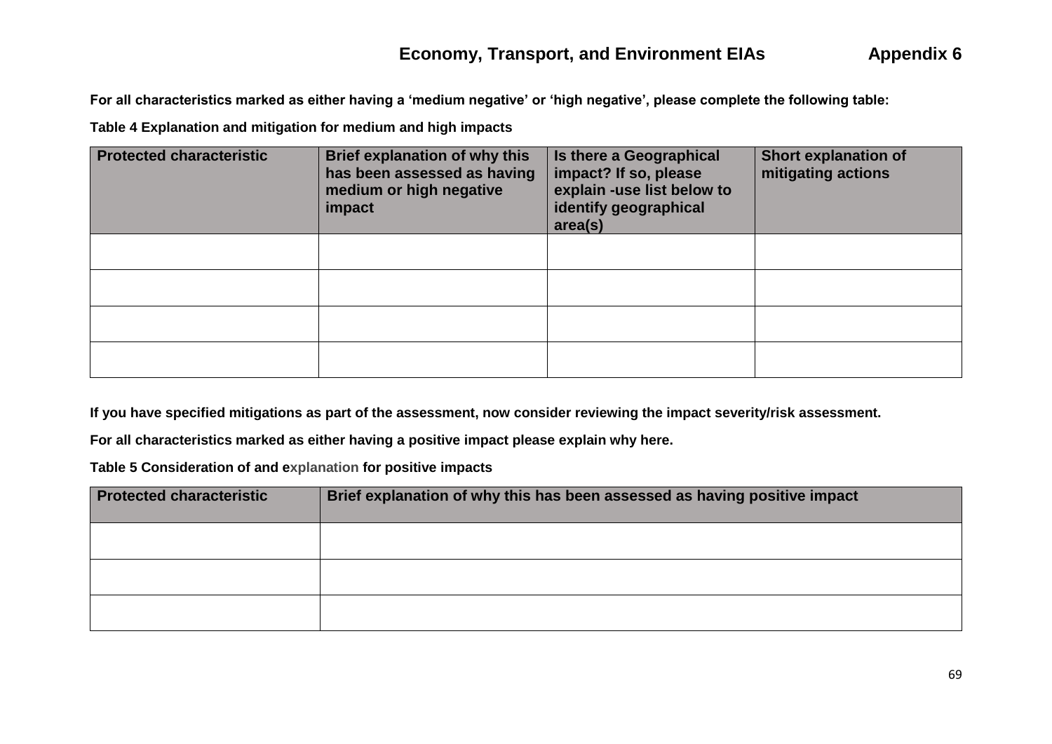**For all characteristics marked as either having a 'medium negative' or 'high negative', please complete the following table:**

**Table 4 Explanation and mitigation for medium and high impacts**

| Protected characteristic | Brief explanation of why this has been assessed as having medium or high negative impact | Is there a Geographical impact? If so, please explain -use list below to identify geographical area(s) | Short explanation of mitigating actions |
|---|---|---|---|
| | | | |
| | | | |
| | | | |
| | | | |

**If you have specified mitigations as part of the assessment, now consider reviewing the impact severity/risk assessment.**

**For all characteristics marked as either having a positive impact please explain why here.**

**Table 5 Consideration of and explanation for positive impacts**

| Protected characteristic | Brief explanation of why this has been assessed as having positive impact |
|---|---|
| | |
| | |
| | |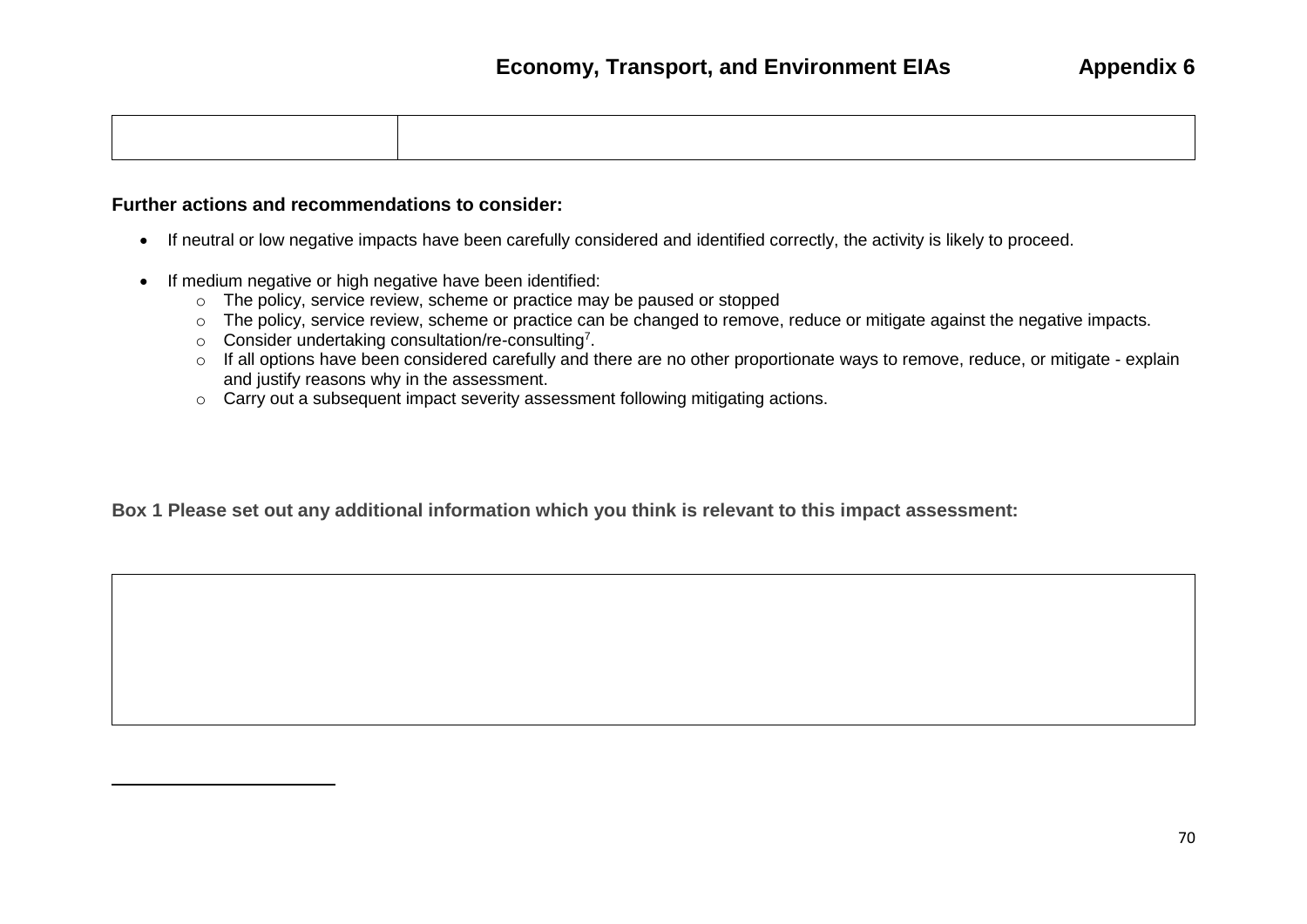| | |
|---|---|
| | |

**Further actions and recommendations to consider:**

- If neutral or low negative impacts have been carefully considered and identified correctly, the activity is likely to proceed.
- If medium negative or high negative have been identified:
  - The policy, service review, scheme or practice may be paused or stopped
  - The policy, service review, scheme or practice can be changed to remove, reduce or mitigate against the negative impacts.
  - Consider undertaking consultation/re-consulting[7].
  - If all options have been considered carefully and there are no other proportionate ways to remove, reduce, or mitigate - explain and justify reasons why in the assessment.
  - Carry out a subsequent impact severity assessment following mitigating actions.

**Box 1 Please set out any additional information which you think is relevant to this impact assessment:**

| |
|---|
| |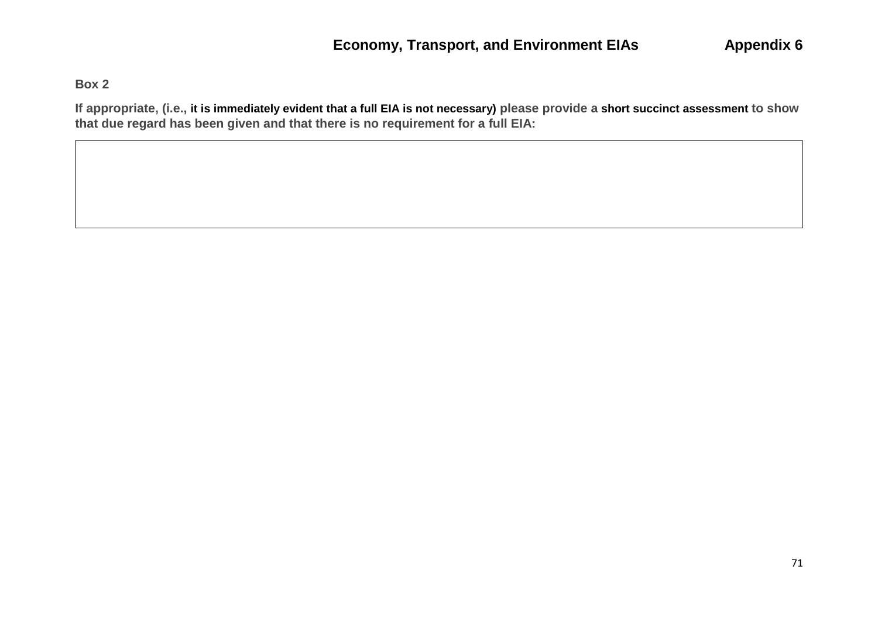**Box 2**

**If appropriate, (i.e., it is immediately evident that a full EIA is not necessary) please provide a short succinct assessment to show that due regard has been given and that there is no requirement for a full EIA:**

| |
|---|
| |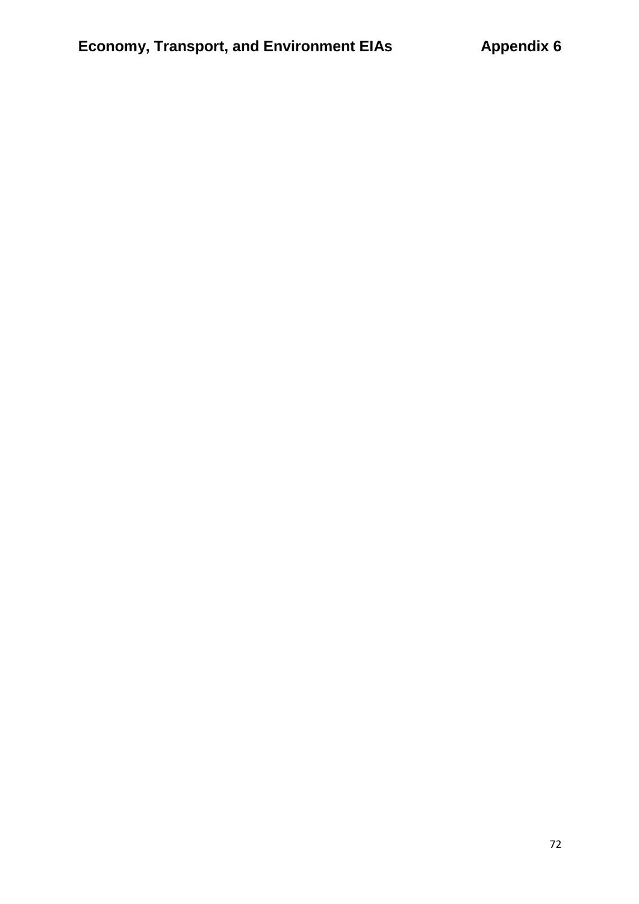**Economy, Transport, and Environment EIAs** **Appendix 6**